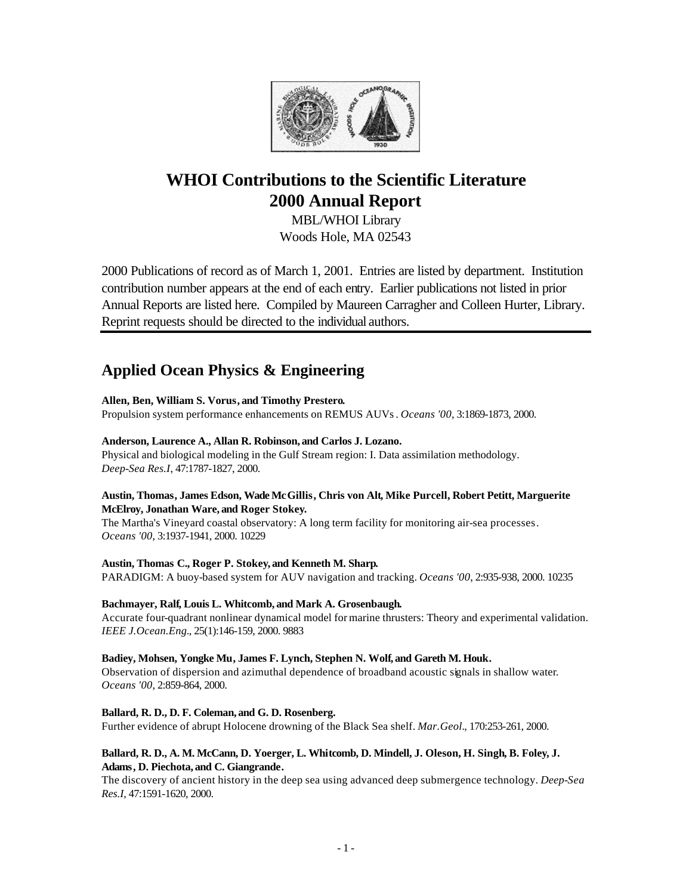# WHOI Contributions to the Scientific Literature 2000 Annual Report

MBL/WHOI Library
Woods Hole, MA 02543

2000 Publications of record as of March 1, 2001. Entries are listed by department. Institution contribution number appears at the end of each entry. Earlier publications not listed in prior Annual Reports are listed here. Compiled by Maureen Carragher and Colleen Hurter, Library. Reprint requests should be directed to the individual authors.

## Applied Ocean Physics & Engineering

**Allen, Ben, William S. Vorus, and Timothy Prestero.**
Propulsion system performance enhancements on REMUS AUVs. *Oceans '00*, 3:1869-1873, 2000.

**Anderson, Laurence A., Allan R. Robinson, and Carlos J. Lozano.**
Physical and biological modeling in the Gulf Stream region: I. Data assimilation methodology. *Deep-Sea Res.I*, 47:1787-1827, 2000.

**Austin, Thomas, James Edson, Wade McGillis, Chris von Alt, Mike Purcell, Robert Petitt, Marguerite McElroy, Jonathan Ware, and Roger Stokey.**
The Martha's Vineyard coastal observatory: A long term facility for monitoring air-sea processes. *Oceans '00*, 3:1937-1941, 2000. 10229

**Austin, Thomas C., Roger P. Stokey, and Kenneth M. Sharp.**
PARADIGM: A buoy-based system for AUV navigation and tracking. *Oceans '00*, 2:935-938, 2000. 10235

**Bachmayer, Ralf, Louis L. Whitcomb, and Mark A. Grosenbaugh.**
Accurate four-quadrant nonlinear dynamical model for marine thrusters: Theory and experimental validation. *IEEE J.Ocean.Eng.*, 25(1):146-159, 2000. 9883

**Badiey, Mohsen, Yongke Mu, James F. Lynch, Stephen N. Wolf, and Gareth M. Houk.**
Observation of dispersion and azimuthal dependence of broadband acoustic signals in shallow water. *Oceans '00*, 2:859-864, 2000.

**Ballard, R. D., D. F. Coleman, and G. D. Rosenberg.**
Further evidence of abrupt Holocene drowning of the Black Sea shelf. *Mar.Geol.*, 170:253-261, 2000.

**Ballard, R. D., A. M. McCann, D. Yoerger, L. Whitcomb, D. Mindell, J. Oleson, H. Singh, B. Foley, J. Adams, D. Piechota, and C. Giangrande.**
The discovery of ancient history in the deep sea using advanced deep submergence technology. *Deep-Sea Res.I*, 47:1591-1620, 2000.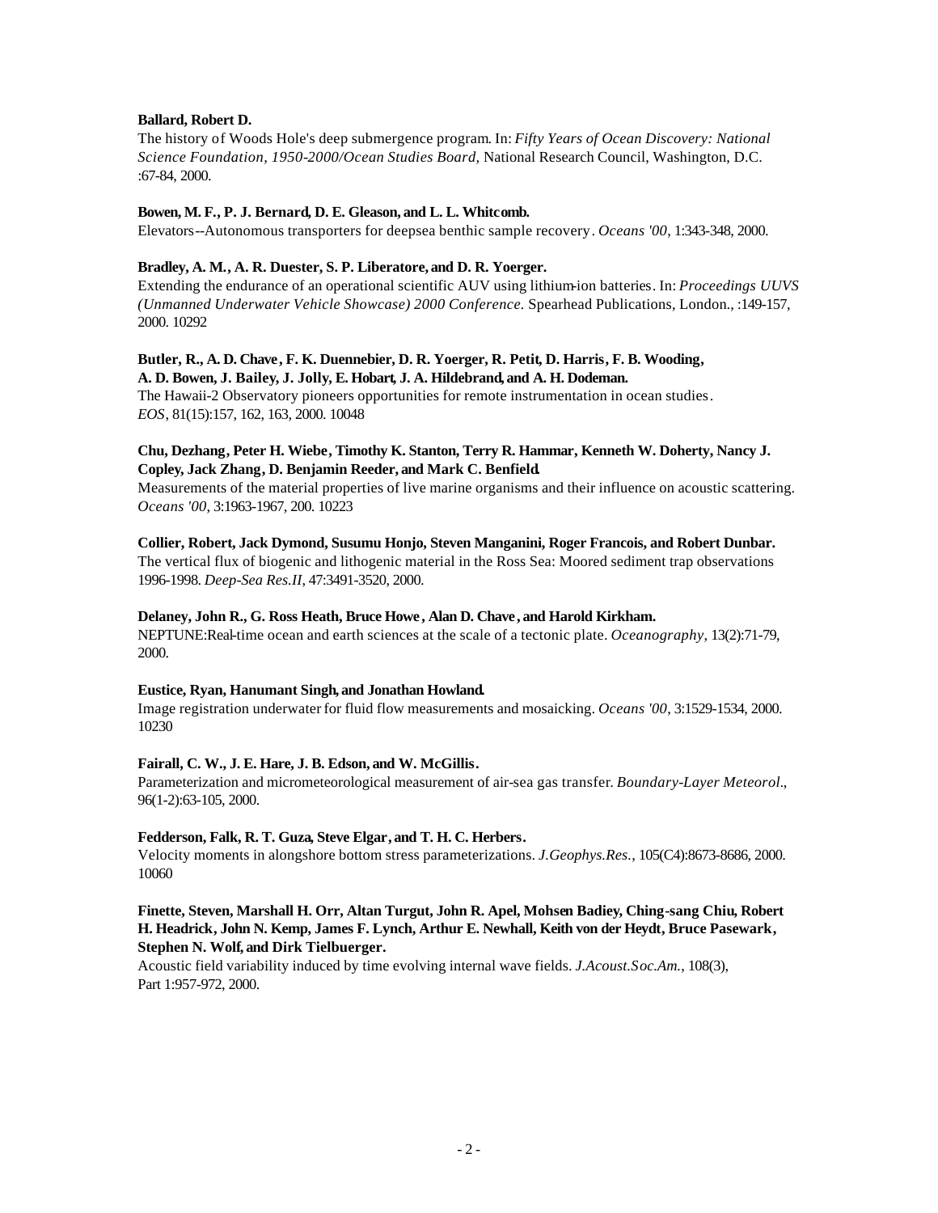**Ballard, Robert D.**
The history of Woods Hole's deep submergence program. In: *Fifty Years of Ocean Discovery: National Science Foundation, 1950-2000/Ocean Studies Board,* National Research Council, Washington, D.C. :67-84, 2000.

**Bowen, M. F., P. J. Bernard, D. E. Gleason, and L. L. Whitcomb.**
Elevators--Autonomous transporters for deepsea benthic sample recovery. *Oceans '00*, 1:343-348, 2000.

**Bradley, A. M., A. R. Duester, S. P. Liberatore, and D. R. Yoerger.**
Extending the endurance of an operational scientific AUV using lithium-ion batteries. In: *Proceedings UUVS (Unmanned Underwater Vehicle Showcase) 2000 Conference.* Spearhead Publications, London., :149-157, 2000. 10292

**Butler, R., A. D. Chave, F. K. Duennebier, D. R. Yoerger, R. Petit, D. Harris, F. B. Wooding, A. D. Bowen, J. Bailey, J. Jolly, E. Hobart, J. A. Hildebrand, and A. H. Dodeman.**
The Hawaii-2 Observatory pioneers opportunities for remote instrumentation in ocean studies. *EOS*, 81(15):157, 162, 163, 2000. 10048

**Chu, Dezhang, Peter H. Wiebe, Timothy K. Stanton, Terry R. Hammar, Kenneth W. Doherty, Nancy J. Copley, Jack Zhang, D. Benjamin Reeder, and Mark C. Benfield.**
Measurements of the material properties of live marine organisms and their influence on acoustic scattering. *Oceans '00*, 3:1963-1967, 200. 10223

**Collier, Robert, Jack Dymond, Susumu Honjo, Steven Manganini, Roger Francois, and Robert Dunbar.**
The vertical flux of biogenic and lithogenic material in the Ross Sea: Moored sediment trap observations 1996-1998. *Deep-Sea Res.II*, 47:3491-3520, 2000.

**Delaney, John R., G. Ross Heath, Bruce Howe, Alan D. Chave, and Harold Kirkham.**
NEPTUNE:Real-time ocean and earth sciences at the scale of a tectonic plate. *Oceanography*, 13(2):71-79, 2000.

**Eustice, Ryan, Hanumant Singh, and Jonathan Howland.**
Image registration underwater for fluid flow measurements and mosaicking. *Oceans '00*, 3:1529-1534, 2000. 10230

**Fairall, C. W., J. E. Hare, J. B. Edson, and W. McGillis.**
Parameterization and micrometeorological measurement of air-sea gas transfer. *Boundary-Layer Meteorol.*, 96(1-2):63-105, 2000.

**Fedderson, Falk, R. T. Guza, Steve Elgar, and T. H. C. Herbers.**
Velocity moments in alongshore bottom stress parameterizations. *J.Geophys.Res.*, 105(C4):8673-8686, 2000. 10060

**Finette, Steven, Marshall H. Orr, Altan Turgut, John R. Apel, Mohsen Badiey, Ching-sang Chiu, Robert H. Headrick, John N. Kemp, James F. Lynch, Arthur E. Newhall, Keith von der Heydt, Bruce Pasewark, Stephen N. Wolf, and Dirk Tielbuerger.**
Acoustic field variability induced by time evolving internal wave fields. *J.Acoust.Soc.Am.*, 108(3), Part 1:957-972, 2000.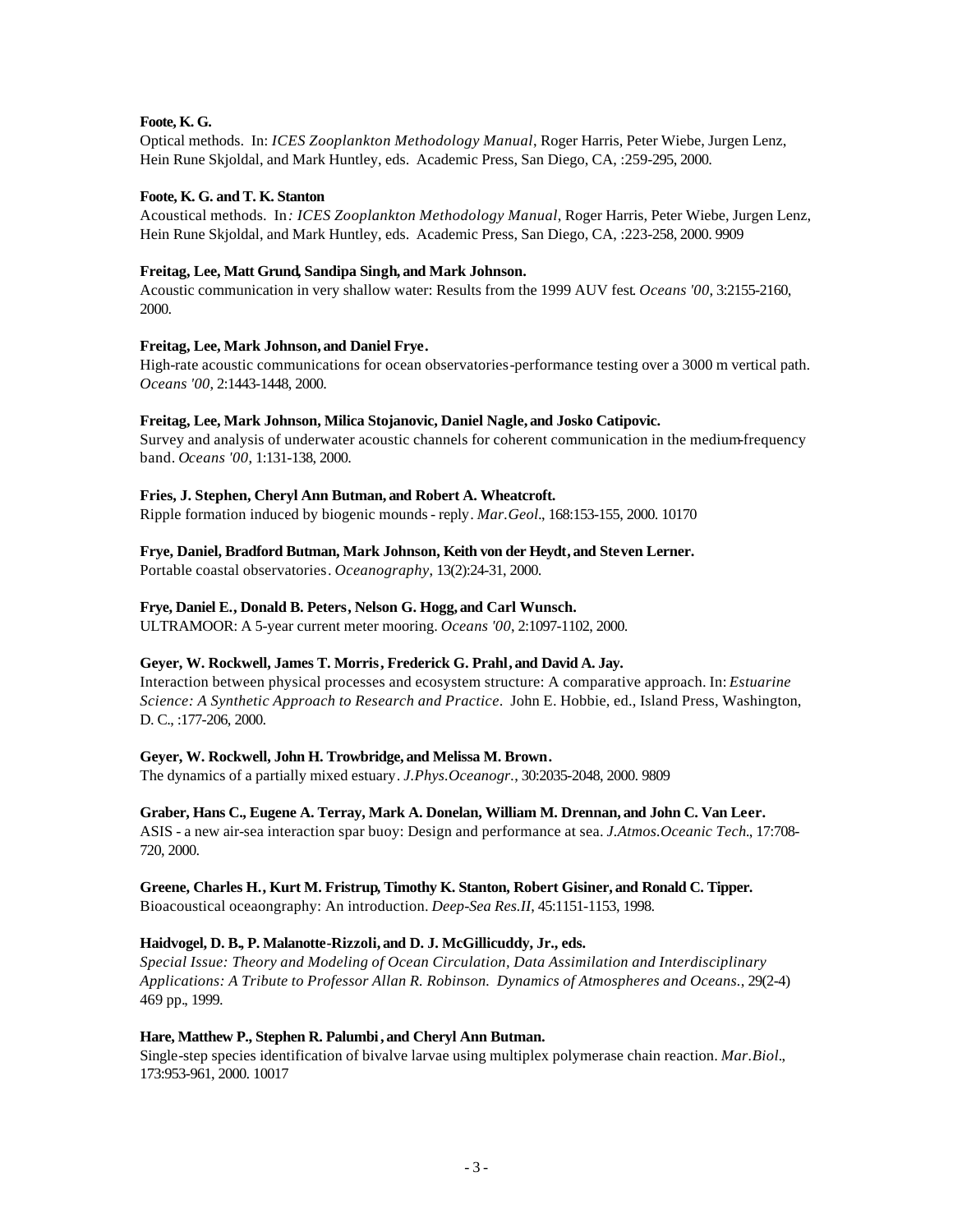**Foote, K. G.**
Optical methods. In: *ICES Zooplankton Methodology Manual*, Roger Harris, Peter Wiebe, Jurgen Lenz, Hein Rune Skjoldal, and Mark Huntley, eds. Academic Press, San Diego, CA, :259-295, 2000.

**Foote, K. G. and T. K. Stanton**
Acoustical methods. In*: ICES Zooplankton Methodology Manual*, Roger Harris, Peter Wiebe, Jurgen Lenz, Hein Rune Skjoldal, and Mark Huntley, eds. Academic Press, San Diego, CA, :223-258, 2000. 9909

**Freitag, Lee, Matt Grund, Sandipa Singh, and Mark Johnson.**
Acoustic communication in very shallow water: Results from the 1999 AUV fest. *Oceans '00*, 3:2155-2160, 2000.

**Freitag, Lee, Mark Johnson, and Daniel Frye.**
High-rate acoustic communications for ocean observatories-performance testing over a 3000 m vertical path. *Oceans '00*, 2:1443-1448, 2000.

**Freitag, Lee, Mark Johnson, Milica Stojanovic, Daniel Nagle, and Josko Catipovic.**
Survey and analysis of underwater acoustic channels for coherent communication in the medium-frequency band. *Oceans '00*, 1:131-138, 2000.

**Fries, J. Stephen, Cheryl Ann Butman, and Robert A. Wheatcroft.**
Ripple formation induced by biogenic mounds - reply. *Mar.Geol.*, 168:153-155, 2000. 10170

**Frye, Daniel, Bradford Butman, Mark Johnson, Keith von der Heydt, and Steven Lerner.**
Portable coastal observatories. *Oceanography*, 13(2):24-31, 2000.

**Frye, Daniel E., Donald B. Peters, Nelson G. Hogg, and Carl Wunsch.**
ULTRAMOOR: A 5-year current meter mooring. *Oceans '00*, 2:1097-1102, 2000.

**Geyer, W. Rockwell, James T. Morris, Frederick G. Prahl, and David A. Jay.**
Interaction between physical processes and ecosystem structure: A comparative approach. In: *Estuarine Science: A Synthetic Approach to Research and Practice*. John E. Hobbie, ed., Island Press, Washington, D. C., :177-206, 2000.

**Geyer, W. Rockwell, John H. Trowbridge, and Melissa M. Brown.**
The dynamics of a partially mixed estuary. *J.Phys.Oceanogr.*, 30:2035-2048, 2000. 9809

**Graber, Hans C., Eugene A. Terray, Mark A. Donelan, William M. Drennan, and John C. Van Leer.**
ASIS - a new air-sea interaction spar buoy: Design and performance at sea. *J.Atmos.Oceanic Tech.*, 17:708-720, 2000.

**Greene, Charles H., Kurt M. Fristrup, Timothy K. Stanton, Robert Gisiner, and Ronald C. Tipper.**
Bioacoustical oceaongraphy: An introduction. *Deep-Sea Res.II*, 45:1151-1153, 1998.

**Haidvogel, D. B., P. Malanotte-Rizzoli, and D. J. McGillicuddy, Jr., eds.**
*Special Issue: Theory and Modeling of Ocean Circulation, Data Assimilation and Interdisciplinary Applications: A Tribute to Professor Allan R. Robinson. Dynamics of Atmospheres and Oceans.*, 29(2-4) 469 pp., 1999.

**Hare, Matthew P., Stephen R. Palumbi, and Cheryl Ann Butman.**
Single-step species identification of bivalve larvae using multiplex polymerase chain reaction. *Mar.Biol.*, 173:953-961, 2000. 10017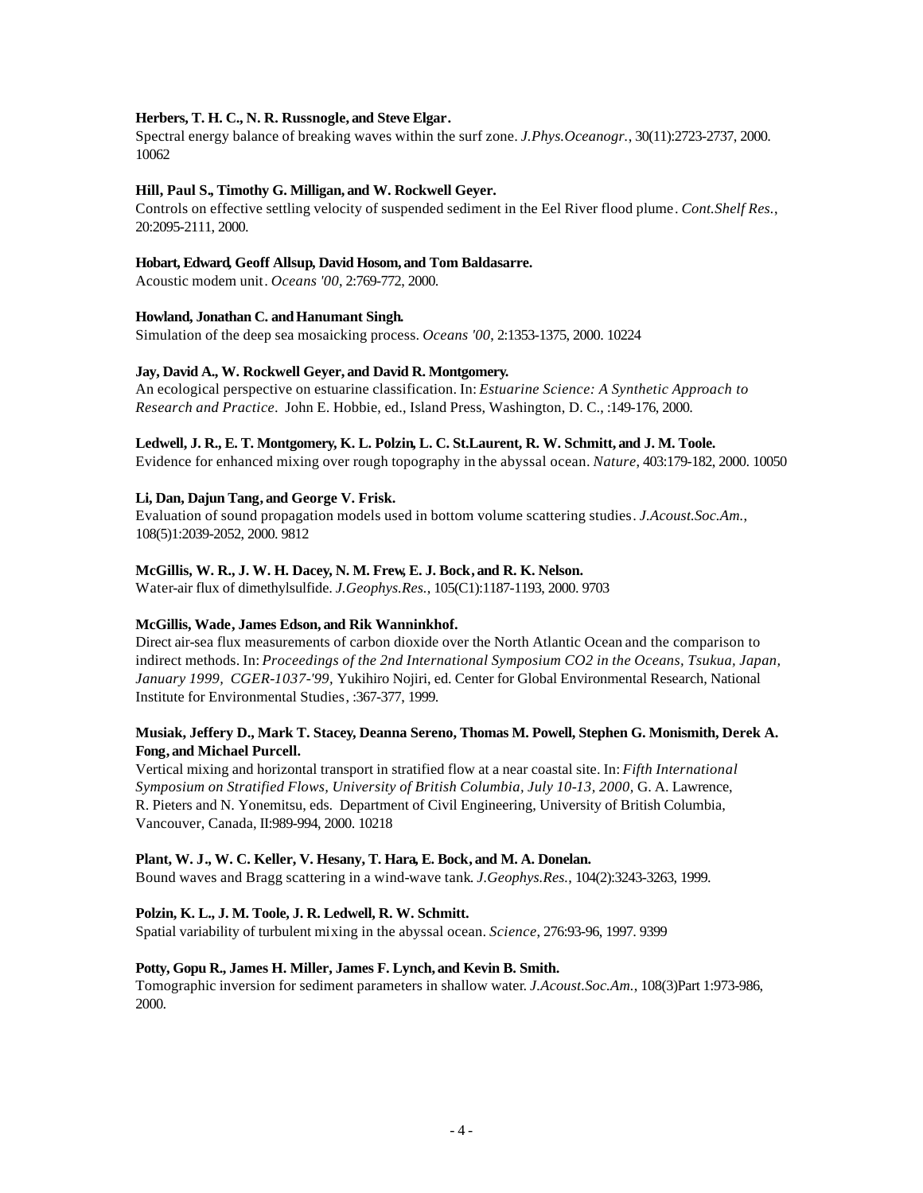**Herbers, T. H. C., N. R. Russnogle, and Steve Elgar.**
Spectral energy balance of breaking waves within the surf zone. *J.Phys.Oceanogr.*, 30(11):2723-2737, 2000. 10062

**Hill, Paul S., Timothy G. Milligan, and W. Rockwell Geyer.**
Controls on effective settling velocity of suspended sediment in the Eel River flood plume. *Cont.Shelf Res.*, 20:2095-2111, 2000.

**Hobart, Edward, Geoff Allsup, David Hosom, and Tom Baldasarre.**
Acoustic modem unit. *Oceans '00*, 2:769-772, 2000.

**Howland, Jonathan C. and Hanumant Singh.**
Simulation of the deep sea mosaicking process. *Oceans '00*, 2:1353-1375, 2000. 10224

**Jay, David A., W. Rockwell Geyer, and David R. Montgomery.**
An ecological perspective on estuarine classification. In: *Estuarine Science: A Synthetic Approach to Research and Practice*. John E. Hobbie, ed., Island Press, Washington, D. C., :149-176, 2000.

**Ledwell, J. R., E. T. Montgomery, K. L. Polzin, L. C. St.Laurent, R. W. Schmitt, and J. M. Toole.**
Evidence for enhanced mixing over rough topography in the abyssal ocean. *Nature*, 403:179-182, 2000. 10050

**Li, Dan, Dajun Tang, and George V. Frisk.**
Evaluation of sound propagation models used in bottom volume scattering studies. *J.Acoust.Soc.Am.*, 108(5)1:2039-2052, 2000. 9812

**McGillis, W. R., J. W. H. Dacey, N. M. Frew, E. J. Bock, and R. K. Nelson.**
Water-air flux of dimethylsulfide. *J.Geophys.Res.*, 105(C1):1187-1193, 2000. 9703

**McGillis, Wade, James Edson, and Rik Wanninkhof.**
Direct air-sea flux measurements of carbon dioxide over the North Atlantic Ocean and the comparison to indirect methods. In: *Proceedings of the 2nd International Symposium CO2 in the Oceans, Tsukua, Japan, January 1999, CGER-1037-'99*, Yukihiro Nojiri, ed. Center for Global Environmental Research, National Institute for Environmental Studies, :367-377, 1999.

**Musiak, Jeffery D., Mark T. Stacey, Deanna Sereno, Thomas M. Powell, Stephen G. Monismith, Derek A. Fong, and Michael Purcell.**
Vertical mixing and horizontal transport in stratified flow at a near coastal site. In: *Fifth International Symposium on Stratified Flows, University of British Columbia, July 10-13, 2000*, G. A. Lawrence, R. Pieters and N. Yonemitsu, eds. Department of Civil Engineering, University of British Columbia, Vancouver, Canada, II:989-994, 2000. 10218

**Plant, W. J., W. C. Keller, V. Hesany, T. Hara, E. Bock, and M. A. Donelan.**
Bound waves and Bragg scattering in a wind-wave tank. *J.Geophys.Res.*, 104(2):3243-3263, 1999.

**Polzin, K. L., J. M. Toole, J. R. Ledwell, R. W. Schmitt.**
Spatial variability of turbulent mixing in the abyssal ocean. *Science*, 276:93-96, 1997. 9399

**Potty, Gopu R., James H. Miller, James F. Lynch, and Kevin B. Smith.**
Tomographic inversion for sediment parameters in shallow water. *J.Acoust.Soc.Am.*, 108(3)Part 1:973-986, 2000.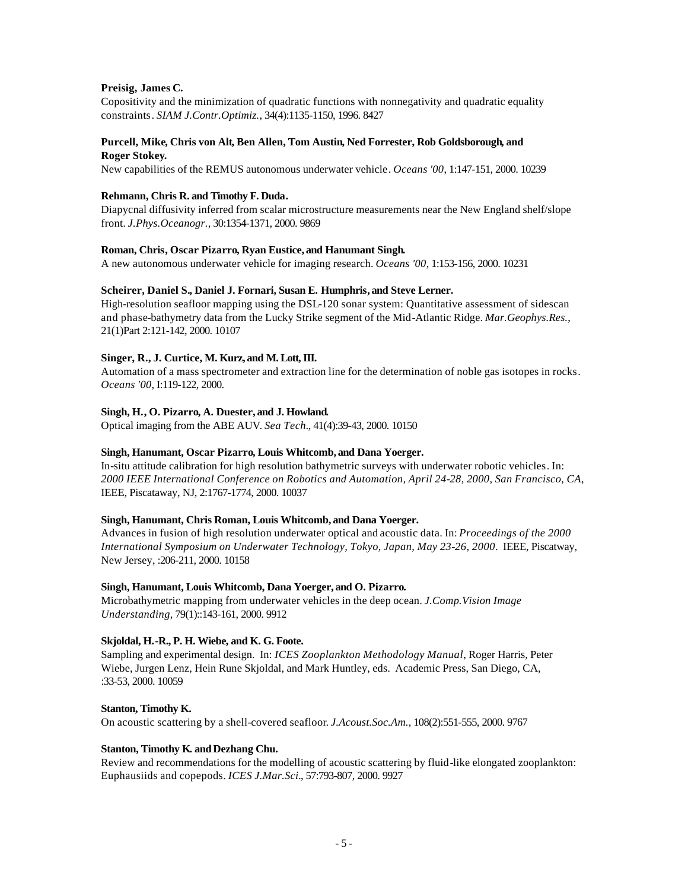**Preisig, James C.**
Copositivity and the minimization of quadratic functions with nonnegativity and quadratic equality constraints. *SIAM J.Contr.Optimiz.*, 34(4):1135-1150, 1996. 8427

**Purcell, Mike, Chris von Alt, Ben Allen, Tom Austin, Ned Forrester, Rob Goldsborough, and Roger Stokey.**
New capabilities of the REMUS autonomous underwater vehicle. *Oceans '00*, 1:147-151, 2000. 10239

**Rehmann, Chris R. and Timothy F. Duda.**
Diapycnal diffusivity inferred from scalar microstructure measurements near the New England shelf/slope front. *J.Phys.Oceanogr.*, 30:1354-1371, 2000. 9869

**Roman, Chris, Oscar Pizarro, Ryan Eustice, and Hanumant Singh.**
A new autonomous underwater vehicle for imaging research. *Oceans '00*, 1:153-156, 2000. 10231

**Scheirer, Daniel S., Daniel J. Fornari, Susan E. Humphris, and Steve Lerner.**
High-resolution seafloor mapping using the DSL-120 sonar system: Quantitative assessment of sidescan and phase-bathymetry data from the Lucky Strike segment of the Mid-Atlantic Ridge. *Mar.Geophys.Res.*, 21(1)Part 2:121-142, 2000. 10107

**Singer, R., J. Curtice, M. Kurz, and M. Lott, III.**
Automation of a mass spectrometer and extraction line for the determination of noble gas isotopes in rocks. *Oceans '00*, I:119-122, 2000.

**Singh, H., O. Pizarro, A. Duester, and J. Howland.**
Optical imaging from the ABE AUV. *Sea Tech*., 41(4):39-43, 2000. 10150

**Singh, Hanumant, Oscar Pizarro, Louis Whitcomb, and Dana Yoerger.**
In-situ attitude calibration for high resolution bathymetric surveys with underwater robotic vehicles. In: *2000 IEEE International Conference on Robotics and Automation, April 24-28, 2000, San Francisco, CA*, IEEE, Piscataway, NJ, 2:1767-1774, 2000. 10037

**Singh, Hanumant, Chris Roman, Louis Whitcomb, and Dana Yoerger.**
Advances in fusion of high resolution underwater optical and acoustic data. In: *Proceedings of the 2000 International Symposium on Underwater Technology, Tokyo, Japan, May 23-26, 2000*. IEEE, Piscatway, New Jersey, :206-211, 2000. 10158

**Singh, Hanumant, Louis Whitcomb, Dana Yoerger, and O. Pizarro.**
Microbathymetric mapping from underwater vehicles in the deep ocean. *J.Comp.Vision Image Understanding*, 79(1)::143-161, 2000. 9912

**Skjoldal, H.-R., P. H. Wiebe, and K. G. Foote.**
Sampling and experimental design. In: *ICES Zooplankton Methodology Manual*, Roger Harris, Peter Wiebe, Jurgen Lenz, Hein Rune Skjoldal, and Mark Huntley, eds. Academic Press, San Diego, CA, :33-53, 2000. 10059

**Stanton, Timothy K.**
On acoustic scattering by a shell-covered seafloor. *J.Acoust.Soc.Am.*, 108(2):551-555, 2000. 9767

**Stanton, Timothy K. and Dezhang Chu.**
Review and recommendations for the modelling of acoustic scattering by fluid-like elongated zooplankton: Euphausiids and copepods. *ICES J.Mar.Sci*., 57:793-807, 2000. 9927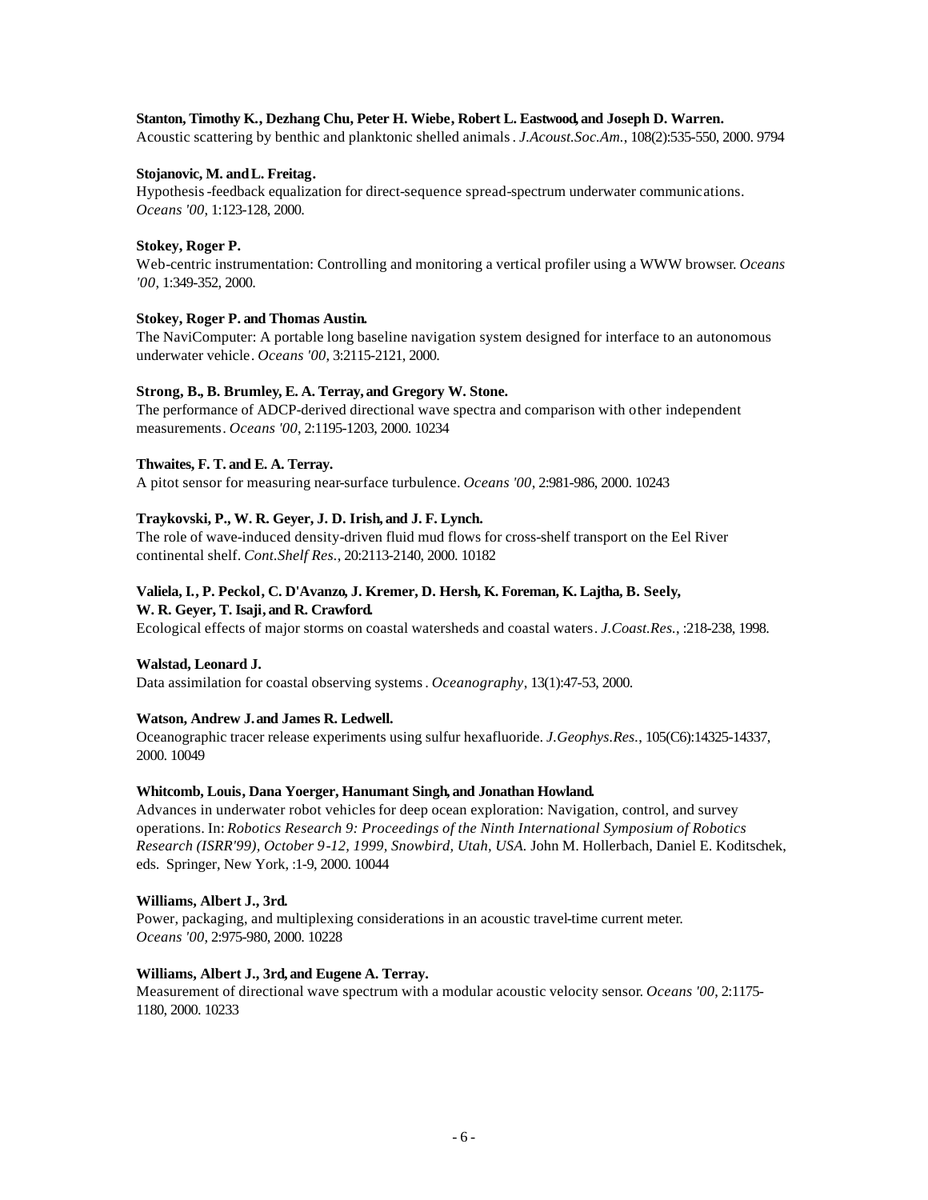**Stanton, Timothy K., Dezhang Chu, Peter H. Wiebe, Robert L. Eastwood, and Joseph D. Warren.**
Acoustic scattering by benthic and planktonic shelled animals. *J.Acoust.Soc.Am.*, 108(2):535-550, 2000. 9794

**Stojanovic, M. and L. Freitag.**
Hypothesis-feedback equalization for direct-sequence spread-spectrum underwater communications. *Oceans '00*, 1:123-128, 2000.

**Stokey, Roger P.**
Web-centric instrumentation: Controlling and monitoring a vertical profiler using a WWW browser. *Oceans '00*, 1:349-352, 2000.

**Stokey, Roger P. and Thomas Austin.**
The NaviComputer: A portable long baseline navigation system designed for interface to an autonomous underwater vehicle. *Oceans '00*, 3:2115-2121, 2000.

**Strong, B., B. Brumley, E. A. Terray, and Gregory W. Stone.**
The performance of ADCP-derived directional wave spectra and comparison with other independent measurements. *Oceans '00*, 2:1195-1203, 2000. 10234

**Thwaites, F. T. and E. A. Terray.**
A pitot sensor for measuring near-surface turbulence. *Oceans '00*, 2:981-986, 2000. 10243

**Traykovski, P., W. R. Geyer, J. D. Irish, and J. F. Lynch.**
The role of wave-induced density-driven fluid mud flows for cross-shelf transport on the Eel River continental shelf. *Cont.Shelf Res.*, 20:2113-2140, 2000. 10182

**Valiela, I., P. Peckol, C. D'Avanzo, J. Kremer, D. Hersh, K. Foreman, K. Lajtha, B. Seely, W. R. Geyer, T. Isaji, and R. Crawford.**
Ecological effects of major storms on coastal watersheds and coastal waters. *J.Coast.Res.*, :218-238, 1998.

**Walstad, Leonard J.**
Data assimilation for coastal observing systems. *Oceanography*, 13(1):47-53, 2000.

**Watson, Andrew J. and James R. Ledwell.**
Oceanographic tracer release experiments using sulfur hexafluoride. *J.Geophys.Res.*, 105(C6):14325-14337, 2000. 10049

**Whitcomb, Louis, Dana Yoerger, Hanumant Singh, and Jonathan Howland.**
Advances in underwater robot vehicles for deep ocean exploration: Navigation, control, and survey operations. In: *Robotics Research 9: Proceedings of the Ninth International Symposium of Robotics Research (ISRR'99), October 9-12, 1999, Snowbird, Utah, USA.* John M. Hollerbach, Daniel E. Koditschek, eds. Springer, New York, :1-9, 2000. 10044

**Williams, Albert J., 3rd.**
Power, packaging, and multiplexing considerations in an acoustic travel-time current meter. *Oceans '00*, 2:975-980, 2000. 10228

**Williams, Albert J., 3rd, and Eugene A. Terray.**
Measurement of directional wave spectrum with a modular acoustic velocity sensor. *Oceans '00*, 2:1175-1180, 2000. 10233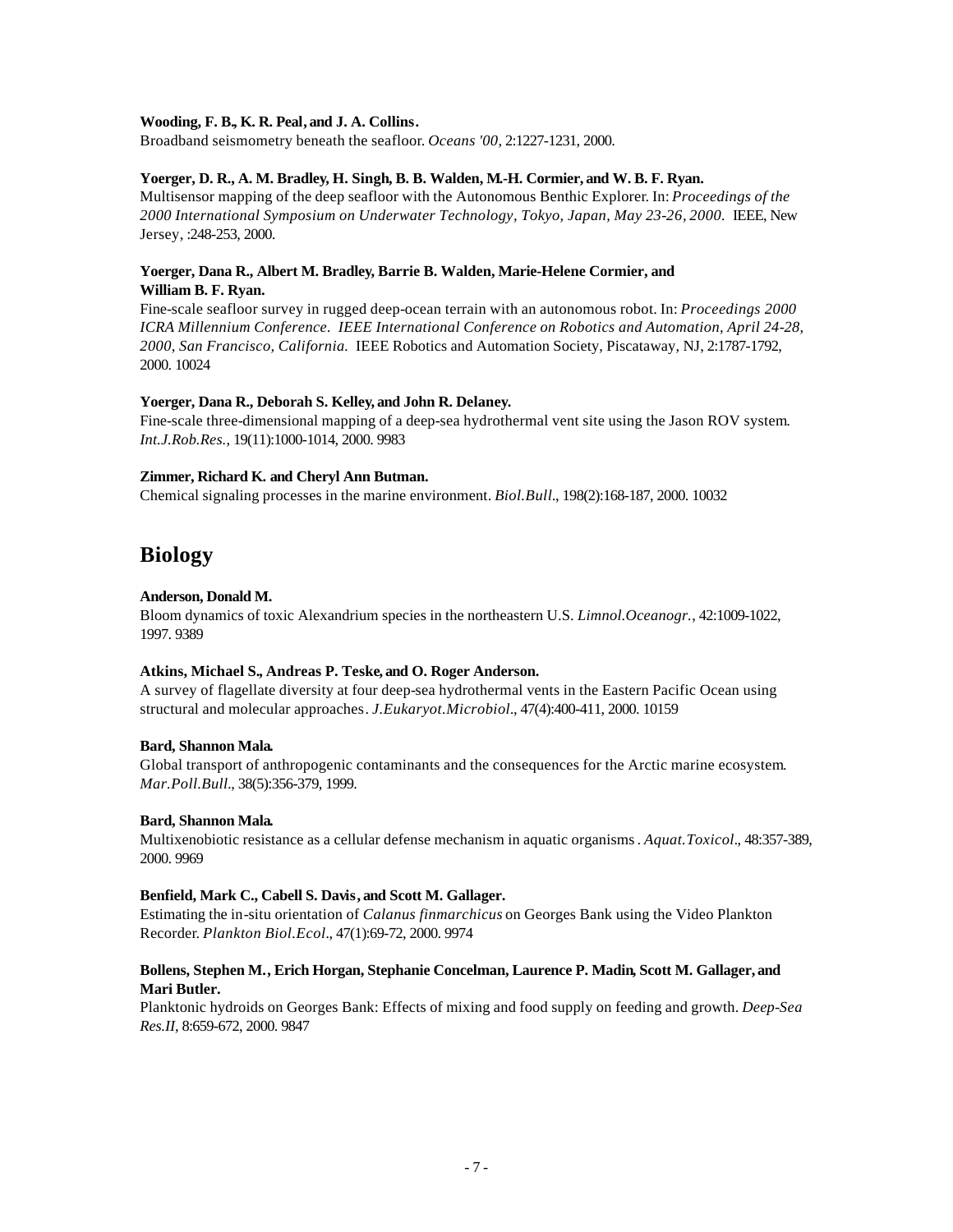**Wooding, F. B., K. R. Peal, and J. A. Collins.**
Broadband seismometry beneath the seafloor. *Oceans '00*, 2:1227-1231, 2000.

**Yoerger, D. R., A. M. Bradley, H. Singh, B. B. Walden, M.-H. Cormier, and W. B. F. Ryan.**
Multisensor mapping of the deep seafloor with the Autonomous Benthic Explorer. In: *Proceedings of the 2000 International Symposium on Underwater Technology, Tokyo, Japan, May 23-26, 2000.* IEEE, New Jersey, :248-253, 2000.

**Yoerger, Dana R., Albert M. Bradley, Barrie B. Walden, Marie-Helene Cormier, and William B. F. Ryan.**
Fine-scale seafloor survey in rugged deep-ocean terrain with an autonomous robot. In: *Proceedings 2000 ICRA Millennium Conference. IEEE International Conference on Robotics and Automation, April 24-28, 2000, San Francisco, California.* IEEE Robotics and Automation Society, Piscataway, NJ, 2:1787-1792, 2000. 10024

**Yoerger, Dana R., Deborah S. Kelley, and John R. Delaney.**
Fine-scale three-dimensional mapping of a deep-sea hydrothermal vent site using the Jason ROV system. *Int.J.Rob.Res.*, 19(11):1000-1014, 2000. 9983

**Zimmer, Richard K. and Cheryl Ann Butman.**
Chemical signaling processes in the marine environment. *Biol.Bull.*, 198(2):168-187, 2000. 10032

## Biology

**Anderson, Donald M.**
Bloom dynamics of toxic Alexandrium species in the northeastern U.S. *Limnol.Oceanogr.*, 42:1009-1022, 1997. 9389

**Atkins, Michael S., Andreas P. Teske, and O. Roger Anderson.**
A survey of flagellate diversity at four deep-sea hydrothermal vents in the Eastern Pacific Ocean using structural and molecular approaches. *J.Eukaryot.Microbiol.*, 47(4):400-411, 2000. 10159

**Bard, Shannon Mala.**
Global transport of anthropogenic contaminants and the consequences for the Arctic marine ecosystem. *Mar.Poll.Bull.*, 38(5):356-379, 1999.

**Bard, Shannon Mala.**
Multixenobiotic resistance as a cellular defense mechanism in aquatic organisms. *Aquat.Toxicol.*, 48:357-389, 2000. 9969

**Benfield, Mark C., Cabell S. Davis, and Scott M. Gallager.**
Estimating the in-situ orientation of *Calanus finmarchicus* on Georges Bank using the Video Plankton Recorder. *Plankton Biol.Ecol.*, 47(1):69-72, 2000. 9974

**Bollens, Stephen M., Erich Horgan, Stephanie Concelman, Laurence P. Madin, Scott M. Gallager, and Mari Butler.**
Planktonic hydroids on Georges Bank: Effects of mixing and food supply on feeding and growth. *Deep-Sea Res.II*, 8:659-672, 2000. 9847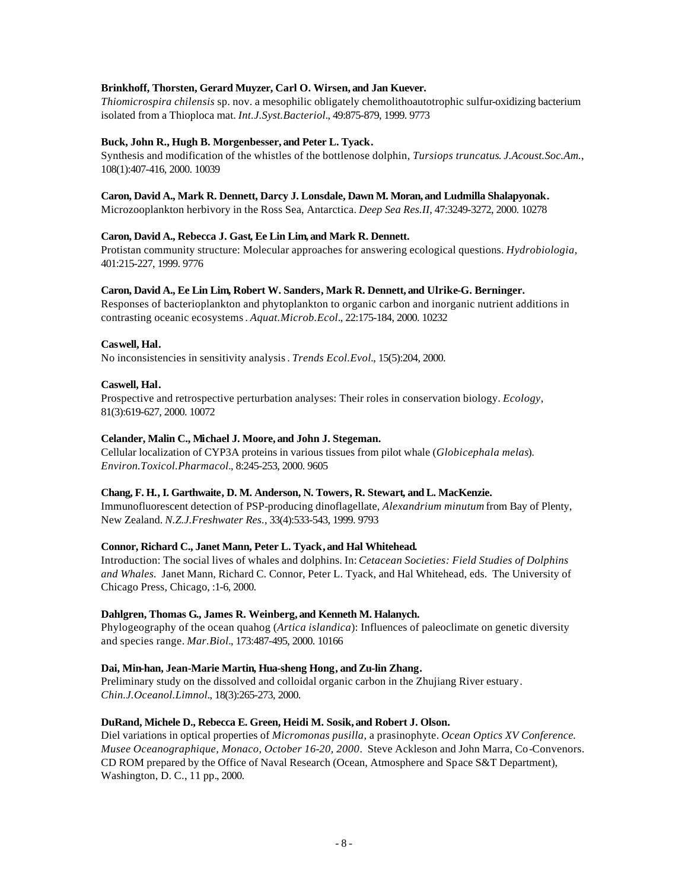**Brinkhoff, Thorsten, Gerard Muyzer, Carl O. Wirsen, and Jan Kuever.**
*Thiomicrospira chilensis* sp. nov. a mesophilic obligately chemolithoautotrophic sulfur-oxidizing bacterium isolated from a Thioploca mat. *Int.J.Syst.Bacteriol.*, 49:875-879, 1999. 9773

**Buck, John R., Hugh B. Morgenbesser, and Peter L. Tyack.**
Synthesis and modification of the whistles of the bottlenose dolphin, *Tursiops truncatus*. *J.Acoust.Soc.Am.*, 108(1):407-416, 2000. 10039

**Caron, David A., Mark R. Dennett, Darcy J. Lonsdale, Dawn M. Moran, and Ludmilla Shalapyonak.**
Microzooplankton herbivory in the Ross Sea, Antarctica. *Deep Sea Res.II*, 47:3249-3272, 2000. 10278

**Caron, David A., Rebecca J. Gast, Ee Lin Lim, and Mark R. Dennett.**
Protistan community structure: Molecular approaches for answering ecological questions. *Hydrobiologia*, 401:215-227, 1999. 9776

**Caron, David A., Ee Lin Lim, Robert W. Sanders, Mark R. Dennett, and Ulrike-G. Berninger.**
Responses of bacterioplankton and phytoplankton to organic carbon and inorganic nutrient additions in contrasting oceanic ecosystems. *Aquat.Microb.Ecol.*, 22:175-184, 2000. 10232

**Caswell, Hal.**
No inconsistencies in sensitivity analysis. *Trends Ecol.Evol.*, 15(5):204, 2000.

**Caswell, Hal.**
Prospective and retrospective perturbation analyses: Their roles in conservation biology. *Ecology*, 81(3):619-627, 2000. 10072

**Celander, Malin C., Michael J. Moore, and John J. Stegeman.**
Cellular localization of CYP3A proteins in various tissues from pilot whale (*Globicephala melas*). *Environ.Toxicol.Pharmacol.*, 8:245-253, 2000. 9605

**Chang, F. H., I. Garthwaite, D. M. Anderson, N. Towers, R. Stewart, and L. MacKenzie.**
Immunofluorescent detection of PSP-producing dinoflagellate, *Alexandrium minutum* from Bay of Plenty, New Zealand. *N.Z.J.Freshwater Res.*, 33(4):533-543, 1999. 9793

**Connor, Richard C., Janet Mann, Peter L. Tyack, and Hal Whitehead.**
Introduction: The social lives of whales and dolphins. In: *Cetacean Societies: Field Studies of Dolphins and Whales.* Janet Mann, Richard C. Connor, Peter L. Tyack, and Hal Whitehead, eds. The University of Chicago Press, Chicago, :1-6, 2000.

**Dahlgren, Thomas G., James R. Weinberg, and Kenneth M. Halanych.**
Phylogeography of the ocean quahog (*Artica islandica*): Influences of paleoclimate on genetic diversity and species range. *Mar.Biol.*, 173:487-495, 2000. 10166

**Dai, Min-han, Jean-Marie Martin, Hua-sheng Hong, and Zu-lin Zhang.**
Preliminary study on the dissolved and colloidal organic carbon in the Zhujiang River estuary. *Chin.J.Oceanol.Limnol.*, 18(3):265-273, 2000.

**DuRand, Michele D., Rebecca E. Green, Heidi M. Sosik, and Robert J. Olson.**
Diel variations in optical properties of *Micromonas pusilla*, a prasinophyte. *Ocean Optics XV Conference. Musee Oceanographique, Monaco, October 16-20, 2000*. Steve Ackleson and John Marra, Co-Convenors. CD ROM prepared by the Office of Naval Research (Ocean, Atmosphere and Space S&T Department), Washington, D. C., 11 pp., 2000.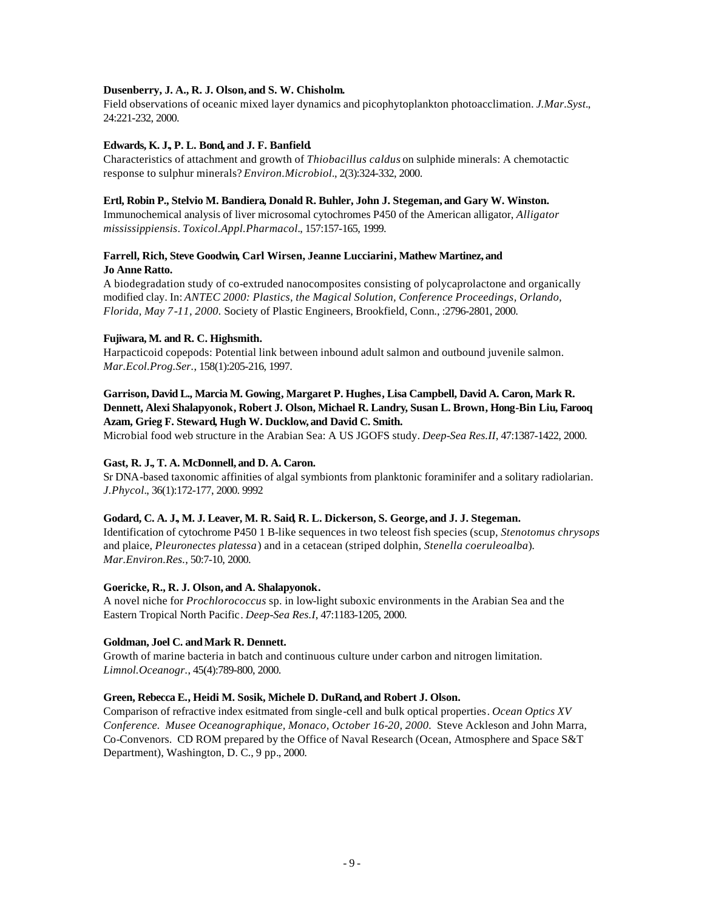**Dusenberry, J. A., R. J. Olson, and S. W. Chisholm.**
Field observations of oceanic mixed layer dynamics and picophytoplankton photoacclimation. *J.Mar.Syst*., 24:221-232, 2000.

**Edwards, K. J., P. L. Bond, and J. F. Banfield.**
Characteristics of attachment and growth of *Thiobacillus caldus* on sulphide minerals: A chemotactic response to sulphur minerals? *Environ.Microbiol*., 2(3):324-332, 2000.

**Ertl, Robin P., Stelvio M. Bandiera, Donald R. Buhler, John J. Stegeman, and Gary W. Winston.**
Immunochemical analysis of liver microsomal cytochromes P450 of the American alligator, *Alligator mississippiensis*. *Toxicol.Appl.Pharmacol*., 157:157-165, 1999.

**Farrell, Rich, Steve Goodwin, Carl Wirsen, Jeanne Lucciarini, Mathew Martinez, and Jo Anne Ratto.**
A biodegradation study of co-extruded nanocomposites consisting of polycaprolactone and organically modified clay. In: *ANTEC 2000: Plastics, the Magical Solution, Conference Proceedings, Orlando, Florida, May 7-11, 2000.* Society of Plastic Engineers, Brookfield, Conn., :2796-2801, 2000.

**Fujiwara, M. and R. C. Highsmith.**
Harpacticoid copepods: Potential link between inbound adult salmon and outbound juvenile salmon. *Mar.Ecol.Prog.Ser.*, 158(1):205-216, 1997.

**Garrison, David L., Marcia M. Gowing, Margaret P. Hughes, Lisa Campbell, David A. Caron, Mark R. Dennett, Alexi Shalapyonok, Robert J. Olson, Michael R. Landry, Susan L. Brown, Hong-Bin Liu, Farooq Azam, Grieg F. Steward, Hugh W. Ducklow, and David C. Smith.**
Microbial food web structure in the Arabian Sea: A US JGOFS study. *Deep-Sea Res.II*, 47:1387-1422, 2000.

**Gast, R. J., T. A. McDonnell, and D. A. Caron.**
Sr DNA-based taxonomic affinities of algal symbionts from planktonic foraminifer and a solitary radiolarian. *J.Phycol*., 36(1):172-177, 2000. 9992

**Godard, C. A. J., M. J. Leaver, M. R. Said, R. L. Dickerson, S. George, and J. J. Stegeman.**
Identification of cytochrome P450 1 B-like sequences in two teleost fish species (scup, *Stenotomus chrysops* and plaice, *Pleuronectes platessa*) and in a cetacean (striped dolphin, *Stenella coeruleoalba*). *Mar.Environ.Res.*, 50:7-10, 2000.

**Goericke, R., R. J. Olson, and A. Shalapyonok.**
A novel niche for *Prochlorococcus* sp. in low-light suboxic environments in the Arabian Sea and the Eastern Tropical North Pacific. *Deep-Sea Res.I*, 47:1183-1205, 2000.

**Goldman, Joel C. and Mark R. Dennett.**
Growth of marine bacteria in batch and continuous culture under carbon and nitrogen limitation. *Limnol.Oceanogr.*, 45(4):789-800, 2000.

**Green, Rebecca E., Heidi M. Sosik, Michele D. DuRand, and Robert J. Olson.**
Comparison of refractive index esitmated from single-cell and bulk optical properties. *Ocean Optics XV Conference. Musee Oceanographique, Monaco, October 16-20, 2000.* Steve Ackleson and John Marra, Co-Convenors. CD ROM prepared by the Office of Naval Research (Ocean, Atmosphere and Space S&T Department), Washington, D. C., 9 pp., 2000.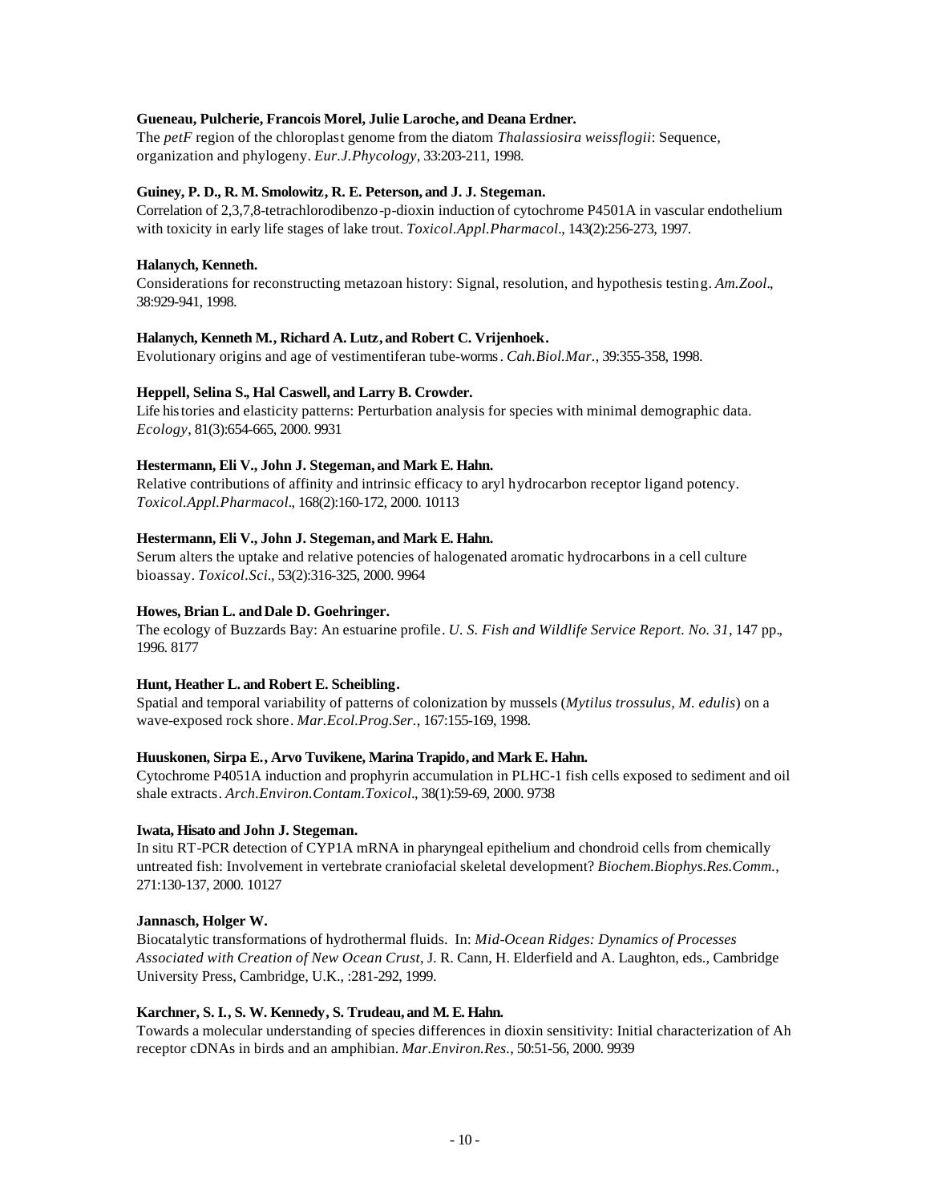**Gueneau, Pulcherie, Francois Morel, Julie Laroche, and Deana Erdner.**
The *petF* region of the chloroplast genome from the diatom *Thalassiosira weissflogii*: Sequence, organization and phylogeny. *Eur.J.Phycology*, 33:203-211, 1998.

**Guiney, P. D., R. M. Smolowitz, R. E. Peterson, and J. J. Stegeman.**
Correlation of 2,3,7,8-tetrachlorodibenzo-p-dioxin induction of cytochrome P4501A in vascular endothelium with toxicity in early life stages of lake trout. *Toxicol.Appl.Pharmacol*., 143(2):256-273, 1997.

**Halanych, Kenneth.**
Considerations for reconstructing metazoan history: Signal, resolution, and hypothesis testing. *Am.Zool*., 38:929-941, 1998.

**Halanych, Kenneth M., Richard A. Lutz, and Robert C. Vrijenhoek.**
Evolutionary origins and age of vestimentiferan tube-worms. *Cah.Biol.Mar.*, 39:355-358, 1998.

**Heppell, Selina S., Hal Caswell, and Larry B. Crowder.**
Life histories and elasticity patterns: Perturbation analysis for species with minimal demographic data. *Ecology*, 81(3):654-665, 2000. 9931

**Hestermann, Eli V., John J. Stegeman, and Mark E. Hahn.**
Relative contributions of affinity and intrinsic efficacy to aryl hydrocarbon receptor ligand potency. *Toxicol.Appl.Pharmacol*., 168(2):160-172, 2000. 10113

**Hestermann, Eli V., John J. Stegeman, and Mark E. Hahn.**
Serum alters the uptake and relative potencies of halogenated aromatic hydrocarbons in a cell culture bioassay. *Toxicol.Sci*., 53(2):316-325, 2000. 9964

**Howes, Brian L. and Dale D. Goehringer.**
The ecology of Buzzards Bay: An estuarine profile. *U. S. Fish and Wildlife Service Report. No. 31*, 147 pp., 1996. 8177

**Hunt, Heather L. and Robert E. Scheibling.**
Spatial and temporal variability of patterns of colonization by mussels (*Mytilus trossulus, M. edulis*) on a wave-exposed rock shore. *Mar.Ecol.Prog.Ser.*, 167:155-169, 1998.

**Huuskonen, Sirpa E., Arvo Tuvikene, Marina Trapido, and Mark E. Hahn.**
Cytochrome P4051A induction and prophyrin accumulation in PLHC-1 fish cells exposed to sediment and oil shale extracts. *Arch.Environ.Contam.Toxicol*., 38(1):59-69, 2000. 9738

**Iwata, Hisato and John J. Stegeman.**
In situ RT-PCR detection of CYP1A mRNA in pharyngeal epithelium and chondroid cells from chemically untreated fish: Involvement in vertebrate craniofacial skeletal development? *Biochem.Biophys.Res.Comm.*, 271:130-137, 2000. 10127

**Jannasch, Holger W.**
Biocatalytic transformations of hydrothermal fluids. In: *Mid-Ocean Ridges: Dynamics of Processes Associated with Creation of New Ocean Crust*, J. R. Cann, H. Elderfield and A. Laughton, eds., Cambridge University Press, Cambridge, U.K., :281-292, 1999.

**Karchner, S. I., S. W. Kennedy, S. Trudeau, and M. E. Hahn.**
Towards a molecular understanding of species differences in dioxin sensitivity: Initial characterization of Ah receptor cDNAs in birds and an amphibian. *Mar.Environ.Res.*, 50:51-56, 2000. 9939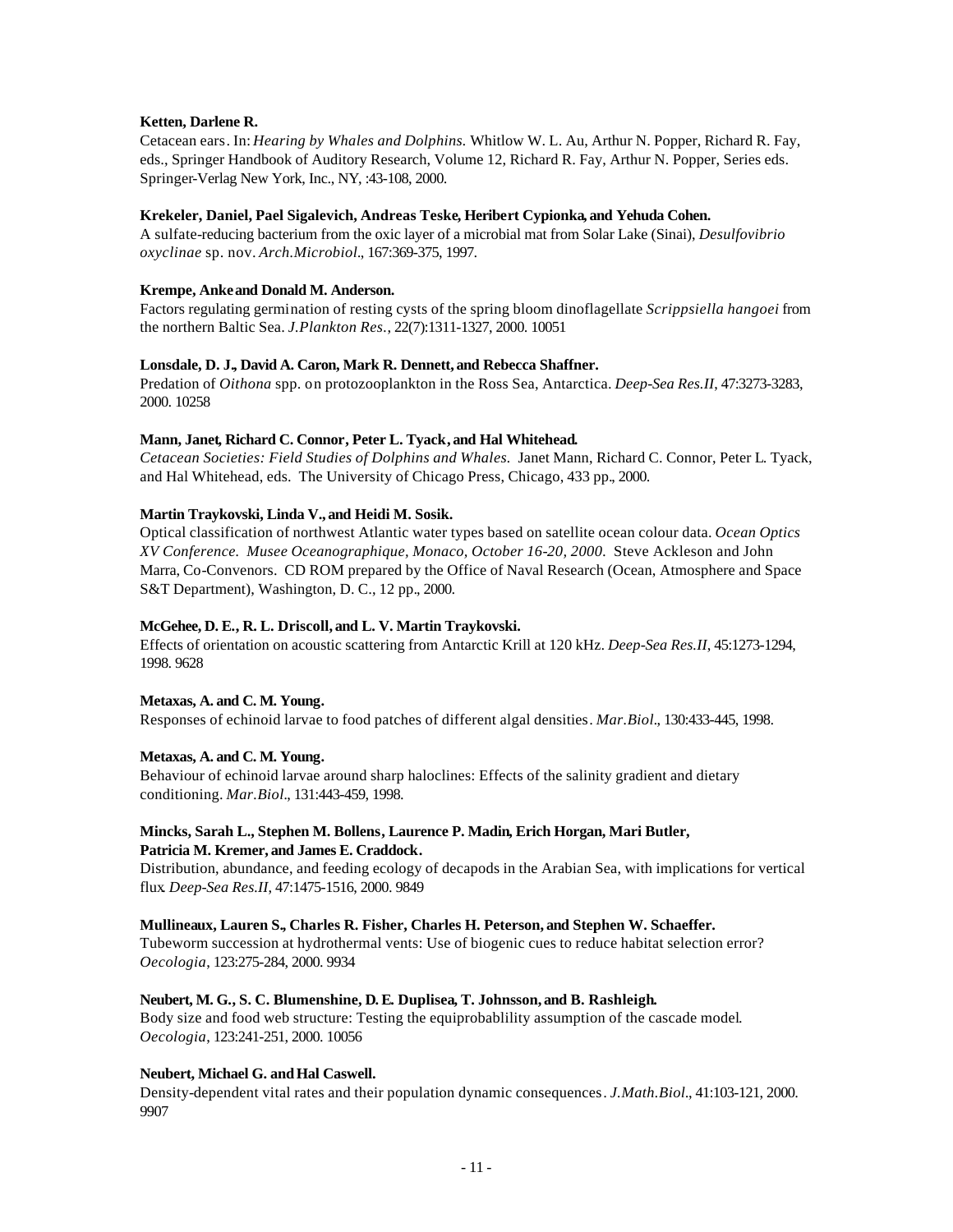**Ketten, Darlene R.**
Cetacean ears. In: *Hearing by Whales and Dolphins.* Whitlow W. L. Au, Arthur N. Popper, Richard R. Fay, eds., Springer Handbook of Auditory Research, Volume 12, Richard R. Fay, Arthur N. Popper, Series eds. Springer-Verlag New York, Inc., NY, :43-108, 2000.

**Krekeler, Daniel, Pael Sigalevich, Andreas Teske, Heribert Cypionka, and Yehuda Cohen.**
A sulfate-reducing bacterium from the oxic layer of a microbial mat from Solar Lake (Sinai), *Desulfovibrio oxyclinae* sp. nov. *Arch.Microbiol.*, 167:369-375, 1997.

**Krempe, Anke and Donald M. Anderson.**
Factors regulating germination of resting cysts of the spring bloom dinoflagellate *Scrippsiella hangoei* from the northern Baltic Sea. *J.Plankton Res.*, 22(7):1311-1327, 2000. 10051

**Lonsdale, D. J., David A. Caron, Mark R. Dennett, and Rebecca Shaffner.**
Predation of *Oithona* spp. on protozooplankton in the Ross Sea, Antarctica. *Deep-Sea Res.II*, 47:3273-3283, 2000. 10258

**Mann, Janet, Richard C. Connor, Peter L. Tyack, and Hal Whitehead.**
*Cetacean Societies: Field Studies of Dolphins and Whales.* Janet Mann, Richard C. Connor, Peter L. Tyack, and Hal Whitehead, eds. The University of Chicago Press, Chicago, 433 pp., 2000.

**Martin Traykovski, Linda V., and Heidi M. Sosik.**
Optical classification of northwest Atlantic water types based on satellite ocean colour data. *Ocean Optics XV Conference. Musee Oceanographique, Monaco, October 16-20, 2000.* Steve Ackleson and John Marra, Co-Convenors. CD ROM prepared by the Office of Naval Research (Ocean, Atmosphere and Space S&T Department), Washington, D. C., 12 pp., 2000.

**McGehee, D. E., R. L. Driscoll, and L. V. Martin Traykovski.**
Effects of orientation on acoustic scattering from Antarctic Krill at 120 kHz. *Deep-Sea Res.II*, 45:1273-1294, 1998. 9628

**Metaxas, A. and C. M. Young.**
Responses of echinoid larvae to food patches of different algal densities. *Mar.Biol.*, 130:433-445, 1998.

**Metaxas, A. and C. M. Young.**
Behaviour of echinoid larvae around sharp haloclines: Effects of the salinity gradient and dietary conditioning. *Mar.Biol.*, 131:443-459, 1998.

**Mincks, Sarah L., Stephen M. Bollens, Laurence P. Madin, Erich Horgan, Mari Butler, Patricia M. Kremer, and James E. Craddock.**
Distribution, abundance, and feeding ecology of decapods in the Arabian Sea, with implications for vertical flux. *Deep-Sea Res.II*, 47:1475-1516, 2000. 9849

**Mullineaux, Lauren S., Charles R. Fisher, Charles H. Peterson, and Stephen W. Schaeffer.**
Tubeworm succession at hydrothermal vents: Use of biogenic cues to reduce habitat selection error? *Oecologia*, 123:275-284, 2000. 9934

**Neubert, M. G., S. C. Blumenshine, D. E. Duplisea, T. Johnsson, and B. Rashleigh.**
Body size and food web structure: Testing the equiprobablility assumption of the cascade model. *Oecologia*, 123:241-251, 2000. 10056

**Neubert, Michael G. and Hal Caswell.**
Density-dependent vital rates and their population dynamic consequences. *J.Math.Biol.*, 41:103-121, 2000. 9907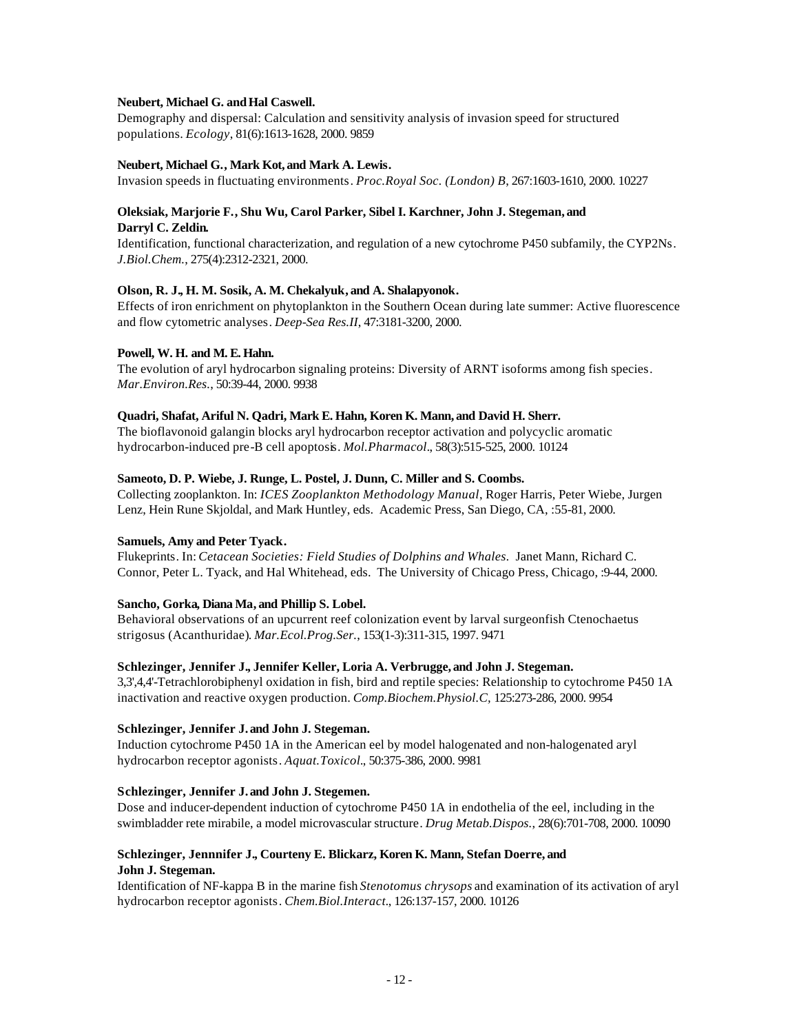**Neubert, Michael G. and Hal Caswell.**
Demography and dispersal: Calculation and sensitivity analysis of invasion speed for structured populations. *Ecology*, 81(6):1613-1628, 2000. 9859

**Neubert, Michael G., Mark Kot, and Mark A. Lewis.**
Invasion speeds in fluctuating environments. *Proc.Royal Soc. (London) B*, 267:1603-1610, 2000. 10227

**Oleksiak, Marjorie F., Shu Wu, Carol Parker, Sibel I. Karchner, John J. Stegeman, and Darryl C. Zeldin.**
Identification, functional characterization, and regulation of a new cytochrome P450 subfamily, the CYP2Ns. *J.Biol.Chem.*, 275(4):2312-2321, 2000.

**Olson, R. J., H. M. Sosik, A. M. Chekalyuk, and A. Shalapyonok.**
Effects of iron enrichment on phytoplankton in the Southern Ocean during late summer: Active fluorescence and flow cytometric analyses. *Deep-Sea Res.II*, 47:3181-3200, 2000.

**Powell, W. H. and M. E. Hahn.**
The evolution of aryl hydrocarbon signaling proteins: Diversity of ARNT isoforms among fish species. *Mar.Environ.Res.*, 50:39-44, 2000. 9938

**Quadri, Shafat, Ariful N. Qadri, Mark E. Hahn, Koren K. Mann, and David H. Sherr.**
The bioflavonoid galangin blocks aryl hydrocarbon receptor activation and polycyclic aromatic hydrocarbon-induced pre-B cell apoptosis. *Mol.Pharmacol.*, 58(3):515-525, 2000. 10124

**Sameoto, D. P. Wiebe, J. Runge, L. Postel, J. Dunn, C. Miller and S. Coombs.**
Collecting zooplankton. In: *ICES Zooplankton Methodology Manual*, Roger Harris, Peter Wiebe, Jurgen Lenz, Hein Rune Skjoldal, and Mark Huntley, eds. Academic Press, San Diego, CA, :55-81, 2000.

**Samuels, Amy and Peter Tyack.**
Flukeprints. In: *Cetacean Societies: Field Studies of Dolphins and Whales.* Janet Mann, Richard C. Connor, Peter L. Tyack, and Hal Whitehead, eds. The University of Chicago Press, Chicago, :9-44, 2000.

**Sancho, Gorka, Diana Ma, and Phillip S. Lobel.**
Behavioral observations of an upcurrent reef colonization event by larval surgeonfish Ctenochaetus strigosus (Acanthuridae). *Mar.Ecol.Prog.Ser.*, 153(1-3):311-315, 1997. 9471

**Schlezinger, Jennifer J., Jennifer Keller, Loria A. Verbrugge, and John J. Stegeman.**
3,3',4,4'-Tetrachlorobiphenyl oxidation in fish, bird and reptile species: Relationship to cytochrome P450 1A inactivation and reactive oxygen production. *Comp.Biochem.Physiol.C*, 125:273-286, 2000. 9954

**Schlezinger, Jennifer J. and John J. Stegeman.**
Induction cytochrome P450 1A in the American eel by model halogenated and non-halogenated aryl hydrocarbon receptor agonists. *Aquat.Toxicol.*, 50:375-386, 2000. 9981

**Schlezinger, Jennifer J. and John J. Stegemen.**
Dose and inducer-dependent induction of cytochrome P450 1A in endothelia of the eel, including in the swimbladder rete mirabile, a model microvascular structure. *Drug Metab.Dispos.*, 28(6):701-708, 2000. 10090

**Schlezinger, Jennnifer J., Courteny E. Blickarz, Koren K. Mann, Stefan Doerre, and John J. Stegeman.**
Identification of NF-kappa B in the marine fish *Stenotomus chrysops* and examination of its activation of aryl hydrocarbon receptor agonists. *Chem.Biol.Interact.*, 126:137-157, 2000. 10126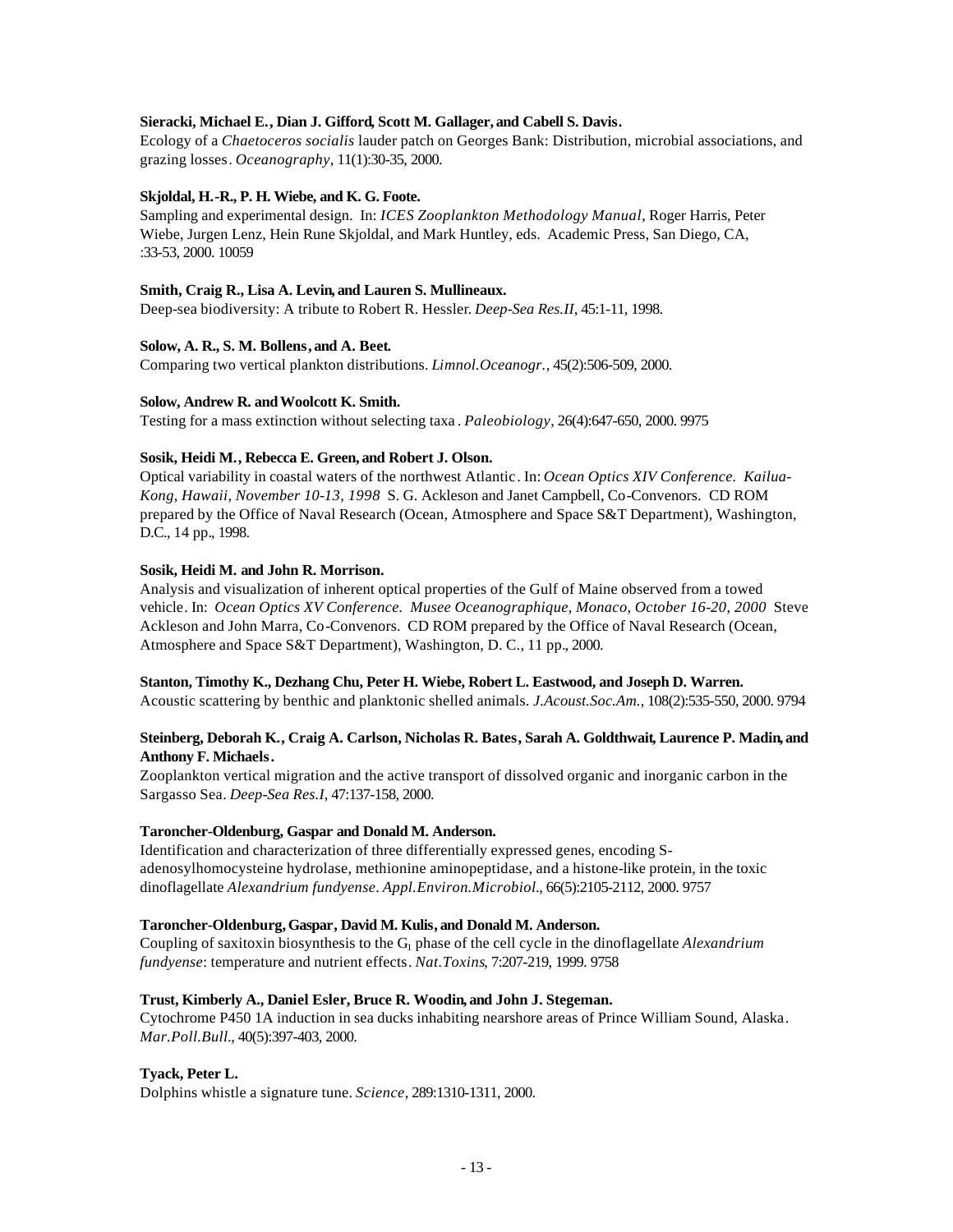**Sieracki, Michael E., Dian J. Gifford, Scott M. Gallager, and Cabell S. Davis.**
Ecology of a *Chaetoceros socialis* lauder patch on Georges Bank: Distribution, microbial associations, and grazing losses. *Oceanography*, 11(1):30-35, 2000.

**Skjoldal, H.-R., P. H. Wiebe, and K. G. Foote.**
Sampling and experimental design. In: *ICES Zooplankton Methodology Manual*, Roger Harris, Peter Wiebe, Jurgen Lenz, Hein Rune Skjoldal, and Mark Huntley, eds. Academic Press, San Diego, CA, :33-53, 2000. 10059

**Smith, Craig R., Lisa A. Levin, and Lauren S. Mullineaux.**
Deep-sea biodiversity: A tribute to Robert R. Hessler. *Deep-Sea Res.II*, 45:1-11, 1998.

**Solow, A. R., S. M. Bollens, and A. Beet.**
Comparing two vertical plankton distributions. *Limnol.Oceanogr.*, 45(2):506-509, 2000.

**Solow, Andrew R. and Woolcott K. Smith.**
Testing for a mass extinction without selecting taxa. *Paleobiology*, 26(4):647-650, 2000. 9975

**Sosik, Heidi M., Rebecca E. Green, and Robert J. Olson.**
Optical variability in coastal waters of the northwest Atlantic. In: *Ocean Optics XIV Conference. Kailua-Kong, Hawaii, November 10-13, 1998* S. G. Ackleson and Janet Campbell, Co-Convenors. CD ROM prepared by the Office of Naval Research (Ocean, Atmosphere and Space S&T Department), Washington, D.C., 14 pp., 1998.

**Sosik, Heidi M. and John R. Morrison.**
Analysis and visualization of inherent optical properties of the Gulf of Maine observed from a towed vehicle. In: *Ocean Optics XV Conference. Musee Oceanographique, Monaco, October 16-20, 2000* Steve Ackleson and John Marra, Co-Convenors. CD ROM prepared by the Office of Naval Research (Ocean, Atmosphere and Space S&T Department), Washington, D. C., 11 pp., 2000.

**Stanton, Timothy K., Dezhang Chu, Peter H. Wiebe, Robert L. Eastwood, and Joseph D. Warren.**
Acoustic scattering by benthic and planktonic shelled animals. *J.Acoust.Soc.Am.*, 108(2):535-550, 2000. 9794

**Steinberg, Deborah K., Craig A. Carlson, Nicholas R. Bates, Sarah A. Goldthwait, Laurence P. Madin, and Anthony F. Michaels.**
Zooplankton vertical migration and the active transport of dissolved organic and inorganic carbon in the Sargasso Sea. *Deep-Sea Res.I*, 47:137-158, 2000.

**Taroncher-Oldenburg, Gaspar and Donald M. Anderson.**
Identification and characterization of three differentially expressed genes, encoding S-adenosylhomocysteine hydrolase, methionine aminopeptidase, and a histone-like protein, in the toxic dinoflagellate *Alexandrium fundyense*. *Appl.Environ.Microbiol.*, 66(5):2105-2112, 2000. 9757

**Taroncher-Oldenburg, Gaspar, David M. Kulis, and Donald M. Anderson.**
Coupling of saxitoxin biosynthesis to the $G_1$ phase of the cell cycle in the dinoflagellate *Alexandrium fundyense*: temperature and nutrient effects. *Nat.Toxins*, 7:207-219, 1999. 9758

**Trust, Kimberly A., Daniel Esler, Bruce R. Woodin, and John J. Stegeman.**
Cytochrome P450 1A induction in sea ducks inhabiting nearshore areas of Prince William Sound, Alaska. *Mar.Poll.Bull.*, 40(5):397-403, 2000.

**Tyack, Peter L.**
Dolphins whistle a signature tune. *Science*, 289:1310-1311, 2000.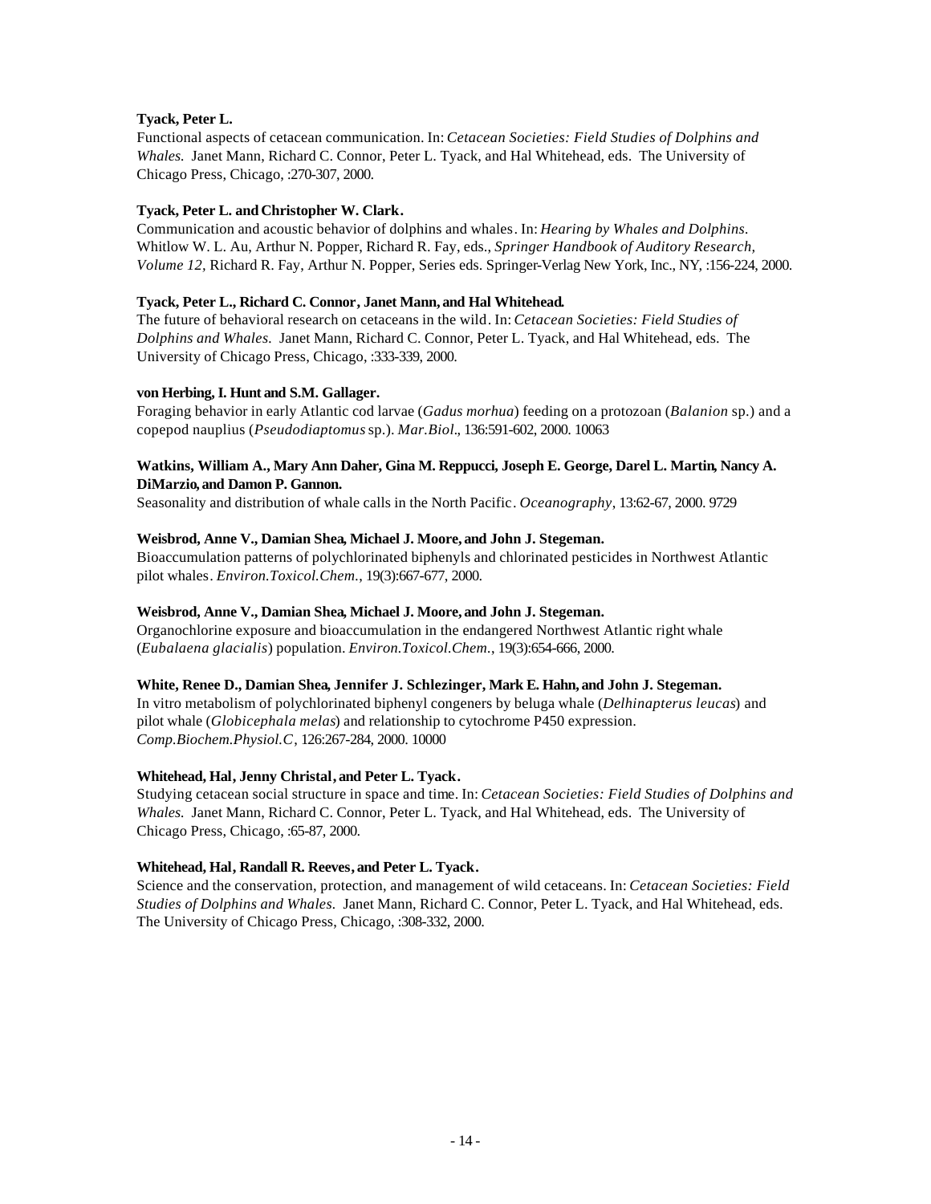**Tyack, Peter L.**
Functional aspects of cetacean communication. In: *Cetacean Societies: Field Studies of Dolphins and Whales.* Janet Mann, Richard C. Connor, Peter L. Tyack, and Hal Whitehead, eds. The University of Chicago Press, Chicago, :270-307, 2000.

**Tyack, Peter L. and Christopher W. Clark.**
Communication and acoustic behavior of dolphins and whales. In: *Hearing by Whales and Dolphins.* Whitlow W. L. Au, Arthur N. Popper, Richard R. Fay, eds., *Springer Handbook of Auditory Research, Volume 12,* Richard R. Fay, Arthur N. Popper, Series eds. Springer-Verlag New York, Inc., NY, :156-224, 2000.

**Tyack, Peter L., Richard C. Connor, Janet Mann, and Hal Whitehead.**
The future of behavioral research on cetaceans in the wild. In: *Cetacean Societies: Field Studies of Dolphins and Whales.* Janet Mann, Richard C. Connor, Peter L. Tyack, and Hal Whitehead, eds. The University of Chicago Press, Chicago, :333-339, 2000.

**von Herbing, I. Hunt and S.M. Gallager.**
Foraging behavior in early Atlantic cod larvae (*Gadus morhua*) feeding on a protozoan (*Balanion* sp.) and a copepod nauplius (*Pseudodiaptomus* sp.). *Mar.Biol.*, 136:591-602, 2000. 10063

**Watkins, William A., Mary Ann Daher, Gina M. Reppucci, Joseph E. George, Darel L. Martin, Nancy A. DiMarzio, and Damon P. Gannon.**
Seasonality and distribution of whale calls in the North Pacific. *Oceanography*, 13:62-67, 2000. 9729

**Weisbrod, Anne V., Damian Shea, Michael J. Moore, and John J. Stegeman.**
Bioaccumulation patterns of polychlorinated biphenyls and chlorinated pesticides in Northwest Atlantic pilot whales. *Environ.Toxicol.Chem.*, 19(3):667-677, 2000.

**Weisbrod, Anne V., Damian Shea, Michael J. Moore, and John J. Stegeman.**
Organochlorine exposure and bioaccumulation in the endangered Northwest Atlantic right whale (*Eubalaena glacialis*) population. *Environ.Toxicol.Chem.*, 19(3):654-666, 2000.

**White, Renee D., Damian Shea, Jennifer J. Schlezinger, Mark E. Hahn, and John J. Stegeman.**
In vitro metabolism of polychlorinated biphenyl congeners by beluga whale (*Delhinapterus leucas*) and pilot whale (*Globicephala melas*) and relationship to cytochrome P450 expression. *Comp.Biochem.Physiol.C*, 126:267-284, 2000. 10000

**Whitehead, Hal, Jenny Christal, and Peter L. Tyack.**
Studying cetacean social structure in space and time. In: *Cetacean Societies: Field Studies of Dolphins and Whales.* Janet Mann, Richard C. Connor, Peter L. Tyack, and Hal Whitehead, eds. The University of Chicago Press, Chicago, :65-87, 2000.

**Whitehead, Hal, Randall R. Reeves, and Peter L. Tyack.**
Science and the conservation, protection, and management of wild cetaceans. In: *Cetacean Societies: Field Studies of Dolphins and Whales.* Janet Mann, Richard C. Connor, Peter L. Tyack, and Hal Whitehead, eds. The University of Chicago Press, Chicago, :308-332, 2000.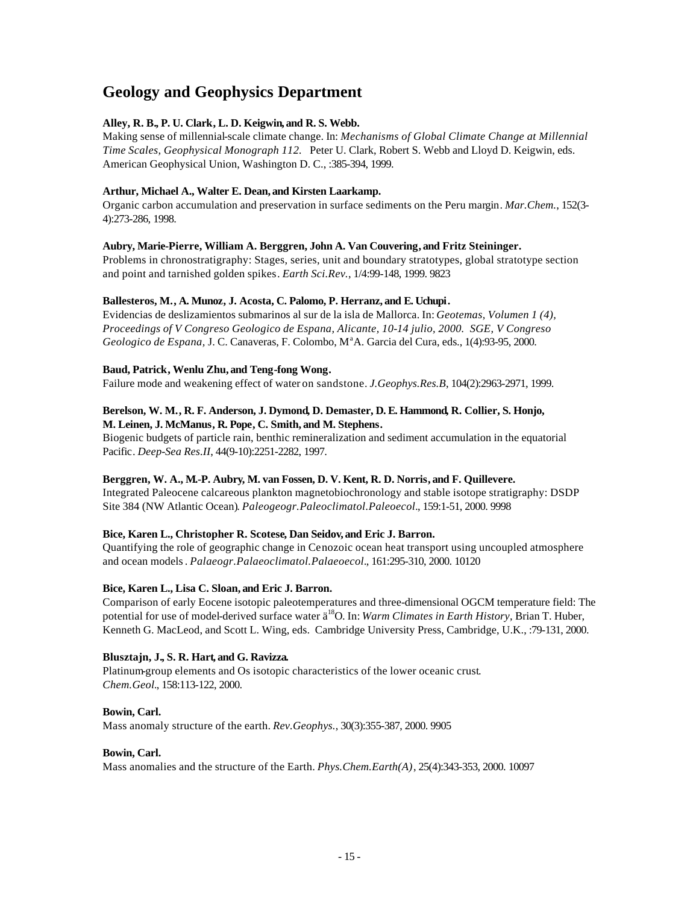## Geology and Geophysics Department

**Alley, R. B., P. U. Clark, L. D. Keigwin, and R. S. Webb.**
Making sense of millennial-scale climate change. In: *Mechanisms of Global Climate Change at Millennial Time Scales, Geophysical Monograph 112.* Peter U. Clark, Robert S. Webb and Lloyd D. Keigwin, eds. American Geophysical Union, Washington D. C., :385-394, 1999.

**Arthur, Michael A., Walter E. Dean, and Kirsten Laarkamp.**
Organic carbon accumulation and preservation in surface sediments on the Peru margin. *Mar.Chem.*, 152(3-4):273-286, 1998.

**Aubry, Marie-Pierre, William A. Berggren, John A. Van Couvering, and Fritz Steininger.**
Problems in chronostratigraphy: Stages, series, unit and boundary stratotypes, global stratotype section and point and tarnished golden spikes. *Earth Sci.Rev.*, 1/4:99-148, 1999. 9823

**Ballesteros, M., A. Munoz, J. Acosta, C. Palomo, P. Herranz, and E. Uchupi.**
Evidencias de deslizamientos submarinos al sur de la isla de Mallorca. In: *Geotemas, Volumen 1 (4), Proceedings of V Congreso Geologico de Espana, Alicante, 10-14 julio, 2000. SGE, V Congreso Geologico de Espana,* J. C. Canaveras, F. Colombo, M$^{a}$A. Garcia del Cura, eds., 1(4):93-95, 2000.

**Baud, Patrick, Wenlu Zhu, and Teng-fong Wong.**
Failure mode and weakening effect of water on sandstone. *J.Geophys.Res.B*, 104(2):2963-2971, 1999.

**Berelson, W. M., R. F. Anderson, J. Dymond, D. Demaster, D. E. Hammond, R. Collier, S. Honjo, M. Leinen, J. McManus, R. Pope, C. Smith, and M. Stephens.**
Biogenic budgets of particle rain, benthic remineralization and sediment accumulation in the equatorial Pacific. *Deep-Sea Res.II*, 44(9-10):2251-2282, 1997.

**Berggren, W. A., M.-P. Aubry, M. van Fossen, D. V. Kent, R. D. Norris, and F. Quillevere.**
Integrated Paleocene calcareous plankton magnetobiochronology and stable isotope stratigraphy: DSDP Site 384 (NW Atlantic Ocean). *Paleogeogr.Paleoclimatol.Paleoecol.*, 159:1-51, 2000. 9998

**Bice, Karen L., Christopher R. Scotese, Dan Seidov, and Eric J. Barron.**
Quantifying the role of geographic change in Cenozoic ocean heat transport using uncoupled atmosphere and ocean models. *Palaeogr.Palaeoclimatol.Palaeoecol.*, 161:295-310, 2000. 10120

**Bice, Karen L., Lisa C. Sloan, and Eric J. Barron.**
Comparison of early Eocene isotopic paleotemperatures and three-dimensional OGCM temperature field: The potential for use of model-derived surface water ä$^{18}$O. In: *Warm Climates in Earth History,* Brian T. Huber, Kenneth G. MacLeod, and Scott L. Wing, eds. Cambridge University Press, Cambridge, U.K., :79-131, 2000.

**Blusztajn, J., S. R. Hart, and G. Ravizza.**
Platinum-group elements and Os isotopic characteristics of the lower oceanic crust. *Chem.Geol.*, 158:113-122, 2000.

**Bowin, Carl.**
Mass anomaly structure of the earth. *Rev.Geophys.*, 30(3):355-387, 2000. 9905

**Bowin, Carl.**
Mass anomalies and the structure of the Earth. *Phys.Chem.Earth(A)*, 25(4):343-353, 2000. 10097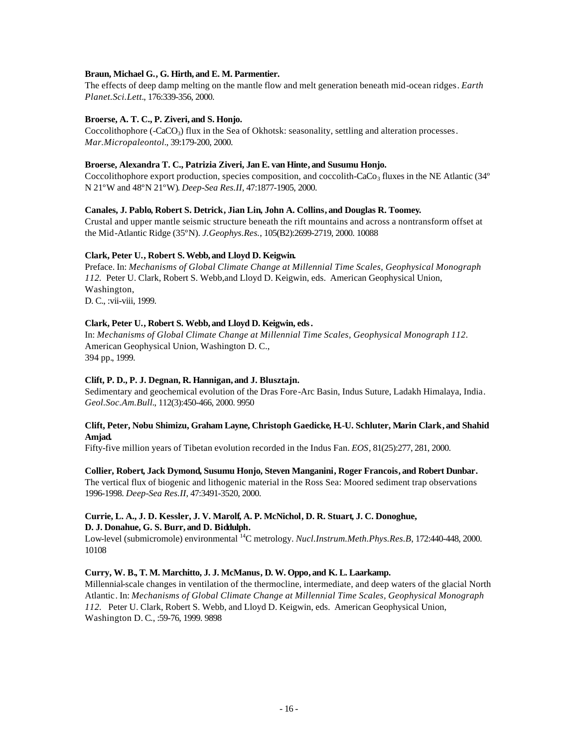**Braun, Michael G., G. Hirth, and E. M. Parmentier.**
The effects of deep damp melting on the mantle flow and melt generation beneath mid-ocean ridges. *Earth Planet.Sci.Lett.*, 176:339-356, 2000.

**Broerse, A. T. C., P. Ziveri, and S. Honjo.**
Coccolithophore (-$CaCO_3$) flux in the Sea of Okhotsk: seasonality, settling and alteration processes. *Mar.Micropaleontol.*, 39:179-200, 2000.

**Broerse, Alexandra T. C., Patrizia Ziveri, Jan E. van Hinte, and Susumu Honjo.**
Coccolithophore export production, species composition, and coccolith-$CaCo_3$ fluxes in the NE Atlantic (34º N 21ºW and 48ºN 21ºW). *Deep-Sea Res.II*, 47:1877-1905, 2000.

**Canales, J. Pablo, Robert S. Detrick, Jian Lin, John A. Collins, and Douglas R. Toomey.**
Crustal and upper mantle seismic structure beneath the rift mountains and across a nontransform offset at the Mid-Atlantic Ridge (35ºN). *J.Geophys.Res.*, 105(B2):2699-2719, 2000. 10088

**Clark, Peter U., Robert S. Webb, and Lloyd D. Keigwin.**
Preface. In: *Mechanisms of Global Climate Change at Millennial Time Scales, Geophysical Monograph 112.* Peter U. Clark, Robert S. Webb,and Lloyd D. Keigwin, eds. American Geophysical Union, Washington,
D. C., :vii-viii, 1999.

**Clark, Peter U., Robert S. Webb, and Lloyd D. Keigwin, eds.**
In: *Mechanisms of Global Climate Change at Millennial Time Scales, Geophysical Monograph 112.* American Geophysical Union, Washington D. C.,
394 pp., 1999.

**Clift, P. D., P. J. Degnan, R. Hannigan, and J. Blusztajn.**
Sedimentary and geochemical evolution of the Dras Fore-Arc Basin, Indus Suture, Ladakh Himalaya, India. *Geol.Soc.Am.Bull.*, 112(3):450-466, 2000. 9950

**Clift, Peter, Nobu Shimizu, Graham Layne, Christoph Gaedicke, H.-U. Schluter, Marin Clark, and Shahid Amjad.**
Fifty-five million years of Tibetan evolution recorded in the Indus Fan. *EOS*, 81(25):277, 281, 2000.

**Collier, Robert, Jack Dymond, Susumu Honjo, Steven Manganini, Roger Francois, and Robert Dunbar.**
The vertical flux of biogenic and lithogenic material in the Ross Sea: Moored sediment trap observations 1996-1998. *Deep-Sea Res.II*, 47:3491-3520, 2000.

**Currie, L. A., J. D. Kessler, J. V. Marolf, A. P. McNichol, D. R. Stuart, J. C. Donoghue, D. J. Donahue, G. S. Burr, and D. Biddulph.**
Low-level (submicromole) environmental $^{14}C$ metrology. *Nucl.Instrum.Meth.Phys.Res.B*, 172:440-448, 2000. 10108

**Curry, W. B., T. M. Marchitto, J. J. McManus, D. W. Oppo, and K. L. Laarkamp.**
Millennial-scale changes in ventilation of the thermocline, intermediate, and deep waters of the glacial North Atlantic. In: *Mechanisms of Global Climate Change at Millennial Time Scales, Geophysical Monograph 112.* Peter U. Clark, Robert S. Webb, and Lloyd D. Keigwin, eds. American Geophysical Union, Washington D. C., :59-76, 1999. 9898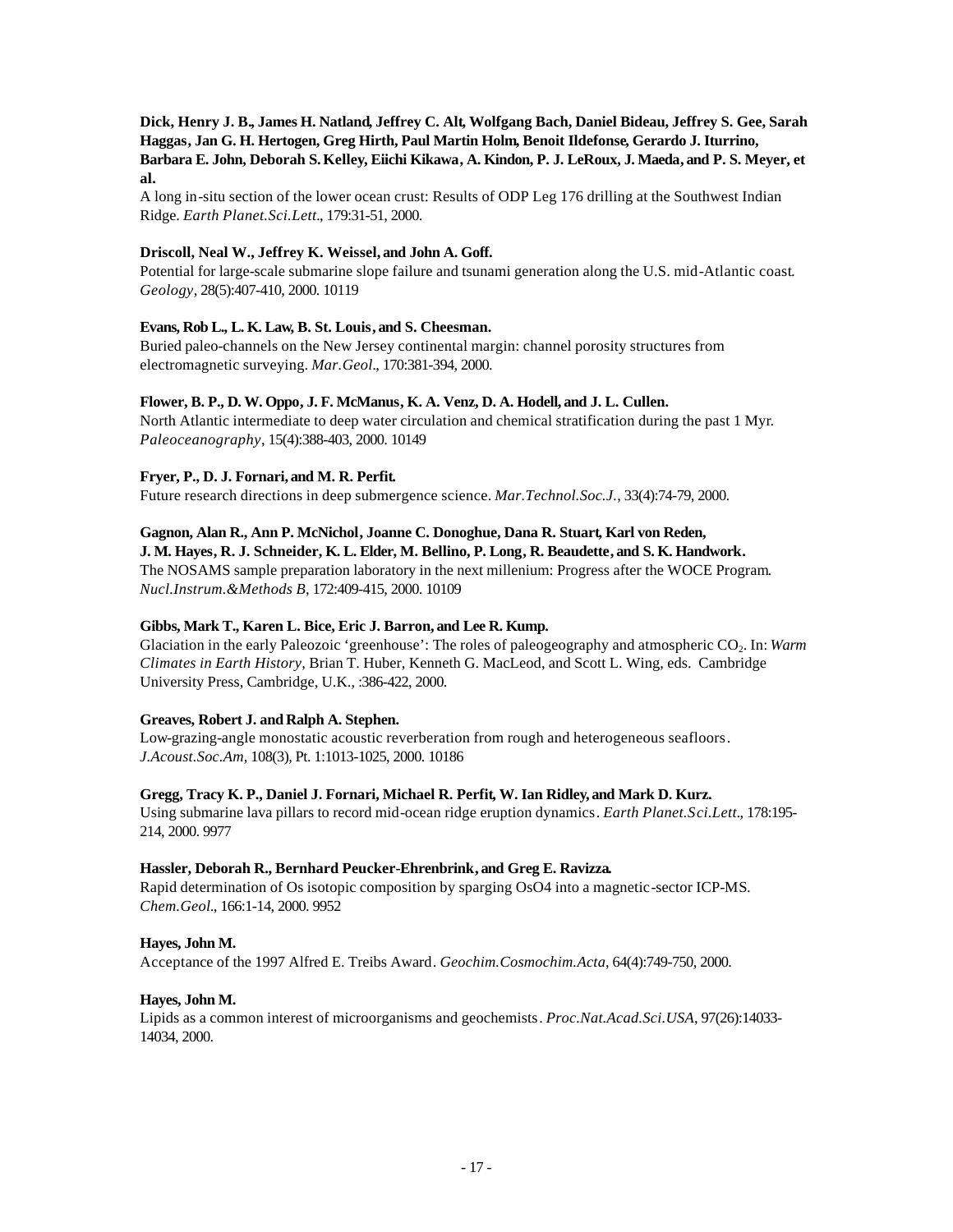**Dick, Henry J. B., James H. Natland, Jeffrey C. Alt, Wolfgang Bach, Daniel Bideau, Jeffrey S. Gee, Sarah Haggas, Jan G. H. Hertogen, Greg Hirth, Paul Martin Holm, Benoit Ildefonse, Gerardo J. Iturrino, Barbara E. John, Deborah S. Kelley, Eiichi Kikawa, A. Kindon, P. J. LeRoux, J. Maeda, and P. S. Meyer, et al.**

A long in-situ section of the lower ocean crust: Results of ODP Leg 176 drilling at the Southwest Indian Ridge. *Earth Planet.Sci.Lett.*, 179:31-51, 2000.

**Driscoll, Neal W., Jeffrey K. Weissel, and John A. Goff.**

Potential for large-scale submarine slope failure and tsunami generation along the U.S. mid-Atlantic coast. *Geology*, 28(5):407-410, 2000. 10119

**Evans, Rob L., L. K. Law, B. St. Louis, and S. Cheesman.**

Buried paleo-channels on the New Jersey continental margin: channel porosity structures from electromagnetic surveying. *Mar.Geol.*, 170:381-394, 2000.

**Flower, B. P., D. W. Oppo, J. F. McManus, K. A. Venz, D. A. Hodell, and J. L. Cullen.**

North Atlantic intermediate to deep water circulation and chemical stratification during the past 1 Myr. *Paleoceanography*, 15(4):388-403, 2000. 10149

**Fryer, P., D. J. Fornari, and M. R. Perfit.**

Future research directions in deep submergence science. *Mar.Technol.Soc.J.*, 33(4):74-79, 2000.

**Gagnon, Alan R., Ann P. McNichol, Joanne C. Donoghue, Dana R. Stuart, Karl von Reden, J. M. Hayes, R. J. Schneider, K. L. Elder, M. Bellino, P. Long, R. Beaudette, and S. K. Handwork.**

The NOSAMS sample preparation laboratory in the next millenium: Progress after the WOCE Program. *Nucl.Instrum.&Methods B*, 172:409-415, 2000. 10109

**Gibbs, Mark T., Karen L. Bice, Eric J. Barron, and Lee R. Kump.**

Glaciation in the early Paleozoic 'greenhouse': The roles of paleogeography and atmospheric $CO_2$. In: *Warm Climates in Earth History*, Brian T. Huber, Kenneth G. MacLeod, and Scott L. Wing, eds. Cambridge University Press, Cambridge, U.K., :386-422, 2000.

**Greaves, Robert J. and Ralph A. Stephen.**

Low-grazing-angle monostatic acoustic reverberation from rough and heterogeneous seafloors. *J.Acoust.Soc.Am*, 108(3), Pt. 1:1013-1025, 2000. 10186

**Gregg, Tracy K. P., Daniel J. Fornari, Michael R. Perfit, W. Ian Ridley, and Mark D. Kurz.**

Using submarine lava pillars to record mid-ocean ridge eruption dynamics. *Earth Planet.Sci.Lett.*, 178:195-214, 2000. 9977

**Hassler, Deborah R., Bernhard Peucker-Ehrenbrink, and Greg E. Ravizza.**

Rapid determination of Os isotopic composition by sparging OsO4 into a magnetic-sector ICP-MS. *Chem.Geol.*, 166:1-14, 2000. 9952

**Hayes, John M.**

Acceptance of the 1997 Alfred E. Treibs Award. *Geochim.Cosmochim.Acta*, 64(4):749-750, 2000.

**Hayes, John M.**

Lipids as a common interest of microorganisms and geochemists. *Proc.Nat.Acad.Sci.USA*, 97(26):14033-14034, 2000.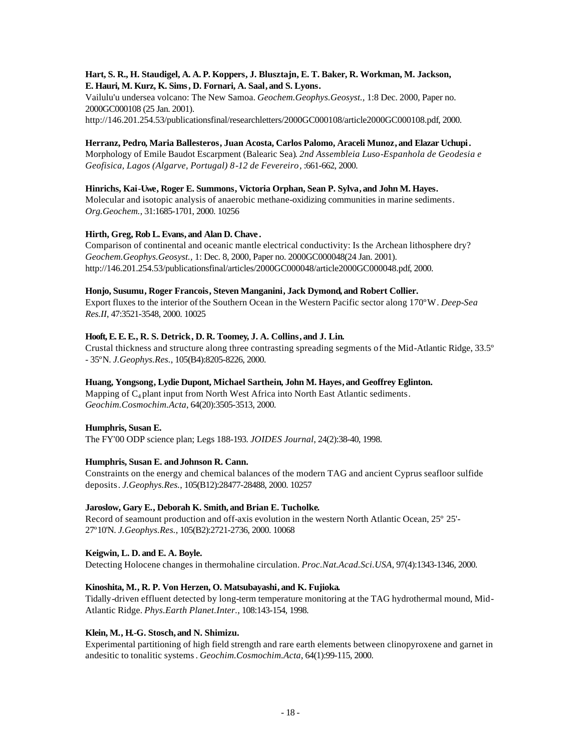**Hart, S. R., H. Staudigel, A. A. P. Koppers, J. Blusztajn, E. T. Baker, R. Workman, M. Jackson, E. Hauri, M. Kurz, K. Sims, D. Fornari, A. Saal, and S. Lyons.**
Vailulu'u undersea volcano: The New Samoa. *Geochem.Geophys.Geosyst.*, 1:8 Dec. 2000, Paper no. 2000GC000108 (25 Jan. 2001).
http://146.201.254.53/publicationsfinal/researchletters/2000GC000108/article2000GC000108.pdf, 2000.

**Herranz, Pedro, Maria Ballesteros, Juan Acosta, Carlos Palomo, Araceli Munoz, and Elazar Uchupi.**
Morphology of Emile Baudot Escarpment (Balearic Sea). *2nd Assembleia Luso-Espanhola de Geodesia e Geofisica, Lagos (Algarve, Portugal) 8-12 de Fevereiro*, :661-662, 2000.

**Hinrichs, Kai-Uwe, Roger E. Summons, Victoria Orphan, Sean P. Sylva, and John M. Hayes.**
Molecular and isotopic analysis of anaerobic methane-oxidizing communities in marine sediments. *Org.Geochem.*, 31:1685-1701, 2000. 10256

**Hirth, Greg, Rob L. Evans, and Alan D. Chave.**
Comparison of continental and oceanic mantle electrical conductivity: Is the Archean lithosphere dry? *Geochem.Geophys.Geosyst.*, 1: Dec. 8, 2000, Paper no. 2000GC000048(24 Jan. 2001).
http://146.201.254.53/publicationsfinal/articles/2000GC000048/article2000GC000048.pdf, 2000.

**Honjo, Susumu, Roger Francois, Steven Manganini, Jack Dymond, and Robert Collier.**
Export fluxes to the interior of the Southern Ocean in the Western Pacific sector along 170ºW. *Deep-Sea Res.II*, 47:3521-3548, 2000. 10025

**Hooft, E. E. E., R. S. Detrick, D. R. Toomey, J. A. Collins, and J. Lin.**
Crustal thickness and structure along three contrasting spreading segments of the Mid-Atlantic Ridge, 33.5º - 35ºN. *J.Geophys.Res.*, 105(B4):8205-8226, 2000.

**Huang, Yongsong, Lydie Dupont, Michael Sarthein, John M. Hayes, and Geoffrey Eglinton.**
Mapping of $C_4$ plant input from North West Africa into North East Atlantic sediments. *Geochim.Cosmochim.Acta*, 64(20):3505-3513, 2000.

**Humphris, Susan E.**
The FY'00 ODP science plan; Legs 188-193. *JOIDES Journal*, 24(2):38-40, 1998.

**Humphris, Susan E. and Johnson R. Cann.**
Constraints on the energy and chemical balances of the modern TAG and ancient Cyprus seafloor sulfide deposits. *J.Geophys.Res.*, 105(B12):28477-28488, 2000. 10257

**Jaroslow, Gary E., Deborah K. Smith, and Brian E. Tucholke.**
Record of seamount production and off-axis evolution in the western North Atlantic Ocean, 25º 25'-27º10'N. *J.Geophys.Res.*, 105(B2):2721-2736, 2000. 10068

**Keigwin, L. D. and E. A. Boyle.**
Detecting Holocene changes in thermohaline circulation. *Proc.Nat.Acad.Sci.USA*, 97(4):1343-1346, 2000.

**Kinoshita, M., R. P. Von Herzen, O. Matsubayashi, and K. Fujioka.**
Tidally-driven effluent detected by long-term temperature monitoring at the TAG hydrothermal mound, Mid-Atlantic Ridge. *Phys.Earth Planet.Inter.*, 108:143-154, 1998.

**Klein, M., H.-G. Stosch, and N. Shimizu.**
Experimental partitioning of high field strength and rare earth elements between clinopyroxene and garnet in andesitic to tonalitic systems. *Geochim.Cosmochim.Acta*, 64(1):99-115, 2000.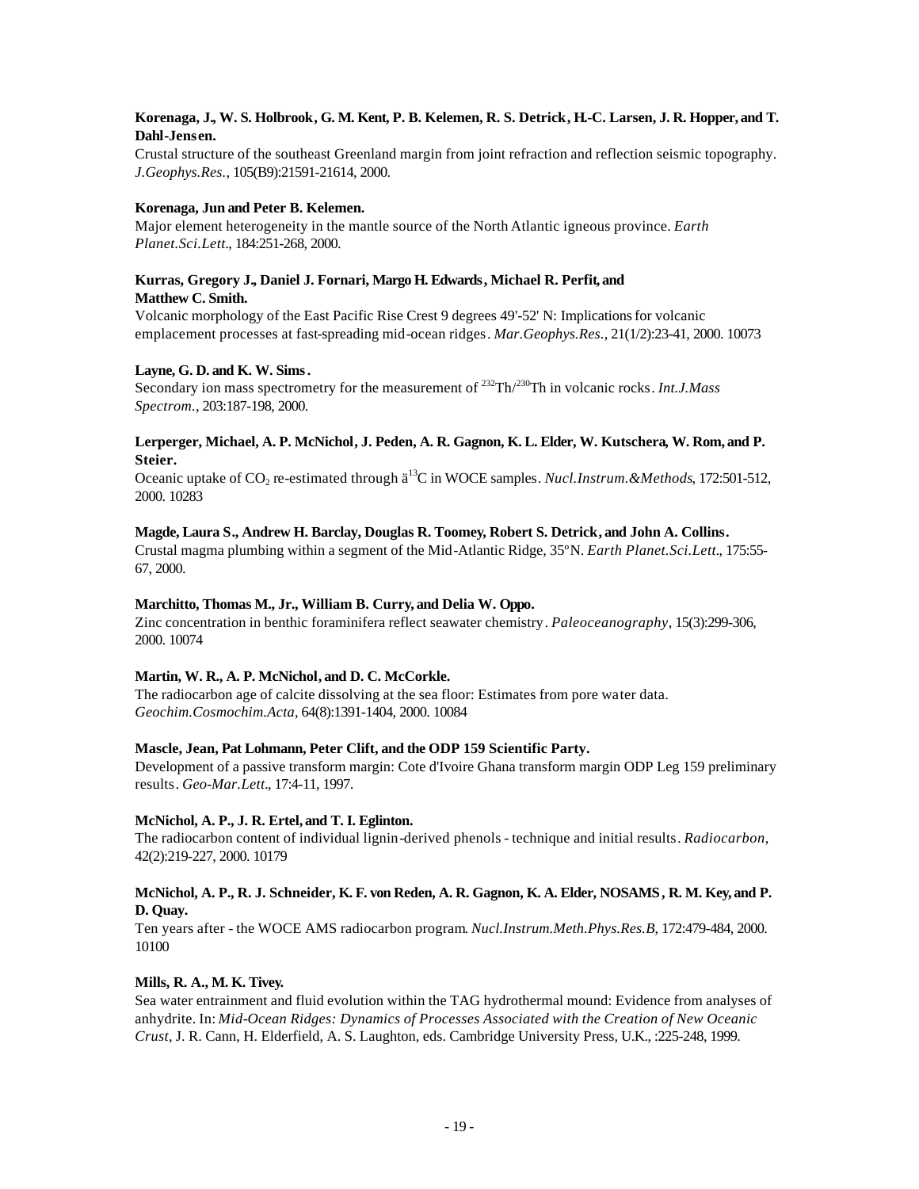**Korenaga, J., W. S. Holbrook, G. M. Kent, P. B. Kelemen, R. S. Detrick, H.-C. Larsen, J. R. Hopper, and T. Dahl-Jensen.**
Crustal structure of the southeast Greenland margin from joint refraction and reflection seismic topography. *J.Geophys.Res.*, 105(B9):21591-21614, 2000.

**Korenaga, Jun and Peter B. Kelemen.**
Major element heterogeneity in the mantle source of the North Atlantic igneous province. *Earth Planet.Sci.Lett.*, 184:251-268, 2000.

**Kurras, Gregory J., Daniel J. Fornari, Margo H. Edwards, Michael R. Perfit, and Matthew C. Smith.**
Volcanic morphology of the East Pacific Rise Crest 9 degrees 49'-52' N: Implications for volcanic emplacement processes at fast-spreading mid-ocean ridges. *Mar.Geophys.Res.*, 21(1/2):23-41, 2000. 10073

**Layne, G. D. and K. W. Sims.**
Secondary ion mass spectrometry for the measurement of $^{232}Th/^{230}Th$ in volcanic rocks. *Int.J.Mass Spectrom.*, 203:187-198, 2000.

**Lerperger, Michael, A. P. McNichol, J. Peden, A. R. Gagnon, K. L. Elder, W. Kutschera, W. Rom, and P. Steier.**
Oceanic uptake of $CO_2$ re-estimated through ä$^{13}$C in WOCE samples. *Nucl.Instrum.&Methods*, 172:501-512, 2000. 10283

**Magde, Laura S., Andrew H. Barclay, Douglas R. Toomey, Robert S. Detrick, and John A. Collins.**
Crustal magma plumbing within a segment of the Mid-Atlantic Ridge, 35°N. *Earth Planet.Sci.Lett.*, 175:55-67, 2000.

**Marchitto, Thomas M., Jr., William B. Curry, and Delia W. Oppo.**
Zinc concentration in benthic foraminifera reflect seawater chemistry. *Paleoceanography*, 15(3):299-306, 2000. 10074

**Martin, W. R., A. P. McNichol, and D. C. McCorkle.**
The radiocarbon age of calcite dissolving at the sea floor: Estimates from pore water data. *Geochim.Cosmochim.Acta*, 64(8):1391-1404, 2000. 10084

**Mascle, Jean, Pat Lohmann, Peter Clift, and the ODP 159 Scientific Party.**
Development of a passive transform margin: Cote d'Ivoire Ghana transform margin ODP Leg 159 preliminary results. *Geo-Mar.Lett.*, 17:4-11, 1997.

**McNichol, A. P., J. R. Ertel, and T. I. Eglinton.**
The radiocarbon content of individual lignin-derived phenols - technique and initial results. *Radiocarbon*, 42(2):219-227, 2000. 10179

**McNichol, A. P., R. J. Schneider, K. F. von Reden, A. R. Gagnon, K. A. Elder, NOSAMS, R. M. Key, and P. D. Quay.**
Ten years after - the WOCE AMS radiocarbon program. *Nucl.Instrum.Meth.Phys.Res.B*, 172:479-484, 2000. 10100

**Mills, R. A., M. K. Tivey.**
Sea water entrainment and fluid evolution within the TAG hydrothermal mound: Evidence from analyses of anhydrite. In: *Mid-Ocean Ridges: Dynamics of Processes Associated with the Creation of New Oceanic Crust*, J. R. Cann, H. Elderfield, A. S. Laughton, eds. Cambridge University Press, U.K., :225-248, 1999.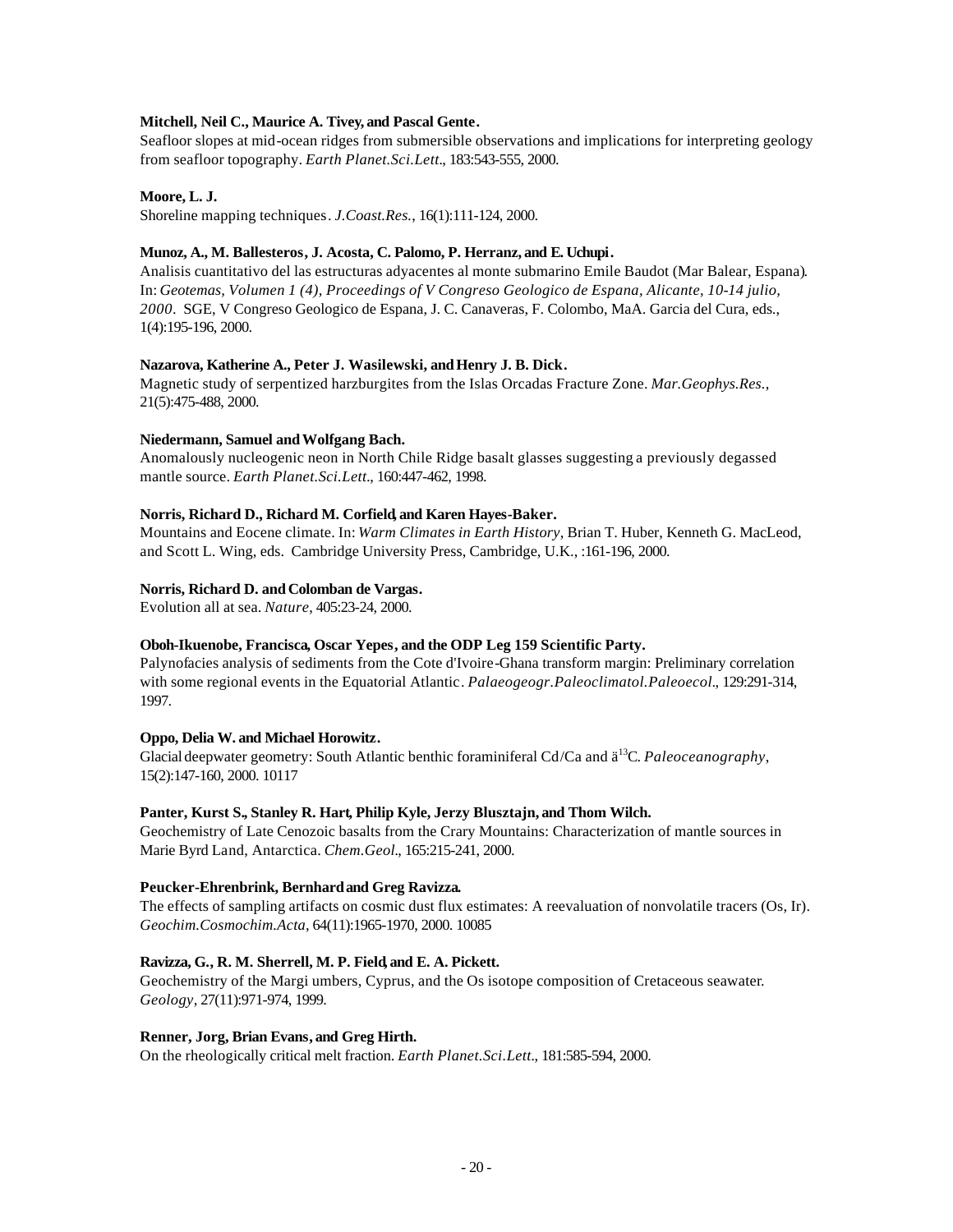**Mitchell, Neil C., Maurice A. Tivey, and Pascal Gente.**
Seafloor slopes at mid-ocean ridges from submersible observations and implications for interpreting geology from seafloor topography. *Earth Planet.Sci.Lett.*, 183:543-555, 2000.

**Moore, L. J.**
Shoreline mapping techniques. *J.Coast.Res.*, 16(1):111-124, 2000.

**Munoz, A., M. Ballesteros, J. Acosta, C. Palomo, P. Herranz, and E. Uchupi.**
Analisis cuantitativo del las estructuras adyacentes al monte submarino Emile Baudot (Mar Balear, Espana). In: *Geotemas, Volumen 1 (4), Proceedings of V Congreso Geologico de Espana, Alicante, 10-14 julio, 2000*. SGE, V Congreso Geologico de Espana, J. C. Canaveras, F. Colombo, MaA. Garcia del Cura, eds., 1(4):195-196, 2000.

**Nazarova, Katherine A., Peter J. Wasilewski, and Henry J. B. Dick.**
Magnetic study of serpentized harzburgites from the Islas Orcadas Fracture Zone. *Mar.Geophys.Res.*, 21(5):475-488, 2000.

**Niedermann, Samuel and Wolfgang Bach.**
Anomalously nucleogenic neon in North Chile Ridge basalt glasses suggesting a previously degassed mantle source. *Earth Planet.Sci.Lett.*, 160:447-462, 1998.

**Norris, Richard D., Richard M. Corfield, and Karen Hayes-Baker.**
Mountains and Eocene climate. In: *Warm Climates in Earth History*, Brian T. Huber, Kenneth G. MacLeod, and Scott L. Wing, eds. Cambridge University Press, Cambridge, U.K., :161-196, 2000.

**Norris, Richard D. and Colomban de Vargas.**
Evolution all at sea. *Nature*, 405:23-24, 2000.

**Oboh-Ikuenobe, Francisca, Oscar Yepes, and the ODP Leg 159 Scientific Party.**
Palynofacies analysis of sediments from the Cote d'Ivoire-Ghana transform margin: Preliminary correlation with some regional events in the Equatorial Atlantic. *Palaeogeogr.Paleoclimatol.Paleoecol.*, 129:291-314, 1997.

**Oppo, Delia W. and Michael Horowitz.**
Glacial deepwater geometry: South Atlantic benthic foraminiferal Cd/Ca and $\delta^{13}$C. *Paleoceanography*, 15(2):147-160, 2000. 10117

**Panter, Kurst S., Stanley R. Hart, Philip Kyle, Jerzy Blusztajn, and Thom Wilch.**
Geochemistry of Late Cenozoic basalts from the Crary Mountains: Characterization of mantle sources in Marie Byrd Land, Antarctica. *Chem.Geol.*, 165:215-241, 2000.

**Peucker-Ehrenbrink, Bernhard and Greg Ravizza.**
The effects of sampling artifacts on cosmic dust flux estimates: A reevaluation of nonvolatile tracers (Os, Ir). *Geochim.Cosmochim.Acta*, 64(11):1965-1970, 2000. 10085

**Ravizza, G., R. M. Sherrell, M. P. Field, and E. A. Pickett.**
Geochemistry of the Margi umbers, Cyprus, and the Os isotope composition of Cretaceous seawater. *Geology*, 27(11):971-974, 1999.

**Renner, Jorg, Brian Evans, and Greg Hirth.**
On the rheologically critical melt fraction. *Earth Planet.Sci.Lett.*, 181:585-594, 2000.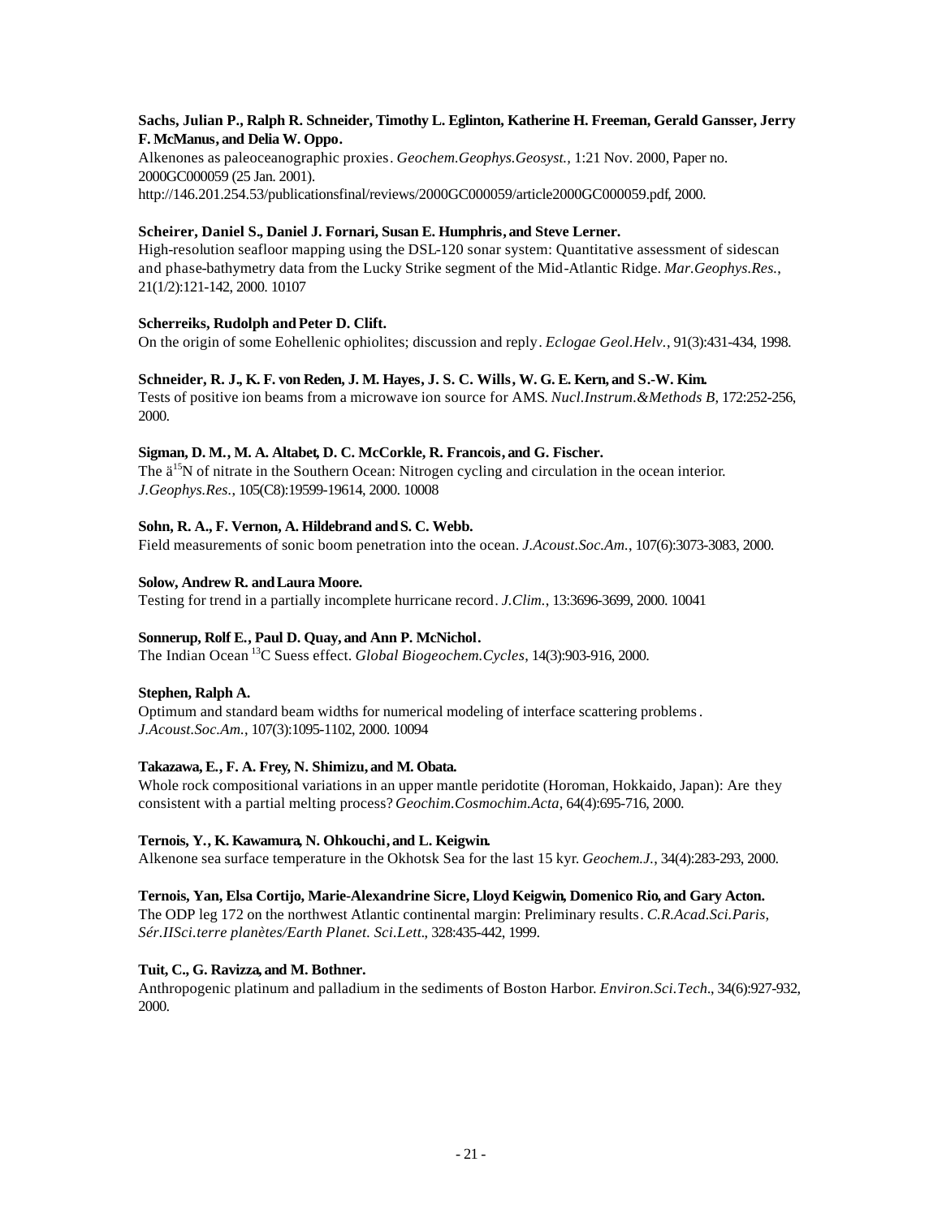**Sachs, Julian P., Ralph R. Schneider, Timothy L. Eglinton, Katherine H. Freeman, Gerald Gansser, Jerry F. McManus, and Delia W. Oppo.**
Alkenones as paleoceanographic proxies. *Geochem.Geophys.Geosyst.*, 1:21 Nov. 2000, Paper no. 2000GC000059 (25 Jan. 2001).
http://146.201.254.53/publicationsfinal/reviews/2000GC000059/article2000GC000059.pdf, 2000.

**Scheirer, Daniel S., Daniel J. Fornari, Susan E. Humphris, and Steve Lerner.**
High-resolution seafloor mapping using the DSL-120 sonar system: Quantitative assessment of sidescan and phase-bathymetry data from the Lucky Strike segment of the Mid-Atlantic Ridge. *Mar.Geophys.Res.*, 21(1/2):121-142, 2000. 10107

**Scherreiks, Rudolph and Peter D. Clift.**
On the origin of some Eohellenic ophiolites; discussion and reply. *Eclogae Geol.Helv.*, 91(3):431-434, 1998.

**Schneider, R. J., K. F. von Reden, J. M. Hayes, J. S. C. Wills, W. G. E. Kern, and S.-W. Kim.**
Tests of positive ion beams from a microwave ion source for AMS. *Nucl.Instrum.&Methods B*, 172:252-256, 2000.

**Sigman, D. M., M. A. Altabet, D. C. McCorkle, R. Francois, and G. Fischer.**
The ä$^{15}$N of nitrate in the Southern Ocean: Nitrogen cycling and circulation in the ocean interior. *J.Geophys.Res.*, 105(C8):19599-19614, 2000. 10008

**Sohn, R. A., F. Vernon, A. Hildebrand and S. C. Webb.**
Field measurements of sonic boom penetration into the ocean. *J.Acoust.Soc.Am.*, 107(6):3073-3083, 2000.

**Solow, Andrew R. and Laura Moore.**
Testing for trend in a partially incomplete hurricane record. *J.Clim.*, 13:3696-3699, 2000. 10041

**Sonnerup, Rolf E., Paul D. Quay, and Ann P. McNichol.**
The Indian Ocean $^{13}$C Suess effect. *Global Biogeochem.Cycles*, 14(3):903-916, 2000.

**Stephen, Ralph A.**
Optimum and standard beam widths for numerical modeling of interface scattering problems. *J.Acoust.Soc.Am.*, 107(3):1095-1102, 2000. 10094

**Takazawa, E., F. A. Frey, N. Shimizu, and M. Obata.**
Whole rock compositional variations in an upper mantle peridotite (Horoman, Hokkaido, Japan): Are they consistent with a partial melting process? *Geochim.Cosmochim.Acta*, 64(4):695-716, 2000.

**Ternois, Y., K. Kawamura, N. Ohkouchi, and L. Keigwin.**
Alkenone sea surface temperature in the Okhotsk Sea for the last 15 kyr. *Geochem.J.*, 34(4):283-293, 2000.

**Ternois, Yan, Elsa Cortijo, Marie-Alexandrine Sicre, Lloyd Keigwin, Domenico Rio, and Gary Acton.**
The ODP leg 172 on the northwest Atlantic continental margin: Preliminary results. *C.R.Acad.Sci.Paris, Sér.IISci.terre planètes/Earth Planet. Sci.Lett.*, 328:435-442, 1999.

**Tuit, C., G. Ravizza, and M. Bothner.**
Anthropogenic platinum and palladium in the sediments of Boston Harbor. *Environ.Sci.Tech.*, 34(6):927-932, 2000.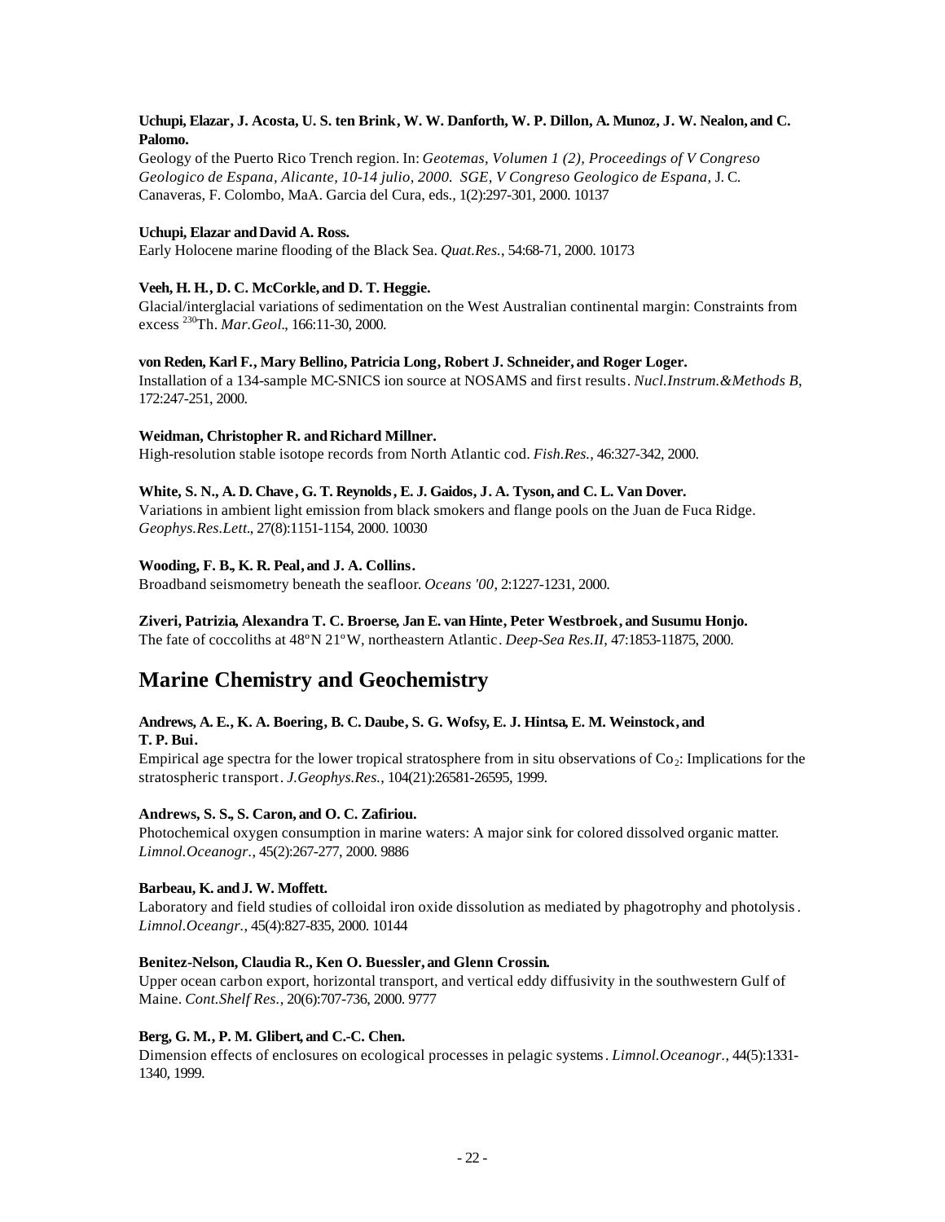**Uchupi, Elazar, J. Acosta, U. S. ten Brink, W. W. Danforth, W. P. Dillon, A. Munoz, J. W. Nealon, and C. Palomo.**

Geology of the Puerto Rico Trench region. In: *Geotemas, Volumen 1 (2), Proceedings of V Congreso Geologico de Espana, Alicante, 10-14 julio, 2000. SGE, V Congreso Geologico de Espana,* J. C. Canaveras, F. Colombo, MaA. Garcia del Cura, eds., 1(2):297-301, 2000. 10137

**Uchupi, Elazar and David A. Ross.**

Early Holocene marine flooding of the Black Sea. *Quat.Res.*, 54:68-71, 2000. 10173

**Veeh, H. H., D. C. McCorkle, and D. T. Heggie.**

Glacial/interglacial variations of sedimentation on the West Australian continental margin: Constraints from excess $^{230}$Th. *Mar.Geol.*, 166:11-30, 2000.

**von Reden, Karl F., Mary Bellino, Patricia Long, Robert J. Schneider, and Roger Loger.**

Installation of a 134-sample MC-SNICS ion source at NOSAMS and first results. *Nucl.Instrum.&Methods B*, 172:247-251, 2000.

**Weidman, Christopher R. and Richard Millner.**

High-resolution stable isotope records from North Atlantic cod. *Fish.Res.*, 46:327-342, 2000.

**White, S. N., A. D. Chave, G. T. Reynolds, E. J. Gaidos, J. A. Tyson, and C. L. Van Dover.**

Variations in ambient light emission from black smokers and flange pools on the Juan de Fuca Ridge. *Geophys.Res.Lett.*, 27(8):1151-1154, 2000. 10030

**Wooding, F. B., K. R. Peal, and J. A. Collins.**

Broadband seismometry beneath the seafloor. *Oceans '00*, 2:1227-1231, 2000.

**Ziveri, Patrizia, Alexandra T. C. Broerse, Jan E. van Hinte, Peter Westbroek, and Susumu Honjo.**

The fate of coccoliths at 48°N 21°W, northeastern Atlantic. *Deep-Sea Res.II*, 47:1853-11875, 2000.

## Marine Chemistry and Geochemistry

**Andrews, A. E., K. A. Boering, B. C. Daube, S. G. Wofsy, E. J. Hintsa, E. M. Weinstock, and T. P. Bui.**

Empirical age spectra for the lower tropical stratosphere from in situ observations of $Co_2$: Implications for the stratospheric transport. *J.Geophys.Res.*, 104(21):26581-26595, 1999.

**Andrews, S. S., S. Caron, and O. C. Zafiriou.**

Photochemical oxygen consumption in marine waters: A major sink for colored dissolved organic matter. *Limnol.Oceanogr.*, 45(2):267-277, 2000. 9886

**Barbeau, K. and J. W. Moffett.**

Laboratory and field studies of colloidal iron oxide dissolution as mediated by phagotrophy and photolysis. *Limnol.Oceangr.*, 45(4):827-835, 2000. 10144

**Benitez-Nelson, Claudia R., Ken O. Buessler, and Glenn Crossin.**

Upper ocean carbon export, horizontal transport, and vertical eddy diffusivity in the southwestern Gulf of Maine. *Cont.Shelf Res.*, 20(6):707-736, 2000. 9777

**Berg, G. M., P. M. Glibert, and C.-C. Chen.**

Dimension effects of enclosures on ecological processes in pelagic systems. *Limnol.Oceanogr.*, 44(5):1331-1340, 1999.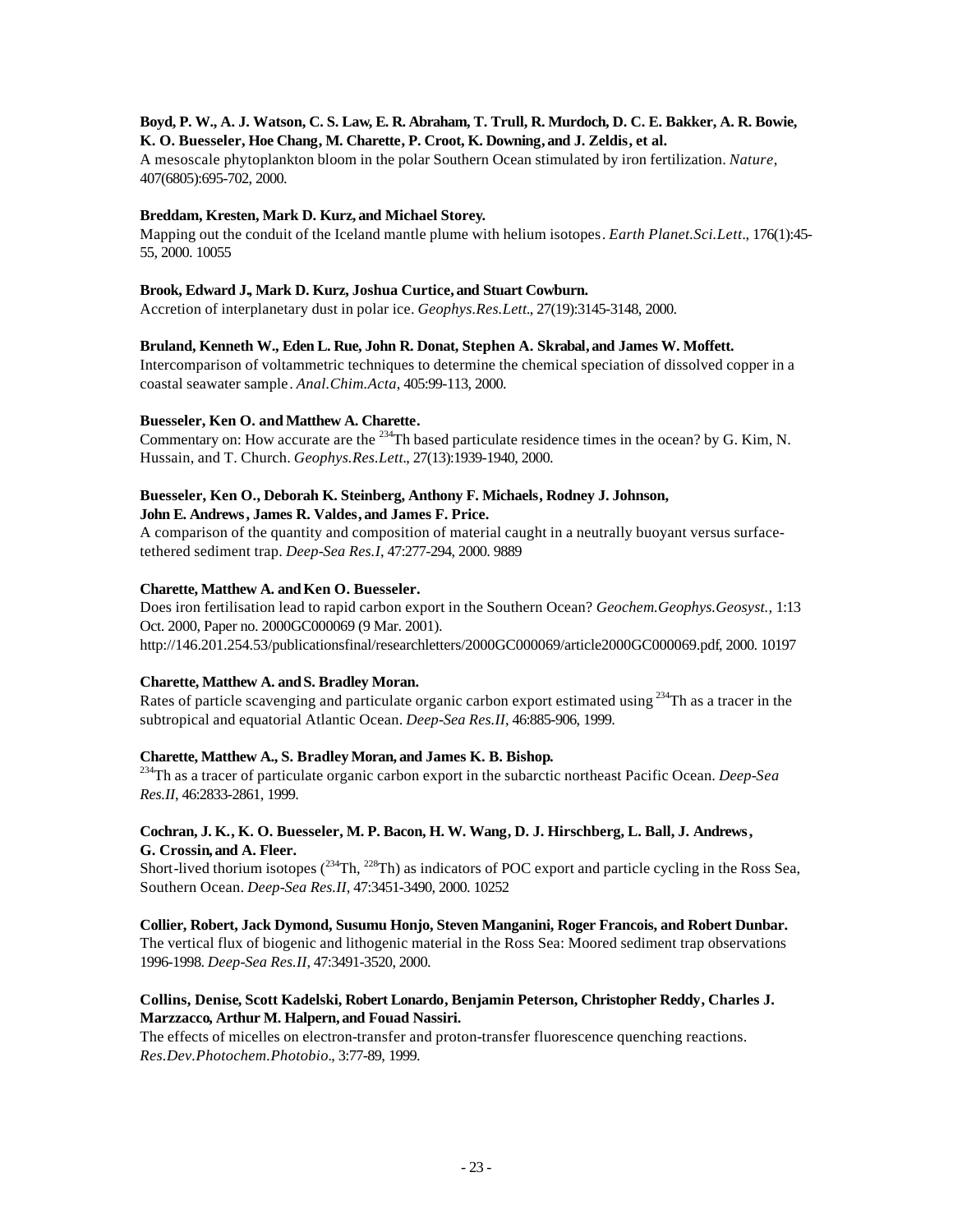**Boyd, P. W., A. J. Watson, C. S. Law, E. R. Abraham, T. Trull, R. Murdoch, D. C. E. Bakker, A. R. Bowie, K. O. Buesseler, Hoe Chang, M. Charette, P. Croot, K. Downing, and J. Zeldis, et al.**
A mesoscale phytoplankton bloom in the polar Southern Ocean stimulated by iron fertilization. *Nature*, 407(6805):695-702, 2000.

**Breddam, Kresten, Mark D. Kurz, and Michael Storey.**
Mapping out the conduit of the Iceland mantle plume with helium isotopes. *Earth Planet.Sci.Lett*., 176(1):45-55, 2000. 10055

**Brook, Edward J., Mark D. Kurz, Joshua Curtice, and Stuart Cowburn.**
Accretion of interplanetary dust in polar ice. *Geophys.Res.Lett*., 27(19):3145-3148, 2000.

**Bruland, Kenneth W., Eden L. Rue, John R. Donat, Stephen A. Skrabal, and James W. Moffett.**
Intercomparison of voltammetric techniques to determine the chemical speciation of dissolved copper in a coastal seawater sample. *Anal.Chim.Acta*, 405:99-113, 2000.

**Buesseler, Ken O. and Matthew A. Charette.**
Commentary on: How accurate are the $^{234}$Th based particulate residence times in the ocean? by G. Kim, N. Hussain, and T. Church. *Geophys.Res.Lett*., 27(13):1939-1940, 2000.

**Buesseler, Ken O., Deborah K. Steinberg, Anthony F. Michaels, Rodney J. Johnson, John E. Andrews, James R. Valdes, and James F. Price.**
A comparison of the quantity and composition of material caught in a neutrally buoyant versus surface-tethered sediment trap. *Deep-Sea Res.I*, 47:277-294, 2000. 9889

**Charette, Matthew A. and Ken O. Buesseler.**
Does iron fertilisation lead to rapid carbon export in the Southern Ocean? *Geochem.Geophys.Geosyst.*, 1:13 Oct. 2000, Paper no. 2000GC000069 (9 Mar. 2001).
http://146.201.254.53/publicationsfinal/researchletters/2000GC000069/article2000GC000069.pdf, 2000. 10197

**Charette, Matthew A. and S. Bradley Moran.**
Rates of particle scavenging and particulate organic carbon export estimated using $^{234}$Th as a tracer in the subtropical and equatorial Atlantic Ocean. *Deep-Sea Res.II*, 46:885-906, 1999.

**Charette, Matthew A., S. Bradley Moran, and James K. B. Bishop.**
$^{234}$Th as a tracer of particulate organic carbon export in the subarctic northeast Pacific Ocean. *Deep-Sea Res.II*, 46:2833-2861, 1999.

**Cochran, J. K., K. O. Buesseler, M. P. Bacon, H. W. Wang, D. J. Hirschberg, L. Ball, J. Andrews, G. Crossin, and A. Fleer.**
Short-lived thorium isotopes ($^{234}$Th, $^{228}$Th) as indicators of POC export and particle cycling in the Ross Sea, Southern Ocean. *Deep-Sea Res.II*, 47:3451-3490, 2000. 10252

**Collier, Robert, Jack Dymond, Susumu Honjo, Steven Manganini, Roger Francois, and Robert Dunbar.**
The vertical flux of biogenic and lithogenic material in the Ross Sea: Moored sediment trap observations 1996-1998. *Deep-Sea Res.II*, 47:3491-3520, 2000.

**Collins, Denise, Scott Kadelski, Robert Lonardo, Benjamin Peterson, Christopher Reddy, Charles J. Marzzacco, Arthur M. Halpern, and Fouad Nassiri.**
The effects of micelles on electron-transfer and proton-transfer fluorescence quenching reactions. *Res.Dev.Photochem.Photobio*., 3:77-89, 1999.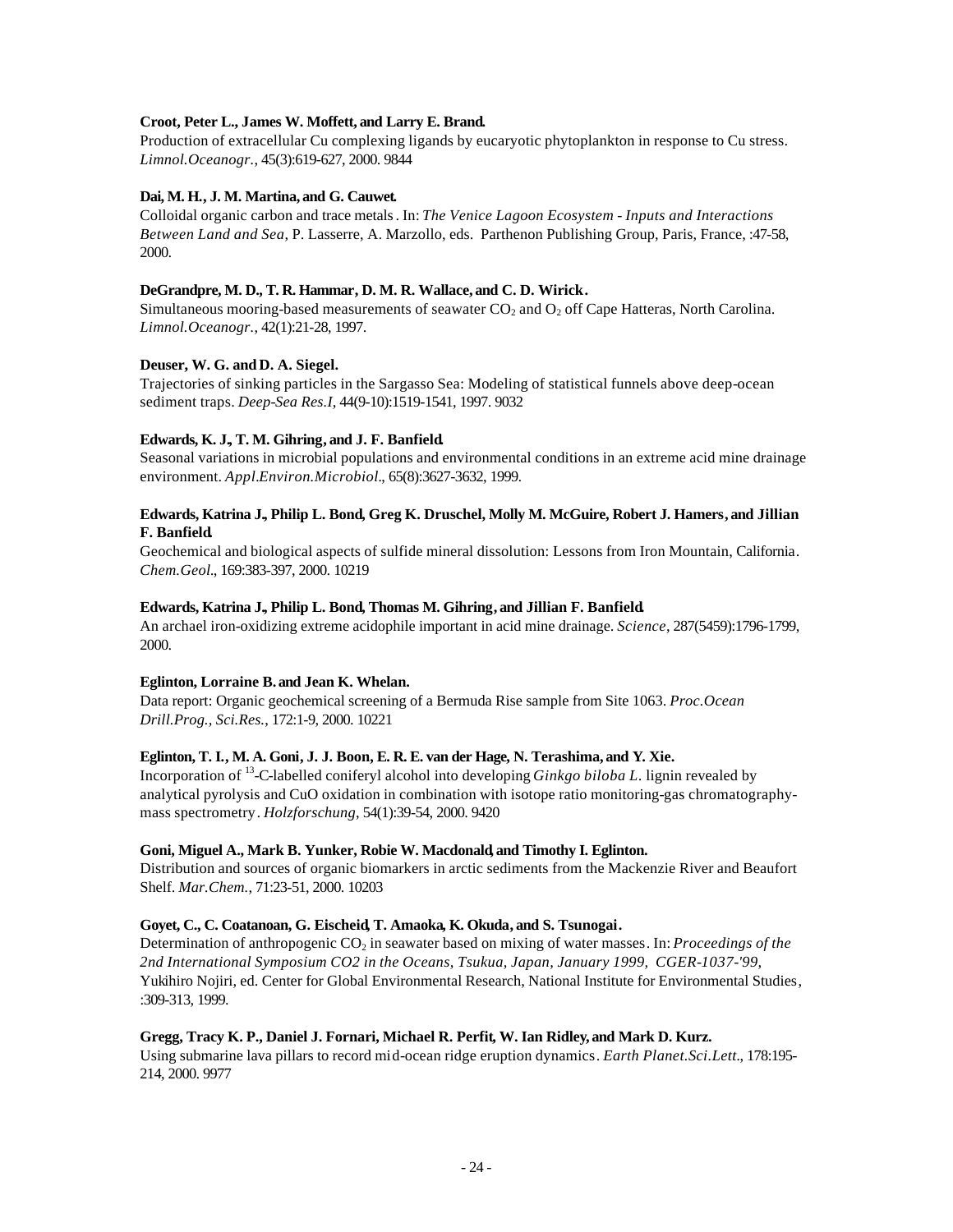**Croot, Peter L., James W. Moffett, and Larry E. Brand.**
Production of extracellular Cu complexing ligands by eucaryotic phytoplankton in response to Cu stress. *Limnol.Oceanogr.*, 45(3):619-627, 2000. 9844

**Dai, M. H., J. M. Martina, and G. Cauwet.**
Colloidal organic carbon and trace metals. In: *The Venice Lagoon Ecosystem - Inputs and Interactions Between Land and Sea*, P. Lasserre, A. Marzollo, eds. Parthenon Publishing Group, Paris, France, :47-58, 2000.

**DeGrandpre, M. D., T. R. Hammar, D. M. R. Wallace, and C. D. Wirick.**
Simultaneous mooring-based measurements of seawater $CO_2$ and $O_2$ off Cape Hatteras, North Carolina. *Limnol.Oceanogr.*, 42(1):21-28, 1997.

**Deuser, W. G. and D. A. Siegel.**
Trajectories of sinking particles in the Sargasso Sea: Modeling of statistical funnels above deep-ocean sediment traps. *Deep-Sea Res.I*, 44(9-10):1519-1541, 1997. 9032

**Edwards, K. J., T. M. Gihring, and J. F. Banfield.**
Seasonal variations in microbial populations and environmental conditions in an extreme acid mine drainage environment. *Appl.Environ.Microbiol.*, 65(8):3627-3632, 1999.

**Edwards, Katrina J., Philip L. Bond, Greg K. Druschel, Molly M. McGuire, Robert J. Hamers, and Jillian F. Banfield.**
Geochemical and biological aspects of sulfide mineral dissolution: Lessons from Iron Mountain, California. *Chem.Geol.*, 169:383-397, 2000. 10219

**Edwards, Katrina J., Philip L. Bond, Thomas M. Gihring, and Jillian F. Banfield.**
An archael iron-oxidizing extreme acidophile important in acid mine drainage. *Science*, 287(5459):1796-1799, 2000.

**Eglinton, Lorraine B. and Jean K. Whelan.**
Data report: Organic geochemical screening of a Bermuda Rise sample from Site 1063. *Proc.Ocean Drill.Prog., Sci.Res.*, 172:1-9, 2000. 10221

**Eglinton, T. I., M. A. Goni, J. J. Boon, E. R. E. van der Hage, N. Terashima, and Y. Xie.**
Incorporation of $^{13}$-C-labelled coniferyl alcohol into developing *Ginkgo biloba L.* lignin revealed by analytical pyrolysis and CuO oxidation in combination with isotope ratio monitoring-gas chromatography-mass spectrometry. *Holzforschung*, 54(1):39-54, 2000. 9420

**Goni, Miguel A., Mark B. Yunker, Robie W. Macdonald, and Timothy I. Eglinton.**
Distribution and sources of organic biomarkers in arctic sediments from the Mackenzie River and Beaufort Shelf. *Mar.Chem.*, 71:23-51, 2000. 10203

**Goyet, C., C. Coataonan, G. Eischeid, T. Amaoka, K. Okuda, and S. Tsunogai.**
Determination of anthropogenic $CO_2$ in seawater based on mixing of water masses. In: *Proceedings of the 2nd International Symposium CO2 in the Oceans, Tsukua, Japan, January 1999, CGER-1037-'99,* Yukihiro Nojiri, ed. Center for Global Environmental Research, National Institute for Environmental Studies, :309-313, 1999.

**Gregg, Tracy K. P., Daniel J. Fornari, Michael R. Perfit, W. Ian Ridley, and Mark D. Kurz.**
Using submarine lava pillars to record mid-ocean ridge eruption dynamics. *Earth Planet.Sci.Lett.*, 178:195-214, 2000. 9977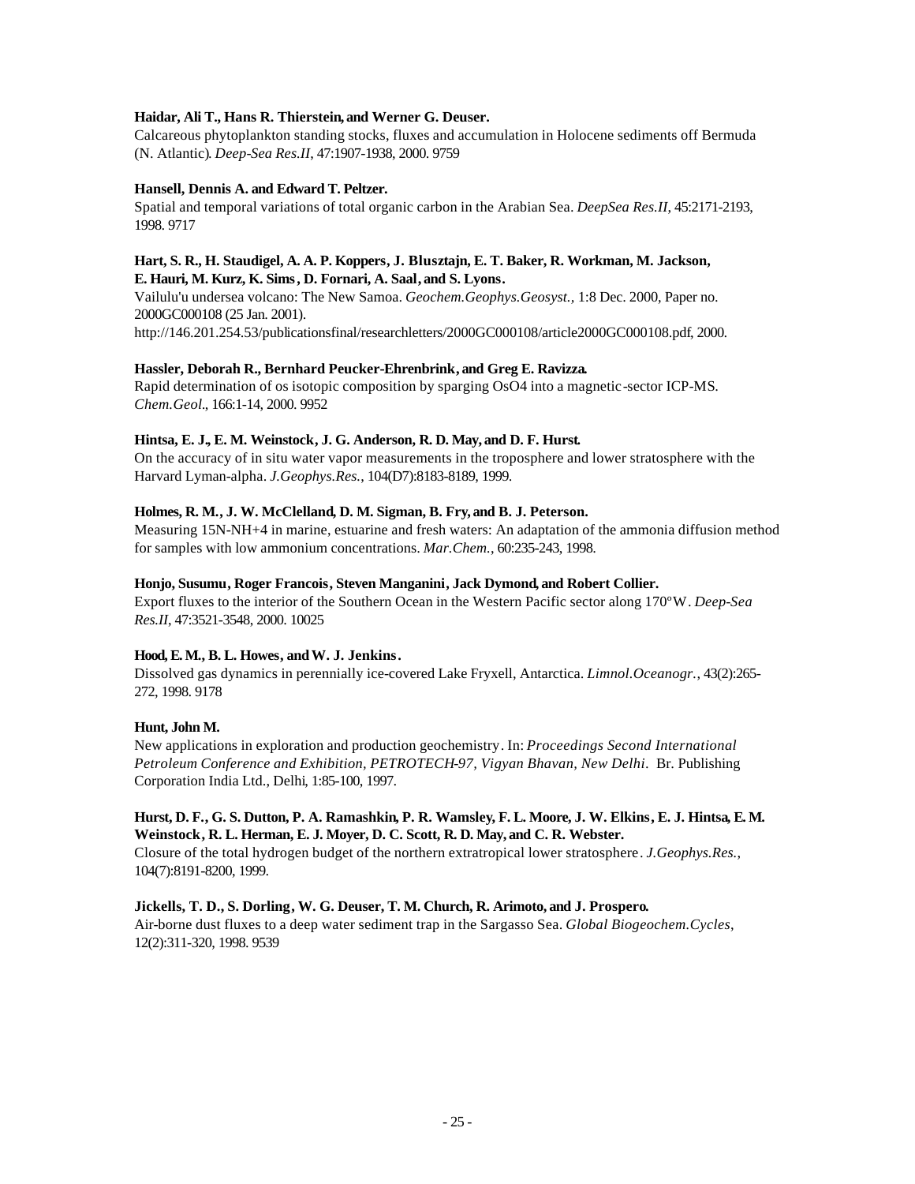**Haidar, Ali T., Hans R. Thierstein, and Werner G. Deuser.**
Calcareous phytoplankton standing stocks, fluxes and accumulation in Holocene sediments off Bermuda (N. Atlantic). *Deep-Sea Res.II*, 47:1907-1938, 2000. 9759

**Hansell, Dennis A. and Edward T. Peltzer.**
Spatial and temporal variations of total organic carbon in the Arabian Sea. *DeepSea Res.II*, 45:2171-2193, 1998. 9717

**Hart, S. R., H. Staudigel, A. A. P. Koppers, J. Blusztajn, E. T. Baker, R. Workman, M. Jackson, E. Hauri, M. Kurz, K. Sims, D. Fornari, A. Saal, and S. Lyons.**
Vailulu'u undersea volcano: The New Samoa. *Geochem.Geophys.Geosyst.*, 1:8 Dec. 2000, Paper no. 2000GC000108 (25 Jan. 2001).
http://146.201.254.53/publicationsfinal/researchletters/2000GC000108/article2000GC000108.pdf, 2000.

**Hassler, Deborah R., Bernhard Peucker-Ehrenbrink, and Greg E. Ravizza.**
Rapid determination of os isotopic composition by sparging OsO4 into a magnetic-sector ICP-MS. *Chem.Geol.*, 166:1-14, 2000. 9952

**Hintsa, E. J., E. M. Weinstock, J. G. Anderson, R. D. May, and D. F. Hurst.**
On the accuracy of in situ water vapor measurements in the troposphere and lower stratosphere with the Harvard Lyman-alpha. *J.Geophys.Res.*, 104(D7):8183-8189, 1999.

**Holmes, R. M., J. W. McClelland, D. M. Sigman, B. Fry, and B. J. Peterson.**
Measuring 15N-NH+4 in marine, estuarine and fresh waters: An adaptation of the ammonia diffusion method for samples with low ammonium concentrations. *Mar.Chem.*, 60:235-243, 1998.

**Honjo, Susumu, Roger Francois, Steven Manganini, Jack Dymond, and Robert Collier.**
Export fluxes to the interior of the Southern Ocean in the Western Pacific sector along 170ºW. *Deep-Sea Res.II*, 47:3521-3548, 2000. 10025

**Hood, E. M., B. L. Howes, and W. J. Jenkins.**
Dissolved gas dynamics in perennially ice-covered Lake Fryxell, Antarctica. *Limnol.Oceanogr.*, 43(2):265-272, 1998. 9178

**Hunt, John M.**
New applications in exploration and production geochemistry. In: *Proceedings Second International Petroleum Conference and Exhibition, PETROTECH-97, Vigyan Bhavan, New Delhi.* Br. Publishing Corporation India Ltd., Delhi, 1:85-100, 1997.

**Hurst, D. F., G. S. Dutton, P. A. Ramashkin, P. R. Wamsley, F. L. Moore, J. W. Elkins, E. J. Hintsa, E. M. Weinstock, R. L. Herman, E. J. Moyer, D. C. Scott, R. D. May, and C. R. Webster.**
Closure of the total hydrogen budget of the northern extratropical lower stratosphere. *J.Geophys.Res.*, 104(7):8191-8200, 1999.

**Jickells, T. D., S. Dorling, W. G. Deuser, T. M. Church, R. Arimoto, and J. Prospero.**
Air-borne dust fluxes to a deep water sediment trap in the Sargasso Sea. *Global Biogeochem.Cycles*, 12(2):311-320, 1998. 9539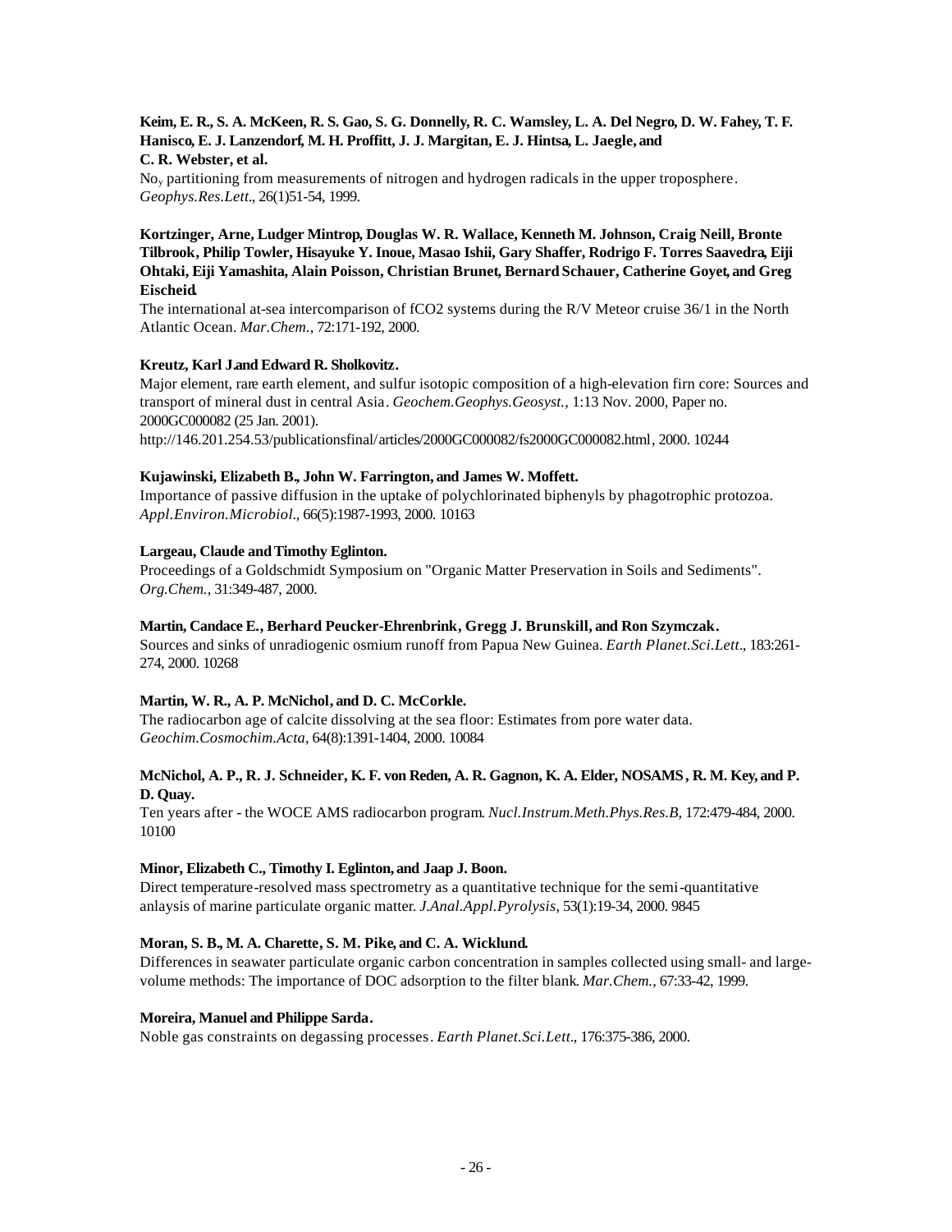**Keim, E. R., S. A. McKeen, R. S. Gao, S. G. Donnelly, R. C. Wamsley, L. A. Del Negro, D. W. Fahey, T. F. Hanisco, E. J. Lanzendorf, M. H. Proffitt, J. J. Margitan, E. J. Hintsa, L. Jaegle, and C. R. Webster, et al.**
$No_y$ partitioning from measurements of nitrogen and hydrogen radicals in the upper troposphere. *Geophys.Res.Lett.*, 26(1)51-54, 1999.

**Kortzinger, Arne, Ludger Mintrop, Douglas W. R. Wallace, Kenneth M. Johnson, Craig Neill, Bronte Tilbrook, Philip Towler, Hisayuke Y. Inoue, Masao Ishii, Gary Shaffer, Rodrigo F. Torres Saavedra, Eiji Ohtaki, Eiji Yamashita, Alain Poisson, Christian Brunet, Bernard Schauer, Catherine Goyet, and Greg Eischeid.**
The international at-sea intercomparison of fCO2 systems during the R/V Meteor cruise 36/1 in the North Atlantic Ocean. *Mar.Chem.*, 72:171-192, 2000.

**Kreutz, Karl J.and Edward R. Sholkovitz.**
Major element, rare earth element, and sulfur isotopic composition of a high-elevation firn core: Sources and transport of mineral dust in central Asia. *Geochem.Geophys.Geosyst.*, 1:13 Nov. 2000, Paper no. 2000GC000082 (25 Jan. 2001).
http://146.201.254.53/publicationsfinal/articles/2000GC000082/fs2000GC000082.html, 2000. 10244

**Kujawinski, Elizabeth B., John W. Farrington, and James W. Moffett.**
Importance of passive diffusion in the uptake of polychlorinated biphenyls by phagotrophic protozoa. *Appl.Environ.Microbiol.*, 66(5):1987-1993, 2000. 10163

**Largeau, Claude and Timothy Eglinton.**
Proceedings of a Goldschmidt Symposium on "Organic Matter Preservation in Soils and Sediments". *Org.Chem.*, 31:349-487, 2000.

**Martin, Candace E., Berhard Peucker-Ehrenbrink, Gregg J. Brunskill, and Ron Szymczak.**
Sources and sinks of unradiogenic osmium runoff from Papua New Guinea. *Earth Planet.Sci.Lett.*, 183:261-274, 2000. 10268

**Martin, W. R., A. P. McNichol, and D. C. McCorkle.**
The radiocarbon age of calcite dissolving at the sea floor: Estimates from pore water data. *Geochim.Cosmochim.Acta*, 64(8):1391-1404, 2000. 10084

**McNichol, A. P., R. J. Schneider, K. F. von Reden, A. R. Gagnon, K. A. Elder, NOSAMS, R. M. Key, and P. D. Quay.**
Ten years after - the WOCE AMS radiocarbon program. *Nucl.Instrum.Meth.Phys.Res.B*, 172:479-484, 2000. 10100

**Minor, Elizabeth C., Timothy I. Eglinton, and Jaap J. Boon.**
Direct temperature-resolved mass spectrometry as a quantitative technique for the semi-quantitative anlaysis of marine particulate organic matter. *J.Anal.Appl.Pyrolysis*, 53(1):19-34, 2000. 9845

**Moran, S. B., M. A. Charette, S. M. Pike, and C. A. Wicklund.**
Differences in seawater particulate organic carbon concentration in samples collected using small- and large-volume methods: The importance of DOC adsorption to the filter blank. *Mar.Chem.*, 67:33-42, 1999.

**Moreira, Manuel and Philippe Sarda.**
Noble gas constraints on degassing processes. *Earth Planet.Sci.Lett.*, 176:375-386, 2000.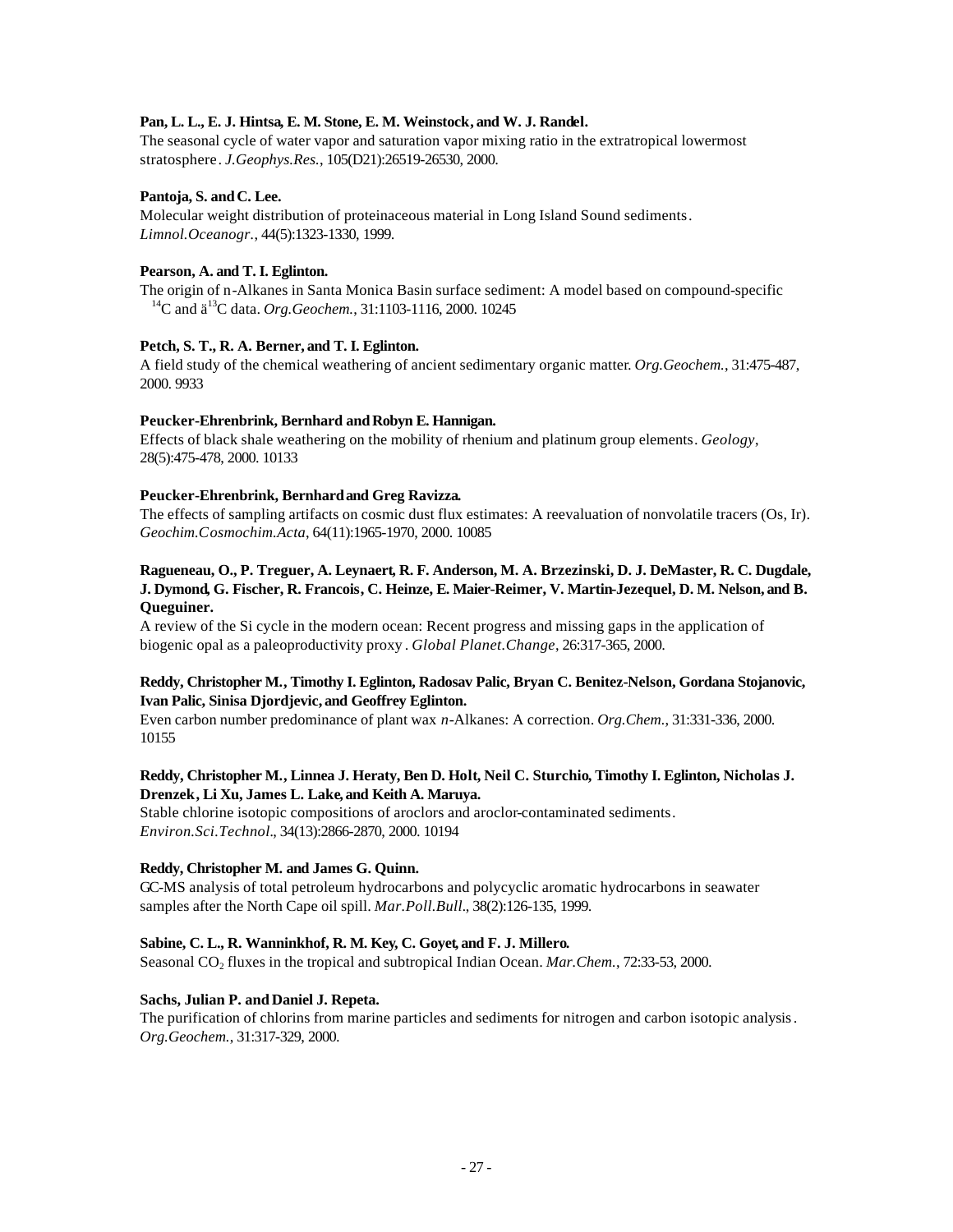**Pan, L. L., E. J. Hintsa, E. M. Stone, E. M. Weinstock, and W. J. Randel.**
The seasonal cycle of water vapor and saturation vapor mixing ratio in the extratropical lowermost stratosphere. *J.Geophys.Res.*, 105(D21):26519-26530, 2000.

**Pantoja, S. and C. Lee.**
Molecular weight distribution of proteinaceous material in Long Island Sound sediments. *Limnol.Oceanogr.*, 44(5):1323-1330, 1999.

**Pearson, A. and T. I. Eglinton.**
The origin of n-Alkanes in Santa Monica Basin surface sediment: A model based on compound-specific $^{14}C$ and ä$^{13}C$ data. *Org.Geochem.*, 31:1103-1116, 2000. 10245

**Petch, S. T., R. A. Berner, and T. I. Eglinton.**
A field study of the chemical weathering of ancient sedimentary organic matter. *Org.Geochem.*, 31:475-487, 2000. 9933

**Peucker-Ehrenbrink, Bernhard and Robyn E. Hannigan.**
Effects of black shale weathering on the mobility of rhenium and platinum group elements. *Geology*, 28(5):475-478, 2000. 10133

**Peucker-Ehrenbrink, Bernhard and Greg Ravizza.**
The effects of sampling artifacts on cosmic dust flux estimates: A reevaluation of nonvolatile tracers (Os, Ir). *Geochim.Cosmochim.Acta*, 64(11):1965-1970, 2000. 10085

**Ragueneau, O., P. Treguer, A. Leynaert, R. F. Anderson, M. A. Brzezinski, D. J. DeMaster, R. C. Dugdale, J. Dymond, G. Fischer, R. Francois, C. Heinze, E. Maier-Reimer, V. Martin-Jezequel, D. M. Nelson, and B. Queguiner.**
A review of the Si cycle in the modern ocean: Recent progress and missing gaps in the application of biogenic opal as a paleoproductivity proxy. *Global Planet.Change*, 26:317-365, 2000.

**Reddy, Christopher M., Timothy I. Eglinton, Radosav Palic, Bryan C. Benitez-Nelson, Gordana Stojanovic, Ivan Palic, Sinisa Djordjevic, and Geoffrey Eglinton.**
Even carbon number predominance of plant wax *n*-Alkanes: A correction. *Org.Chem.*, 31:331-336, 2000. 10155

**Reddy, Christopher M., Linnea J. Heraty, Ben D. Holt, Neil C. Sturchio, Timothy I. Eglinton, Nicholas J. Drenzek, Li Xu, James L. Lake, and Keith A. Maruya.**
Stable chlorine isotopic compositions of aroclors and aroclor-contaminated sediments. *Environ.Sci.Technol.*, 34(13):2866-2870, 2000. 10194

**Reddy, Christopher M. and James G. Quinn.**
GC-MS analysis of total petroleum hydrocarbons and polycyclic aromatic hydrocarbons in seawater samples after the North Cape oil spill. *Mar.Poll.Bull.*, 38(2):126-135, 1999.

**Sabine, C. L., R. Wanninkhof, R. M. Key, C. Goyet, and F. J. Millero.**
Seasonal $CO_2$ fluxes in the tropical and subtropical Indian Ocean. *Mar.Chem.*, 72:33-53, 2000.

**Sachs, Julian P. and Daniel J. Repeta.**
The purification of chlorins from marine particles and sediments for nitrogen and carbon isotopic analysis. *Org.Geochem.*, 31:317-329, 2000.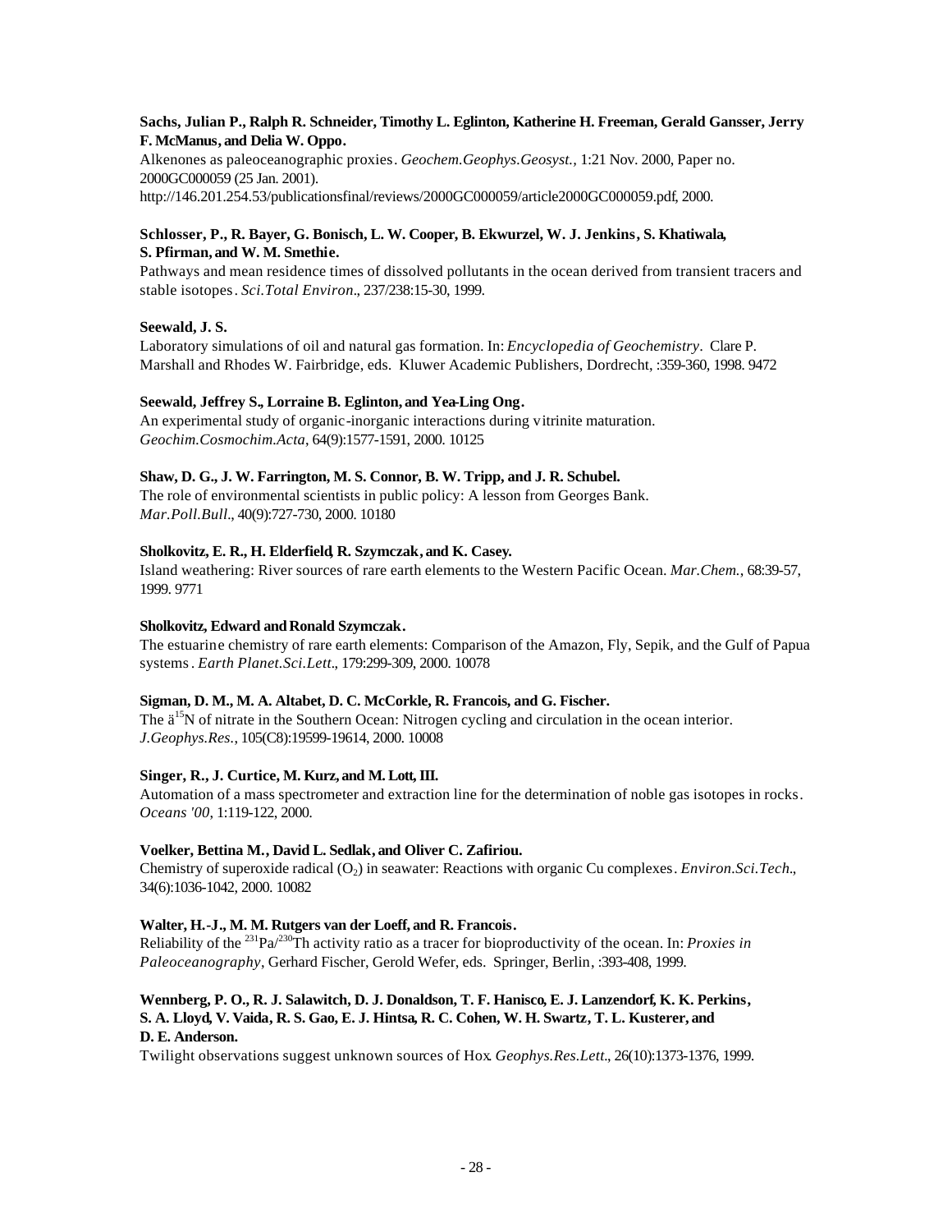**Sachs, Julian P., Ralph R. Schneider, Timothy L. Eglinton, Katherine H. Freeman, Gerald Gansser, Jerry F. McManus, and Delia W. Oppo.**
Alkenones as paleoceanographic proxies. *Geochem.Geophys.Geosyst.*, 1:21 Nov. 2000, Paper no. 2000GC000059 (25 Jan. 2001).
http://146.201.254.53/publicationsfinal/reviews/2000GC000059/article2000GC000059.pdf, 2000.

**Schlosser, P., R. Bayer, G. Bonisch, L. W. Cooper, B. Ekwurzel, W. J. Jenkins, S. Khatiwala, S. Pfirman, and W. M. Smethie.**
Pathways and mean residence times of dissolved pollutants in the ocean derived from transient tracers and stable isotopes. *Sci.Total Environ.*, 237/238:15-30, 1999.

**Seewald, J. S.**
Laboratory simulations of oil and natural gas formation. In: *Encyclopedia of Geochemistry*. Clare P. Marshall and Rhodes W. Fairbridge, eds. Kluwer Academic Publishers, Dordrecht, :359-360, 1998. 9472

**Seewald, Jeffrey S., Lorraine B. Eglinton, and Yea-Ling Ong.**
An experimental study of organic-inorganic interactions during vitrinite maturation. *Geochim.Cosmochim.Acta*, 64(9):1577-1591, 2000. 10125

**Shaw, D. G., J. W. Farrington, M. S. Connor, B. W. Tripp, and J. R. Schubel.**
The role of environmental scientists in public policy: A lesson from Georges Bank. *Mar.Poll.Bull.*, 40(9):727-730, 2000. 10180

**Sholkovitz, E. R., H. Elderfield, R. Szymczak, and K. Casey.**
Island weathering: River sources of rare earth elements to the Western Pacific Ocean. *Mar.Chem.*, 68:39-57, 1999. 9771

**Sholkovitz, Edward and Ronald Szymczak.**
The estuarine chemistry of rare earth elements: Comparison of the Amazon, Fly, Sepik, and the Gulf of Papua systems. *Earth Planet.Sci.Lett.*, 179:299-309, 2000. 10078

**Sigman, D. M., M. A. Altabet, D. C. McCorkle, R. Francois, and G. Fischer.**
The ä$^{15}$N of nitrate in the Southern Ocean: Nitrogen cycling and circulation in the ocean interior. *J.Geophys.Res.*, 105(C8):19599-19614, 2000. 10008

**Singer, R., J. Curtice, M. Kurz, and M. Lott, III.**
Automation of a mass spectrometer and extraction line for the determination of noble gas isotopes in rocks. *Oceans '00*, 1:119-122, 2000.

**Voelker, Bettina M., David L. Sedlak, and Oliver C. Zafiriou.**
Chemistry of superoxide radical ($O_2$) in seawater: Reactions with organic Cu complexes. *Environ.Sci.Tech.*, 34(6):1036-1042, 2000. 10082

**Walter, H.-J., M. M. Rutgers van der Loeff, and R. Francois.**
Reliability of the $^{231}Pa/^{230}Th$ activity ratio as a tracer for bioproductivity of the ocean. In: *Proxies in Paleoceanography*, Gerhard Fischer, Gerold Wefer, eds. Springer, Berlin, :393-408, 1999.

**Wennberg, P. O., R. J. Salawitch, D. J. Donaldson, T. F. Hanisco, E. J. Lanzendorf, K. K. Perkins, S. A. Lloyd, V. Vaida, R. S. Gao, E. J. Hintsa, R. C. Cohen, W. H. Swartz, T. L. Kusterer, and D. E. Anderson.**
Twilight observations suggest unknown sources of Hox. *Geophys.Res.Lett.*, 26(10):1373-1376, 1999.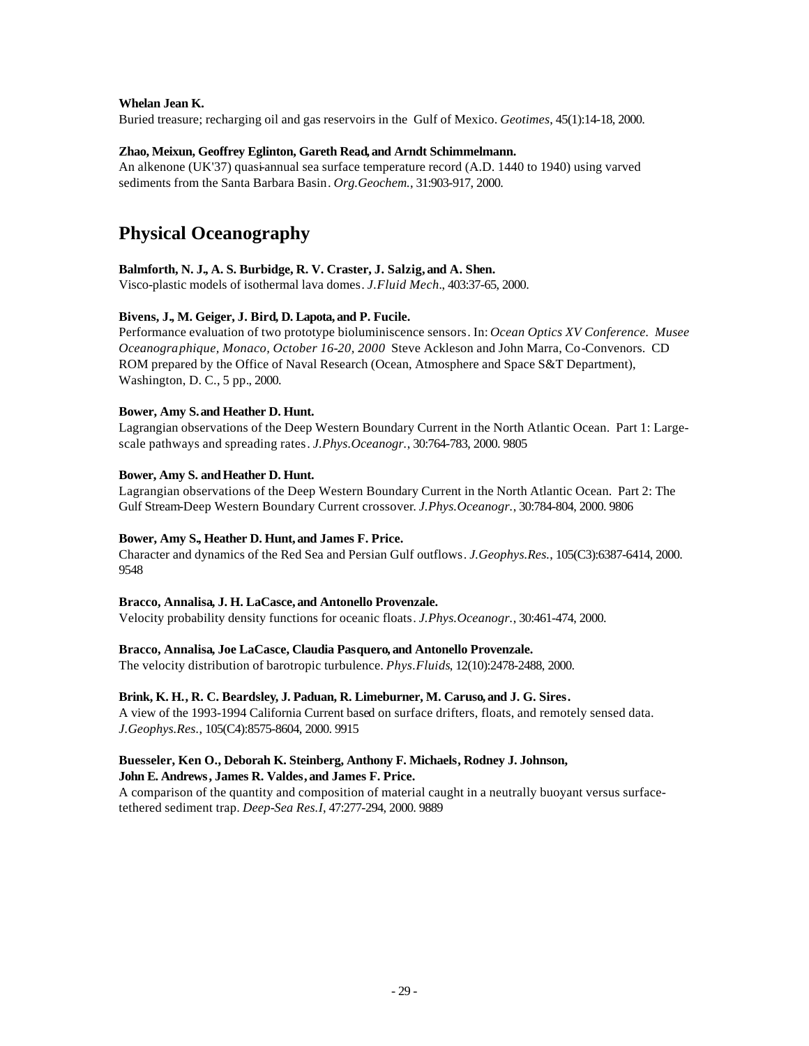**Whelan Jean K.**
Buried treasure; recharging oil and gas reservoirs in the Gulf of Mexico. *Geotimes*, 45(1):14-18, 2000.

**Zhao, Meixun, Geoffrey Eglinton, Gareth Read, and Arndt Schimmelmann.**
An alkenone (UK'37) quasi-annual sea surface temperature record (A.D. 1440 to 1940) using varved sediments from the Santa Barbara Basin. *Org.Geochem.*, 31:903-917, 2000.

# Physical Oceanography

**Balmforth, N. J., A. S. Burbidge, R. V. Craster, J. Salzig, and A. Shen.**
Visco-plastic models of isothermal lava domes. *J.Fluid Mech*., 403:37-65, 2000.

**Bivens, J., M. Geiger, J. Bird, D. Lapota, and P. Fucile.**
Performance evaluation of two prototype bioluminiscence sensors. In: *Ocean Optics XV Conference. Musee Oceanographique, Monaco, October 16-20, 2000* Steve Ackleson and John Marra, Co-Convenors. CD ROM prepared by the Office of Naval Research (Ocean, Atmosphere and Space S&T Department), Washington, D. C., 5 pp., 2000.

**Bower, Amy S. and Heather D. Hunt.**
Lagrangian observations of the Deep Western Boundary Current in the North Atlantic Ocean. Part 1: Large-scale pathways and spreading rates. *J.Phys.Oceanogr.*, 30:764-783, 2000. 9805

**Bower, Amy S. and Heather D. Hunt.**
Lagrangian observations of the Deep Western Boundary Current in the North Atlantic Ocean. Part 2: The Gulf Stream-Deep Western Boundary Current crossover. *J.Phys.Oceanogr.*, 30:784-804, 2000. 9806

**Bower, Amy S., Heather D. Hunt, and James F. Price.**
Character and dynamics of the Red Sea and Persian Gulf outflows. *J.Geophys.Res.*, 105(C3):6387-6414, 2000. 9548

**Bracco, Annalisa, J. H. LaCasce, and Antonello Provenzale.**
Velocity probability density functions for oceanic floats. *J.Phys.Oceanogr.*, 30:461-474, 2000.

**Bracco, Annalisa, Joe LaCasce, Claudia Pasquero, and Antonello Provenzale.**
The velocity distribution of barotropic turbulence. *Phys.Fluids*, 12(10):2478-2488, 2000.

**Brink, K. H., R. C. Beardsley, J. Paduan, R. Limeburner, M. Caruso, and J. G. Sires.**
A view of the 1993-1994 California Current based on surface drifters, floats, and remotely sensed data. *J.Geophys.Res.*, 105(C4):8575-8604, 2000. 9915

**Buesseler, Ken O., Deborah K. Steinberg, Anthony F. Michaels, Rodney J. Johnson, John E. Andrews, James R. Valdes, and James F. Price.**
A comparison of the quantity and composition of material caught in a neutrally buoyant versus surface-tethered sediment trap. *Deep-Sea Res.I*, 47:277-294, 2000. 9889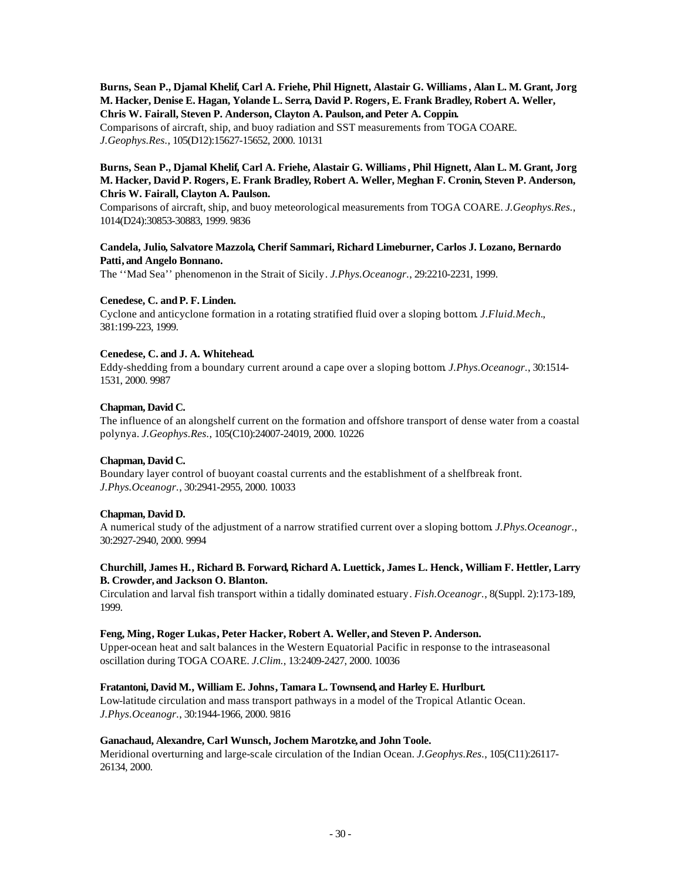**Burns, Sean P., Djamal Khelif, Carl A. Friehe, Phil Hignett, Alastair G. Williams, Alan L. M. Grant, Jorg M. Hacker, Denise E. Hagan, Yolande L. Serra, David P. Rogers, E. Frank Bradley, Robert A. Weller, Chris W. Fairall, Steven P. Anderson, Clayton A. Paulson, and Peter A. Coppin.**
Comparisons of aircraft, ship, and buoy radiation and SST measurements from TOGA COARE. *J.Geophys.Res.*, 105(D12):15627-15652, 2000. 10131

**Burns, Sean P., Djamal Khelif, Carl A. Friehe, Alastair G. Williams, Phil Hignett, Alan L. M. Grant, Jorg M. Hacker, David P. Rogers, E. Frank Bradley, Robert A. Weller, Meghan F. Cronin, Steven P. Anderson, Chris W. Fairall, Clayton A. Paulson.**
Comparisons of aircraft, ship, and buoy meteorological measurements from TOGA COARE. *J.Geophys.Res.*, 1014(D24):30853-30883, 1999. 9836

**Candela, Julio, Salvatore Mazzola, Cherif Sammari, Richard Limeburner, Carlos J. Lozano, Bernardo Patti, and Angelo Bonnano.**
The ''Mad Sea'' phenomenon in the Strait of Sicily. *J.Phys.Oceanogr.*, 29:2210-2231, 1999.

**Cenedese, C. and P. F. Linden.**
Cyclone and anticyclone formation in a rotating stratified fluid over a sloping bottom. *J.Fluid.Mech.*, 381:199-223, 1999.

**Cenedese, C. and J. A. Whitehead.**
Eddy-shedding from a boundary current around a cape over a sloping bottom. *J.Phys.Oceanogr.*, 30:1514-1531, 2000. 9987

**Chapman, David C.**
The influence of an alongshelf current on the formation and offshore transport of dense water from a coastal polynya. *J.Geophys.Res.*, 105(C10):24007-24019, 2000. 10226

**Chapman, David C.**
Boundary layer control of buoyant coastal currents and the establishment of a shelfbreak front. *J.Phys.Oceanogr.*, 30:2941-2955, 2000. 10033

**Chapman, David D.**
A numerical study of the adjustment of a narrow stratified current over a sloping bottom. *J.Phys.Oceanogr.*, 30:2927-2940, 2000. 9994

**Churchill, James H., Richard B. Forward, Richard A. Luettick, James L. Henck, William F. Hettler, Larry B. Crowder, and Jackson O. Blanton.**
Circulation and larval fish transport within a tidally dominated estuary. *Fish.Oceanogr.*, 8(Suppl. 2):173-189, 1999.

**Feng, Ming, Roger Lukas, Peter Hacker, Robert A. Weller, and Steven P. Anderson.**
Upper-ocean heat and salt balances in the Western Equatorial Pacific in response to the intraseasonal oscillation during TOGA COARE. *J.Clim.*, 13:2409-2427, 2000. 10036

**Fratantoni, David M., William E. Johns, Tamara L. Townsend, and Harley E. Hurlburt.**
Low-latitude circulation and mass transport pathways in a model of the Tropical Atlantic Ocean. *J.Phys.Oceanogr.*, 30:1944-1966, 2000. 9816

**Ganachaud, Alexandre, Carl Wunsch, Jochem Marotzke, and John Toole.**
Meridional overturning and large-scale circulation of the Indian Ocean. *J.Geophys.Res.*, 105(C11):26117-26134, 2000.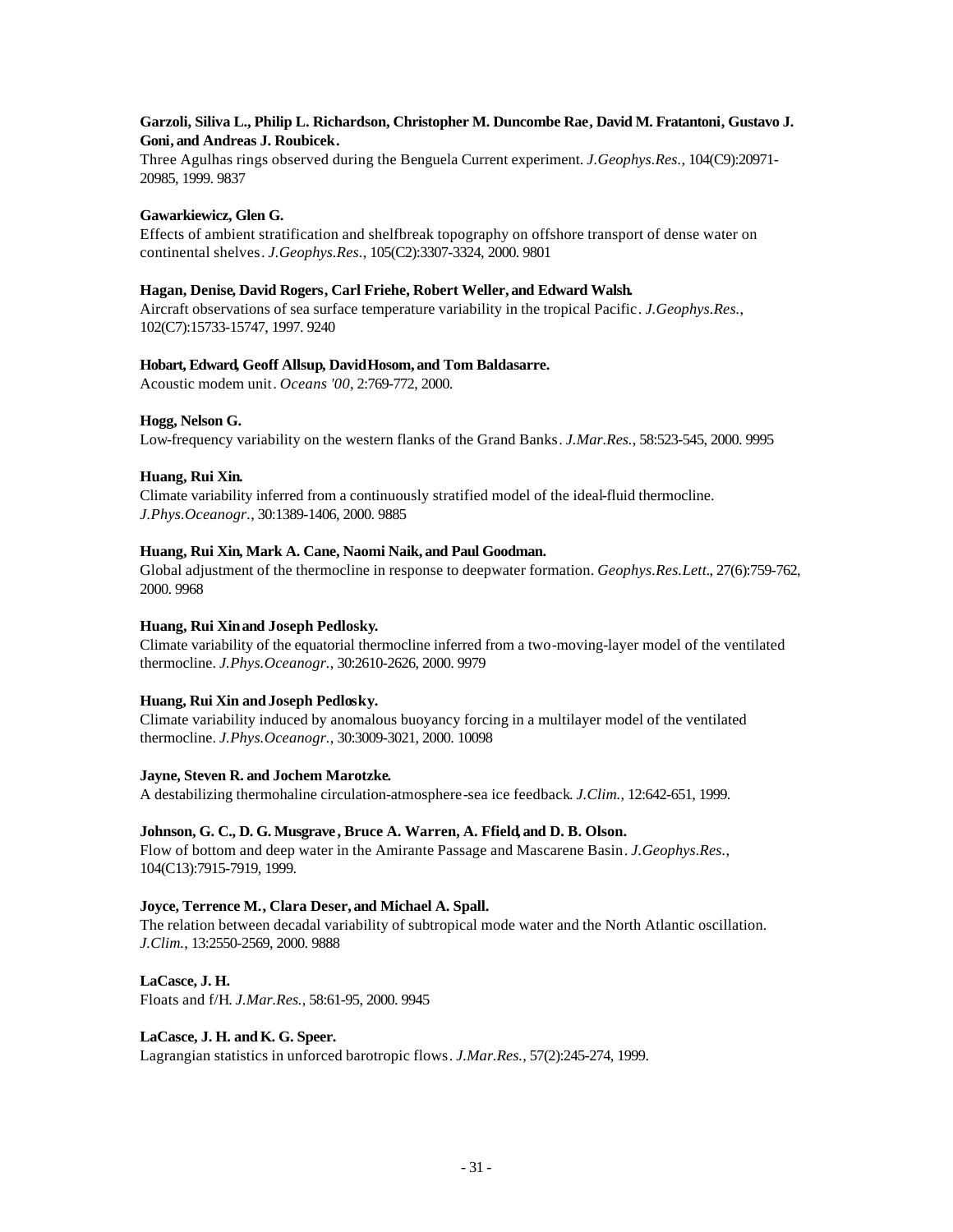**Garzoli, Siliva L., Philip L. Richardson, Christopher M. Duncombe Rae, David M. Fratantoni, Gustavo J. Goni, and Andreas J. Roubicek.**
Three Agulhas rings observed during the Benguela Current experiment. *J.Geophys.Res.*, 104(C9):20971-20985, 1999. 9837

**Gawarkiewicz, Glen G.**
Effects of ambient stratification and shelfbreak topography on offshore transport of dense water on continental shelves. *J.Geophys.Res.*, 105(C2):3307-3324, 2000. 9801

**Hagan, Denise, David Rogers, Carl Friehe, Robert Weller, and Edward Walsh.**
Aircraft observations of sea surface temperature variability in the tropical Pacific. *J.Geophys.Res.*, 102(C7):15733-15747, 1997. 9240

**Hobart, Edward, Geoff Allsup, David Hosom, and Tom Baldasarre.**
Acoustic modem unit. *Oceans '00*, 2:769-772, 2000.

**Hogg, Nelson G.**
Low-frequency variability on the western flanks of the Grand Banks. *J.Mar.Res.*, 58:523-545, 2000. 9995

**Huang, Rui Xin.**
Climate variability inferred from a continuously stratified model of the ideal-fluid thermocline. *J.Phys.Oceanogr.*, 30:1389-1406, 2000. 9885

**Huang, Rui Xin, Mark A. Cane, Naomi Naik, and Paul Goodman.**
Global adjustment of the thermocline in response to deepwater formation. *Geophys.Res.Lett.*, 27(6):759-762, 2000. 9968

**Huang, Rui Xin and Joseph Pedlosky.**
Climate variability of the equatorial thermocline inferred from a two-moving-layer model of the ventilated thermocline. *J.Phys.Oceanogr.*, 30:2610-2626, 2000. 9979

**Huang, Rui Xin and Joseph Pedlosky.**
Climate variability induced by anomalous buoyancy forcing in a multilayer model of the ventilated thermocline. *J.Phys.Oceanogr.*, 30:3009-3021, 2000. 10098

**Jayne, Steven R. and Jochem Marotzke.**
A destabilizing thermohaline circulation-atmosphere-sea ice feedback. *J.Clim.*, 12:642-651, 1999.

**Johnson, G. C., D. G. Musgrave, Bruce A. Warren, A. Ffield, and D. B. Olson.**
Flow of bottom and deep water in the Amirante Passage and Mascarene Basin. *J.Geophys.Res.*, 104(C13):7915-7919, 1999.

**Joyce, Terrence M., Clara Deser, and Michael A. Spall.**
The relation between decadal variability of subtropical mode water and the North Atlantic oscillation. *J.Clim.*, 13:2550-2569, 2000. 9888

**LaCasce, J. H.**
Floats and f/H. *J.Mar.Res.*, 58:61-95, 2000. 9945

**LaCasce, J. H. and K. G. Speer.**
Lagrangian statistics in unforced barotropic flows. *J.Mar.Res.*, 57(2):245-274, 1999.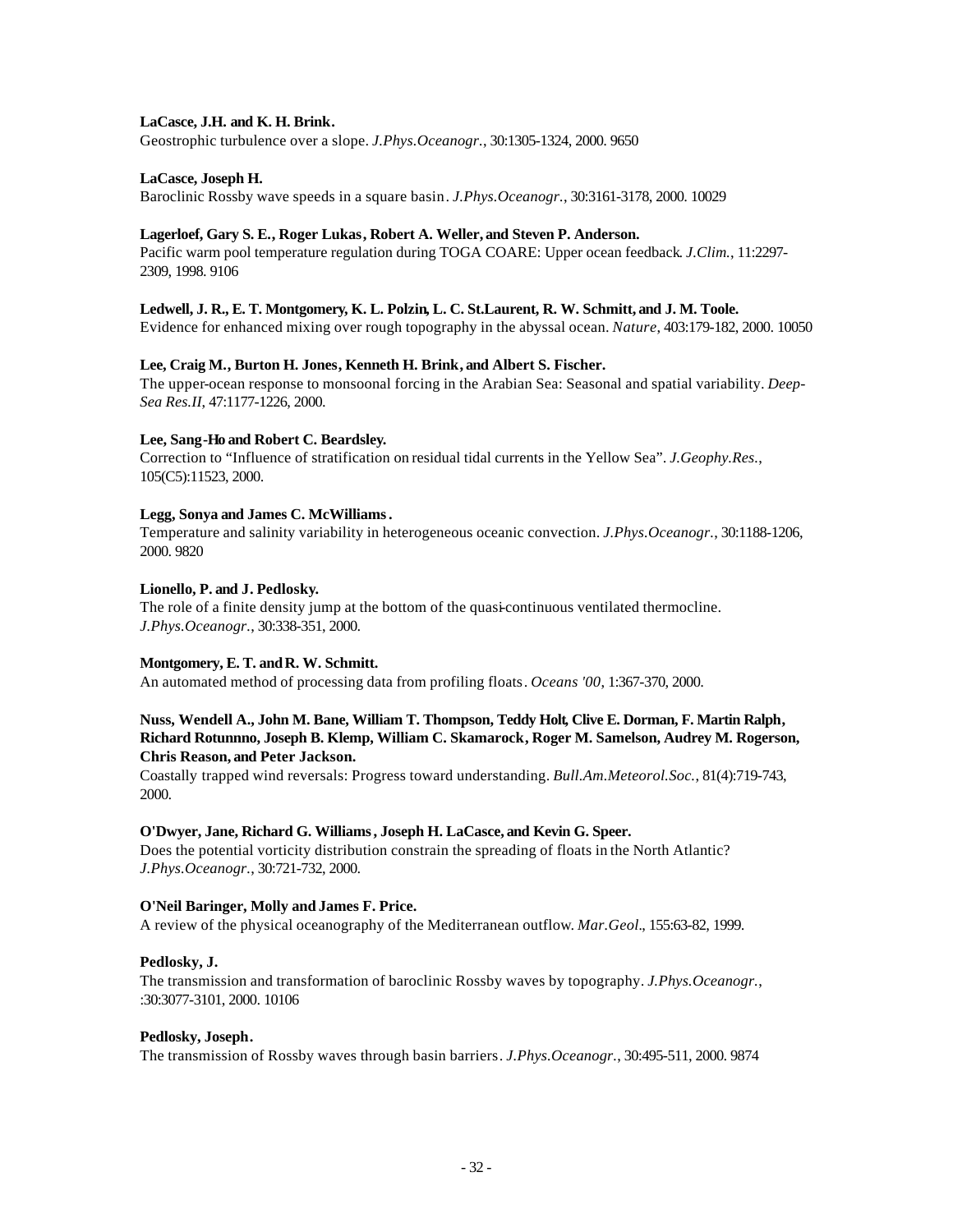**LaCasce, J.H. and K. H. Brink.**
Geostrophic turbulence over a slope. *J.Phys.Oceanogr.*, 30:1305-1324, 2000. 9650

**LaCasce, Joseph H.**
Baroclinic Rossby wave speeds in a square basin. *J.Phys.Oceanogr.*, 30:3161-3178, 2000. 10029

**Lagerloef, Gary S. E., Roger Lukas, Robert A. Weller, and Steven P. Anderson.**
Pacific warm pool temperature regulation during TOGA COARE: Upper ocean feedback. *J.Clim.*, 11:2297-2309, 1998. 9106

**Ledwell, J. R., E. T. Montgomery, K. L. Polzin, L. C. St.Laurent, R. W. Schmitt, and J. M. Toole.**
Evidence for enhanced mixing over rough topography in the abyssal ocean. *Nature*, 403:179-182, 2000. 10050

**Lee, Craig M., Burton H. Jones, Kenneth H. Brink, and Albert S. Fischer.**
The upper-ocean response to monsoonal forcing in the Arabian Sea: Seasonal and spatial variability. *Deep-Sea Res.II*, 47:1177-1226, 2000.

**Lee, Sang-Ho and Robert C. Beardsley.**
Correction to "Influence of stratification on residual tidal currents in the Yellow Sea". *J.Geophy.Res.*, 105(C5):11523, 2000.

**Legg, Sonya and James C. McWilliams.**
Temperature and salinity variability in heterogeneous oceanic convection. *J.Phys.Oceanogr.*, 30:1188-1206, 2000. 9820

**Lionello, P. and J. Pedlosky.**
The role of a finite density jump at the bottom of the quasi-continuous ventilated thermocline. *J.Phys.Oceanogr.*, 30:338-351, 2000.

**Montgomery, E. T. and R. W. Schmitt.**
An automated method of processing data from profiling floats. *Oceans '00*, 1:367-370, 2000.

**Nuss, Wendell A., John M. Bane, William T. Thompson, Teddy Holt, Clive E. Dorman, F. Martin Ralph, Richard Rotunnno, Joseph B. Klemp, William C. Skamarock, Roger M. Samelson, Audrey M. Rogerson, Chris Reason, and Peter Jackson.**
Coastally trapped wind reversals: Progress toward understanding. *Bull.Am.Meteorol.Soc.*, 81(4):719-743, 2000.

**O'Dwyer, Jane, Richard G. Williams, Joseph H. LaCasce, and Kevin G. Speer.**
Does the potential vorticity distribution constrain the spreading of floats in the North Atlantic? *J.Phys.Oceanogr.*, 30:721-732, 2000.

**O'Neil Baringer, Molly and James F. Price.**
A review of the physical oceanography of the Mediterranean outflow. *Mar.Geol.*, 155:63-82, 1999.

**Pedlosky, J.**
The transmission and transformation of baroclinic Rossby waves by topography. *J.Phys.Oceanogr.*, :30:3077-3101, 2000. 10106

**Pedlosky, Joseph.**
The transmission of Rossby waves through basin barriers. *J.Phys.Oceanogr.*, 30:495-511, 2000. 9874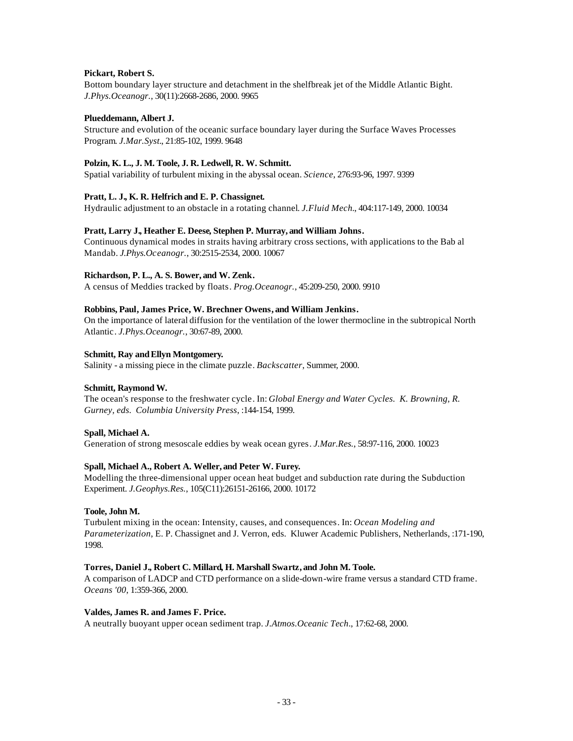**Pickart, Robert S.**
Bottom boundary layer structure and detachment in the shelfbreak jet of the Middle Atlantic Bight. *J.Phys.Oceanogr.*, 30(11):2668-2686, 2000. 9965

**Plueddemann, Albert J.**
Structure and evolution of the oceanic surface boundary layer during the Surface Waves Processes Program. *J.Mar.Syst.*, 21:85-102, 1999. 9648

**Polzin, K. L., J. M. Toole, J. R. Ledwell, R. W. Schmitt.**
Spatial variability of turbulent mixing in the abyssal ocean. *Science*, 276:93-96, 1997. 9399

**Pratt, L. J., K. R. Helfrich and E. P. Chassignet.**
Hydraulic adjustment to an obstacle in a rotating channel. *J.Fluid Mech.*, 404:117-149, 2000. 10034

**Pratt, Larry J., Heather E. Deese, Stephen P. Murray, and William Johns.**
Continuous dynamical modes in straits having arbitrary cross sections, with applications to the Bab al Mandab. *J.Phys.Oceanogr.*, 30:2515-2534, 2000. 10067

**Richardson, P. L., A. S. Bower, and W. Zenk.**
A census of Meddies tracked by floats. *Prog.Oceanogr.*, 45:209-250, 2000. 9910

**Robbins, Paul, James Price, W. Brechner Owens, and William Jenkins.**
On the importance of lateral diffusion for the ventilation of the lower thermocline in the subtropical North Atlantic. *J.Phys.Oceanogr.*, 30:67-89, 2000.

**Schmitt, Ray and Ellyn Montgomery.**
Salinity - a missing piece in the climate puzzle. *Backscatter*, Summer, 2000.

**Schmitt, Raymond W.**
The ocean's response to the freshwater cycle. In: *Global Energy and Water Cycles. K. Browning, R. Gurney, eds. Columbia University Press*, :144-154, 1999.

**Spall, Michael A.**
Generation of strong mesoscale eddies by weak ocean gyres. *J.Mar.Res.*, 58:97-116, 2000. 10023

**Spall, Michael A., Robert A. Weller, and Peter W. Furey.**
Modelling the three-dimensional upper ocean heat budget and subduction rate during the Subduction Experiment. *J.Geophys.Res.*, 105(C11):26151-26166, 2000. 10172

**Toole, John M.**
Turbulent mixing in the ocean: Intensity, causes, and consequences. In: *Ocean Modeling and Parameterization*, E. P. Chassignet and J. Verron, eds. Kluwer Academic Publishers, Netherlands, :171-190, 1998.

**Torres, Daniel J., Robert C. Millard, H. Marshall Swartz, and John M. Toole.**
A comparison of LADCP and CTD performance on a slide-down-wire frame versus a standard CTD frame. *Oceans '00*, 1:359-366, 2000.

**Valdes, James R. and James F. Price.**
A neutrally buoyant upper ocean sediment trap. *J.Atmos.Oceanic Tech.*, 17:62-68, 2000.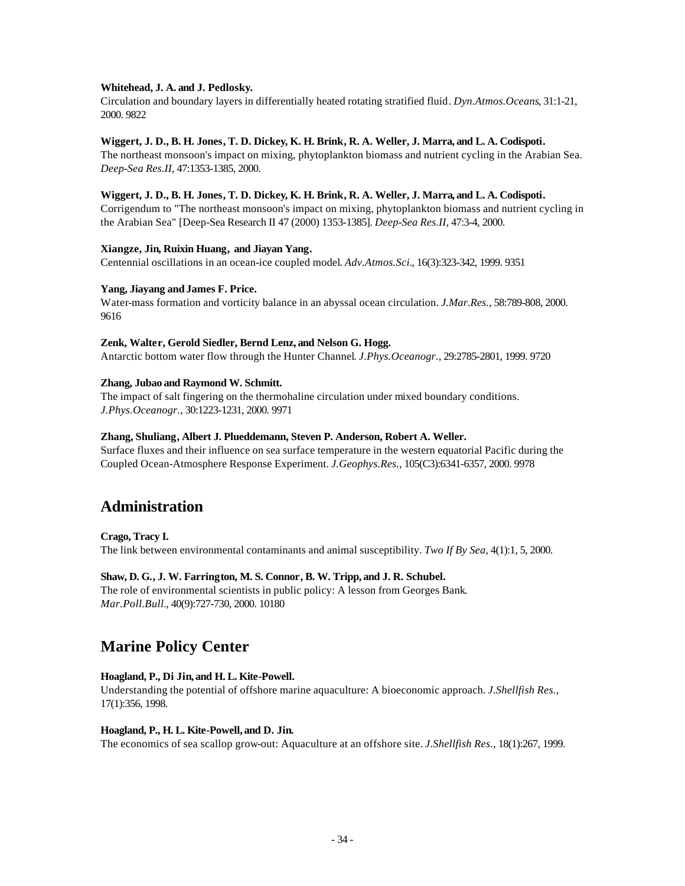**Whitehead, J. A. and J. Pedlosky.**
Circulation and boundary layers in differentially heated rotating stratified fluid. *Dyn.Atmos.Oceans*, 31:1-21, 2000. 9822

**Wiggert, J. D., B. H. Jones, T. D. Dickey, K. H. Brink, R. A. Weller, J. Marra, and L. A. Codispoti.**
The northeast monsoon's impact on mixing, phytoplankton biomass and nutrient cycling in the Arabian Sea. *Deep-Sea Res.II*, 47:1353-1385, 2000.

**Wiggert, J. D., B. H. Jones, T. D. Dickey, K. H. Brink, R. A. Weller, J. Marra, and L. A. Codispoti.**
Corrigendum to "The northeast monsoon's impact on mixing, phytoplankton biomass and nutrient cycling in the Arabian Sea" [Deep-Sea Research II 47 (2000) 1353-1385]. *Deep-Sea Res.II*, 47:3-4, 2000.

**Xiangze, Jin, Ruixin Huang, and Jiayan Yang.**
Centennial oscillations in an ocean-ice coupled model. *Adv.Atmos.Sci.*, 16(3):323-342, 1999. 9351

**Yang, Jiayang and James F. Price.**
Water-mass formation and vorticity balance in an abyssal ocean circulation. *J.Mar.Res.*, 58:789-808, 2000. 9616

**Zenk, Walter, Gerold Siedler, Bernd Lenz, and Nelson G. Hogg.**
Antarctic bottom water flow through the Hunter Channel. *J.Phys.Oceanogr.*, 29:2785-2801, 1999. 9720

**Zhang, Jubao and Raymond W. Schmitt.**
The impact of salt fingering on the thermohaline circulation under mixed boundary conditions. *J.Phys.Oceanogr.*, 30:1223-1231, 2000. 9971

**Zhang, Shuliang, Albert J. Plueddemann, Steven P. Anderson, Robert A. Weller.**
Surface fluxes and their influence on sea surface temperature in the western equatorial Pacific during the Coupled Ocean-Atmosphere Response Experiment. *J.Geophys.Res.*, 105(C3):6341-6357, 2000. 9978

## Administration

**Crago, Tracy I.**
The link between environmental contaminants and animal susceptibility. *Two If By Sea*, 4(1):1, 5, 2000.

**Shaw, D. G., J. W. Farrington, M. S. Connor, B. W. Tripp, and J. R. Schubel.**
The role of environmental scientists in public policy: A lesson from Georges Bank. *Mar.Poll.Bull.*, 40(9):727-730, 2000. 10180

## Marine Policy Center

**Hoagland, P., Di Jin, and H. L. Kite-Powell.**
Understanding the potential of offshore marine aquaculture: A bioeconomic approach. *J.Shellfish Res.*, 17(1):356, 1998.

**Hoagland, P., H. L. Kite-Powell, and D. Jin.**
The economics of sea scallop grow-out: Aquaculture at an offshore site. *J.Shellfish Res.*, 18(1):267, 1999.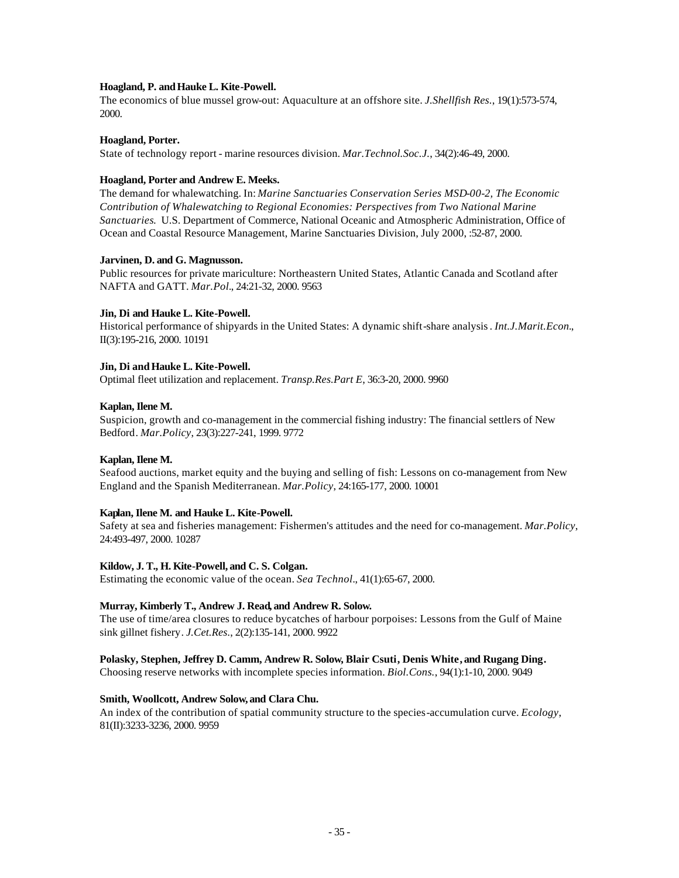**Hoagland, P. and Hauke L. Kite-Powell.**
The economics of blue mussel grow-out: Aquaculture at an offshore site. *J.Shellfish Res.*, 19(1):573-574, 2000.

**Hoagland, Porter.**
State of technology report - marine resources division. *Mar.Technol.Soc.J.*, 34(2):46-49, 2000.

**Hoagland, Porter and Andrew E. Meeks.**
The demand for whalewatching. In: *Marine Sanctuaries Conservation Series MSD-00-2, The Economic Contribution of Whalewatching to Regional Economies: Perspectives from Two National Marine Sanctuaries.* U.S. Department of Commerce, National Oceanic and Atmospheric Administration, Office of Ocean and Coastal Resource Management, Marine Sanctuaries Division, July 2000, :52-87, 2000.

**Jarvinen, D. and G. Magnusson.**
Public resources for private mariculture: Northeastern United States, Atlantic Canada and Scotland after NAFTA and GATT. *Mar.Pol.*, 24:21-32, 2000. 9563

**Jin, Di and Hauke L. Kite-Powell.**
Historical performance of shipyards in the United States: A dynamic shift-share analysis. *Int.J.Marit.Econ.*, II(3):195-216, 2000. 10191

**Jin, Di and Hauke L. Kite-Powell.**
Optimal fleet utilization and replacement. *Transp.Res.Part E*, 36:3-20, 2000. 9960

**Kaplan, Ilene M.**
Suspicion, growth and co-management in the commercial fishing industry: The financial settlers of New Bedford. *Mar.Policy*, 23(3):227-241, 1999. 9772

**Kaplan, Ilene M.**
Seafood auctions, market equity and the buying and selling of fish: Lessons on co-management from New England and the Spanish Mediterranean. *Mar.Policy*, 24:165-177, 2000. 10001

**Kaplan, Ilene M. and Hauke L. Kite-Powell.**
Safety at sea and fisheries management: Fishermen's attitudes and the need for co-management. *Mar.Policy*, 24:493-497, 2000. 10287

**Kildow, J. T., H. Kite-Powell, and C. S. Colgan.**
Estimating the economic value of the ocean. *Sea Technol.*, 41(1):65-67, 2000.

**Murray, Kimberly T., Andrew J. Read, and Andrew R. Solow.**
The use of time/area closures to reduce bycatches of harbour porpoises: Lessons from the Gulf of Maine sink gillnet fishery. *J.Cet.Res.*, 2(2):135-141, 2000. 9922

**Polasky, Stephen, Jeffrey D. Camm, Andrew R. Solow, Blair Csuti, Denis White, and Rugang Ding.**
Choosing reserve networks with incomplete species information. *Biol.Cons.*, 94(1):1-10, 2000. 9049

**Smith, Woollcott, Andrew Solow, and Clara Chu.**
An index of the contribution of spatial community structure to the species-accumulation curve. *Ecology*, 81(II):3233-3236, 2000. 9959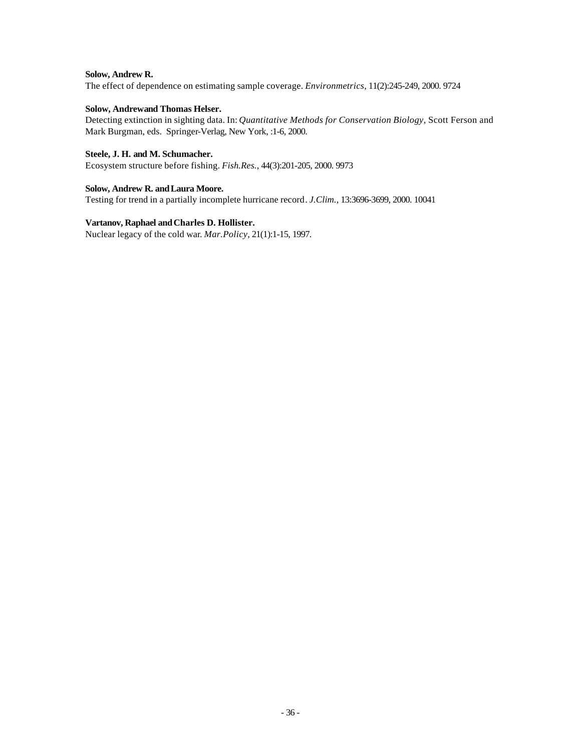**Solow, Andrew R.**
The effect of dependence on estimating sample coverage. *Environmetrics*, 11(2):245-249, 2000. 9724

**Solow, Andrewand Thomas Helser.**
Detecting extinction in sighting data. In: *Quantitative Methods for Conservation Biology*, Scott Ferson and Mark Burgman, eds. Springer-Verlag, New York, :1-6, 2000.

**Steele, J. H. and M. Schumacher.**
Ecosystem structure before fishing. *Fish.Res.*, 44(3):201-205, 2000. 9973

**Solow, Andrew R. and Laura Moore.**
Testing for trend in a partially incomplete hurricane record. *J.Clim.*, 13:3696-3699, 2000. 10041

**Vartanov, Raphael and Charles D. Hollister.**
Nuclear legacy of the cold war. *Mar.Policy*, 21(1):1-15, 1997.